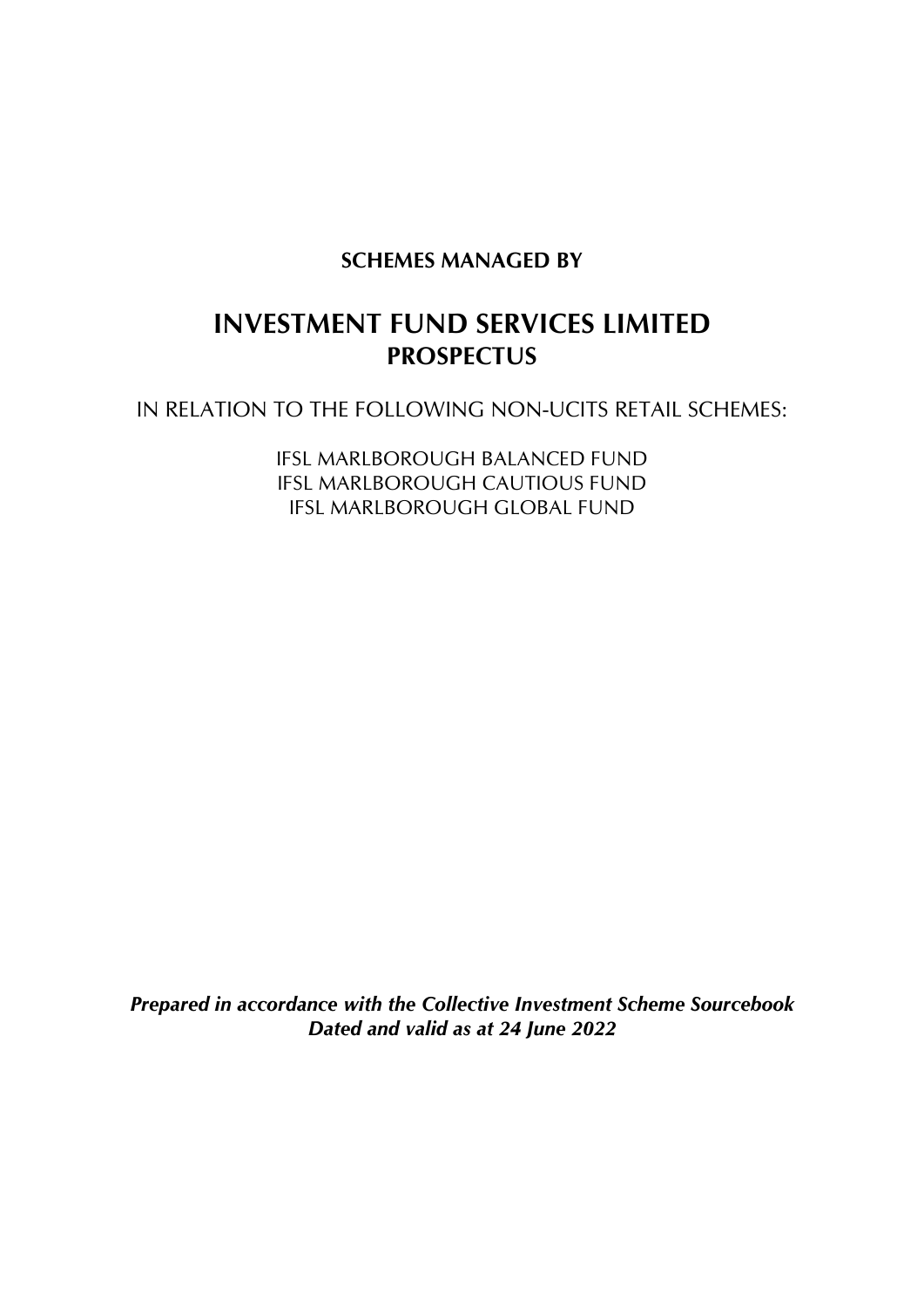**SCHEMES MANAGED BY**

# INVESTMENT FUND SERVICES LIMITED

## PROSPECTUS

IN RELATION TO THE FOLLOWING NON-UCITS RETAIL SCHEMES:

IFSL MARLBOROUGH BALANCED FUND
IFSL MARLBOROUGH CAUTIOUS FUND
IFSL MARLBOROUGH GLOBAL FUND

***Prepared in accordance with the Collective Investment Scheme Sourcebook***
***Dated and valid as at 24 June 2022***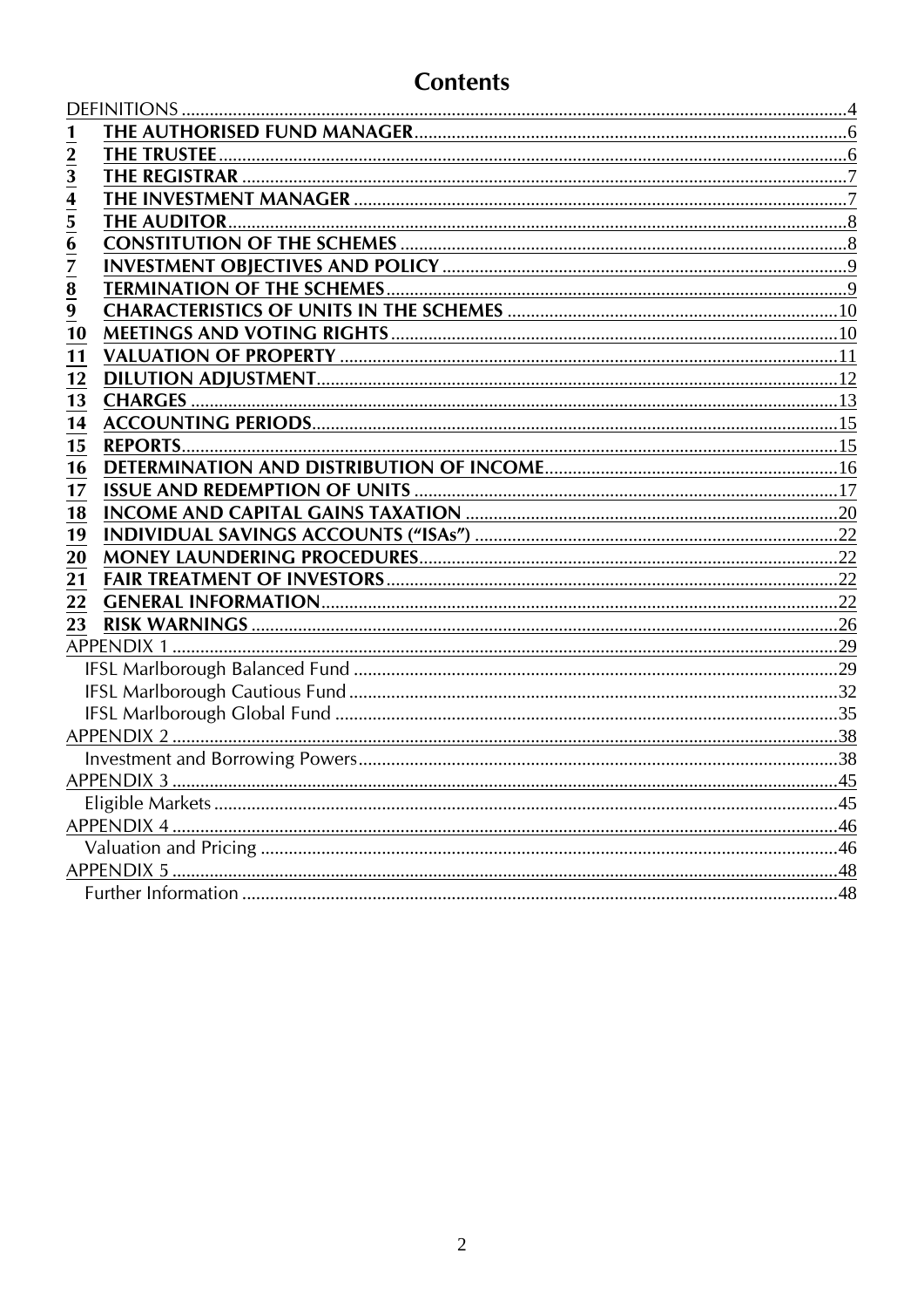# Contents

| | | |
|---|---|---|
| DEFINITIONS | | 4 |
| 1 | THE AUTHORISED FUND MANAGER | 6 |
| 2 | THE TRUSTEE | 6 |
| 3 | THE REGISTRAR | 7 |
| 4 | THE INVESTMENT MANAGER | 7 |
| 5 | THE AUDITOR | 8 |
| 6 | CONSTITUTION OF THE SCHEMES | 8 |
| 7 | INVESTMENT OBJECTIVES AND POLICY | 9 |
| 8 | TERMINATION OF THE SCHEMES | 9 |
| 9 | CHARACTERISTICS OF UNITS IN THE SCHEMES | 10 |
| 10 | MEETINGS AND VOTING RIGHTS | 10 |
| 11 | VALUATION OF PROPERTY | 11 |
| 12 | DILUTION ADJUSTMENT | 12 |
| 13 | CHARGES | 13 |
| 14 | ACCOUNTING PERIODS | 15 |
| 15 | REPORTS | 15 |
| 16 | DETERMINATION AND DISTRIBUTION OF INCOME | 16 |
| 17 | ISSUE AND REDEMPTION OF UNITS | 17 |
| 18 | INCOME AND CAPITAL GAINS TAXATION | 20 |
| 19 | INDIVIDUAL SAVINGS ACCOUNTS ("ISAs") | 22 |
| 20 | MONEY LAUNDERING PROCEDURES | 22 |
| 21 | FAIR TREATMENT OF INVESTORS | 22 |
| 22 | GENERAL INFORMATION | 22 |
| 23 | RISK WARNINGS | 26 |
| APPENDIX 1 | | 29 |
| | IFSL Marlborough Balanced Fund | 29 |
| | IFSL Marlborough Cautious Fund | 32 |
| | IFSL Marlborough Global Fund | 35 |
| APPENDIX 2 | | 38 |
| | Investment and Borrowing Powers | 38 |
| APPENDIX 3 | | 45 |
| | Eligible Markets | 45 |
| APPENDIX 4 | | 46 |
| | Valuation and Pricing | 46 |
| APPENDIX 5 | | 48 |
| | Further Information | 48 |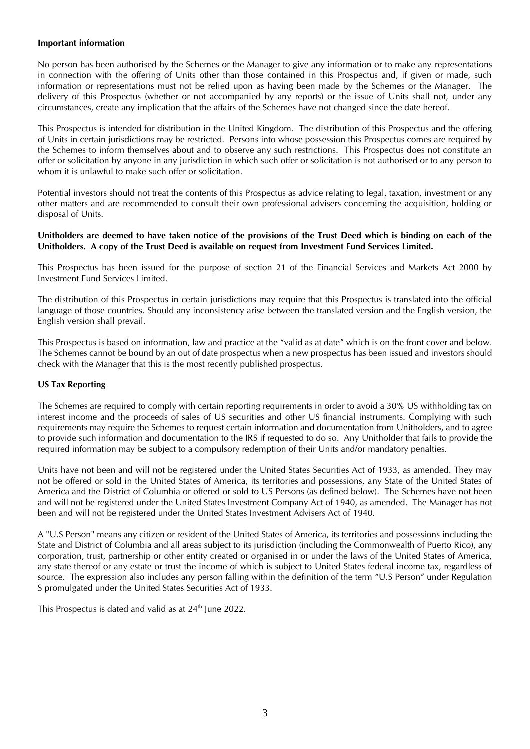**Important information**

No person has been authorised by the Schemes or the Manager to give any information or to make any representations in connection with the offering of Units other than those contained in this Prospectus and, if given or made, such information or representations must not be relied upon as having been made by the Schemes or the Manager. The delivery of this Prospectus (whether or not accompanied by any reports) or the issue of Units shall not, under any circumstances, create any implication that the affairs of the Schemes have not changed since the date hereof.

This Prospectus is intended for distribution in the United Kingdom. The distribution of this Prospectus and the offering of Units in certain jurisdictions may be restricted. Persons into whose possession this Prospectus comes are required by the Schemes to inform themselves about and to observe any such restrictions. This Prospectus does not constitute an offer or solicitation by anyone in any jurisdiction in which such offer or solicitation is not authorised or to any person to whom it is unlawful to make such offer or solicitation.

Potential investors should not treat the contents of this Prospectus as advice relating to legal, taxation, investment or any other matters and are recommended to consult their own professional advisers concerning the acquisition, holding or disposal of Units.

**Unitholders are deemed to have taken notice of the provisions of the Trust Deed which is binding on each of the Unitholders. A copy of the Trust Deed is available on request from Investment Fund Services Limited.**

This Prospectus has been issued for the purpose of section 21 of the Financial Services and Markets Act 2000 by Investment Fund Services Limited.

The distribution of this Prospectus in certain jurisdictions may require that this Prospectus is translated into the official language of those countries. Should any inconsistency arise between the translated version and the English version, the English version shall prevail.

This Prospectus is based on information, law and practice at the "valid as at date" which is on the front cover and below. The Schemes cannot be bound by an out of date prospectus when a new prospectus has been issued and investors should check with the Manager that this is the most recently published prospectus.

**US Tax Reporting**

The Schemes are required to comply with certain reporting requirements in order to avoid a 30% US withholding tax on interest income and the proceeds of sales of US securities and other US financial instruments. Complying with such requirements may require the Schemes to request certain information and documentation from Unitholders, and to agree to provide such information and documentation to the IRS if requested to do so. Any Unitholder that fails to provide the required information may be subject to a compulsory redemption of their Units and/or mandatory penalties.

Units have not been and will not be registered under the United States Securities Act of 1933, as amended. They may not be offered or sold in the United States of America, its territories and possessions, any State of the United States of America and the District of Columbia or offered or sold to US Persons (as defined below). The Schemes have not been and will not be registered under the United States Investment Company Act of 1940, as amended. The Manager has not been and will not be registered under the United States Investment Advisers Act of 1940.

A "U.S Person" means any citizen or resident of the United States of America, its territories and possessions including the State and District of Columbia and all areas subject to its jurisdiction (including the Commonwealth of Puerto Rico), any corporation, trust, partnership or other entity created or organised in or under the laws of the United States of America, any state thereof or any estate or trust the income of which is subject to United States federal income tax, regardless of source. The expression also includes any person falling within the definition of the term "U.S Person" under Regulation S promulgated under the United States Securities Act of 1933.

This Prospectus is dated and valid as at 24th June 2022.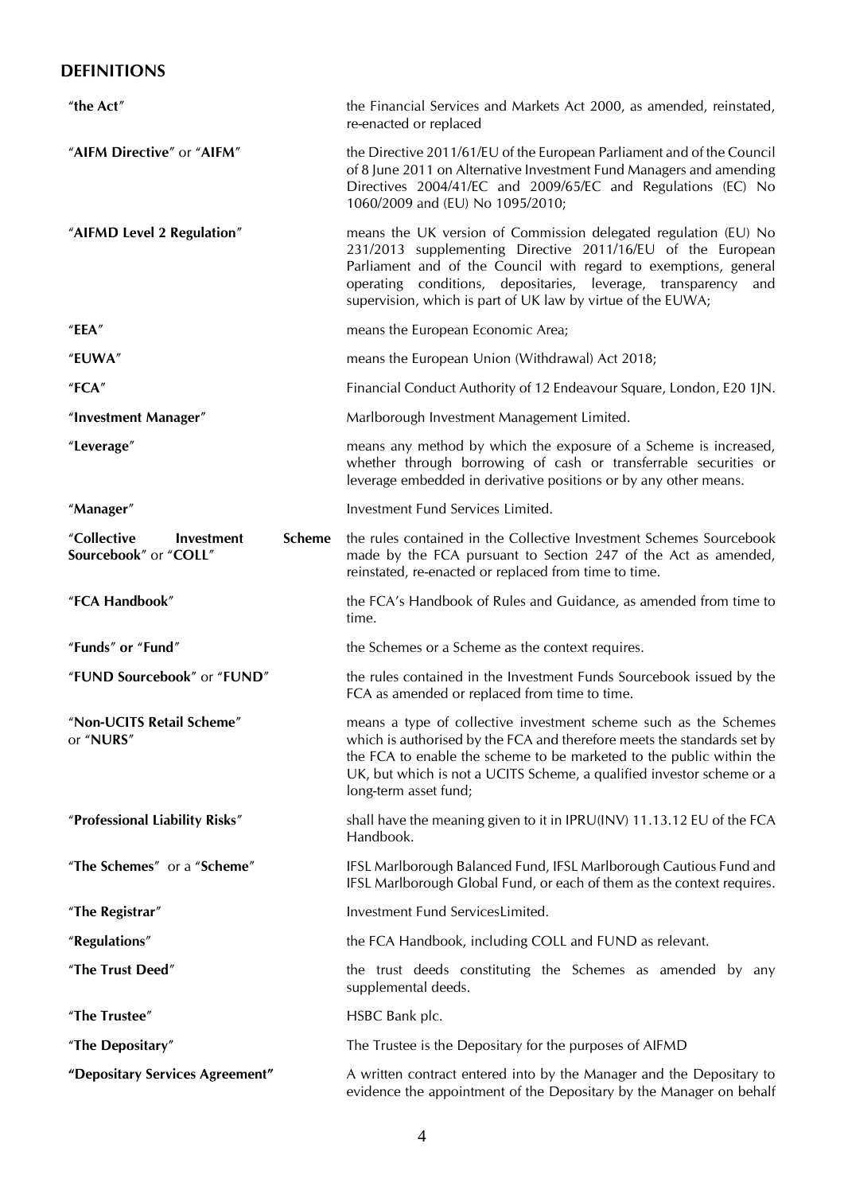## DEFINITIONS

| | |
|---|---|
| "**the Act**" | the Financial Services and Markets Act 2000, as amended, reinstated, re-enacted or replaced |
| "**AIFM Directive**" or "**AIFM**" | the Directive 2011/61/EU of the European Parliament and of the Council of 8 June 2011 on Alternative Investment Fund Managers and amending Directives 2004/41/EC and 2009/65/EC and Regulations (EC) No 1060/2009 and (EU) No 1095/2010; |
| "**AIFMD Level 2 Regulation**" | means the UK version of Commission delegated regulation (EU) No 231/2013 supplementing Directive 2011/16/EU of the European Parliament and of the Council with regard to exemptions, general operating conditions, depositaries, leverage, transparency and supervision, which is part of UK law by virtue of the EUWA; |
| "**EEA**" | means the European Economic Area; |
| "**EUWA**" | means the European Union (Withdrawal) Act 2018; |
| "**FCA**" | Financial Conduct Authority of 12 Endeavour Square, London, E20 1JN. |
| "**Investment Manager**" | Marlborough Investment Management Limited. |
| "**Leverage**" | means any method by which the exposure of a Scheme is increased, whether through borrowing of cash or transferrable securities or leverage embedded in derivative positions or by any other means. |
| "**Manager**" | Investment Fund Services Limited. |
| "**Collective Investment Scheme Sourcebook**" or "**COLL**" | the rules contained in the Collective Investment Schemes Sourcebook made by the FCA pursuant to Section 247 of the Act as amended, reinstated, re-enacted or replaced from time to time. |
| "**FCA Handbook**" | the FCA's Handbook of Rules and Guidance, as amended from time to time. |
| "**Funds**" or "**Fund**" | the Schemes or a Scheme as the context requires. |
| "**FUND Sourcebook**" or "**FUND**" | the rules contained in the Investment Funds Sourcebook issued by the FCA as amended or replaced from time to time. |
| "**Non-UCITS Retail Scheme**" or "**NURS**" | means a type of collective investment scheme such as the Schemes which is authorised by the FCA and therefore meets the standards set by the FCA to enable the scheme to be marketed to the public within the UK, but which is not a UCITS Scheme, a qualified investor scheme or a long-term asset fund; |
| "**Professional Liability Risks**" | shall have the meaning given to it in IPRU(INV) 11.13.12 EU of the FCA Handbook. |
| "**The Schemes**" or a "**Scheme**" | IFSL Marlborough Balanced Fund, IFSL Marlborough Cautious Fund and IFSL Marlborough Global Fund, or each of them as the context requires. |
| "**The Registrar**" | Investment Fund ServicesLimited. |
| "**Regulations**" | the FCA Handbook, including COLL and FUND as relevant. |
| "**The Trust Deed**" | the trust deeds constituting the Schemes as amended by any supplemental deeds. |
| "**The Trustee**" | HSBC Bank plc. |
| "**The Depositary**" | The Trustee is the Depositary for the purposes of AIFMD |
| **"Depositary Services Agreement"** | A written contract entered into by the Manager and the Depositary to evidence the appointment of the Depositary by the Manager on behalf |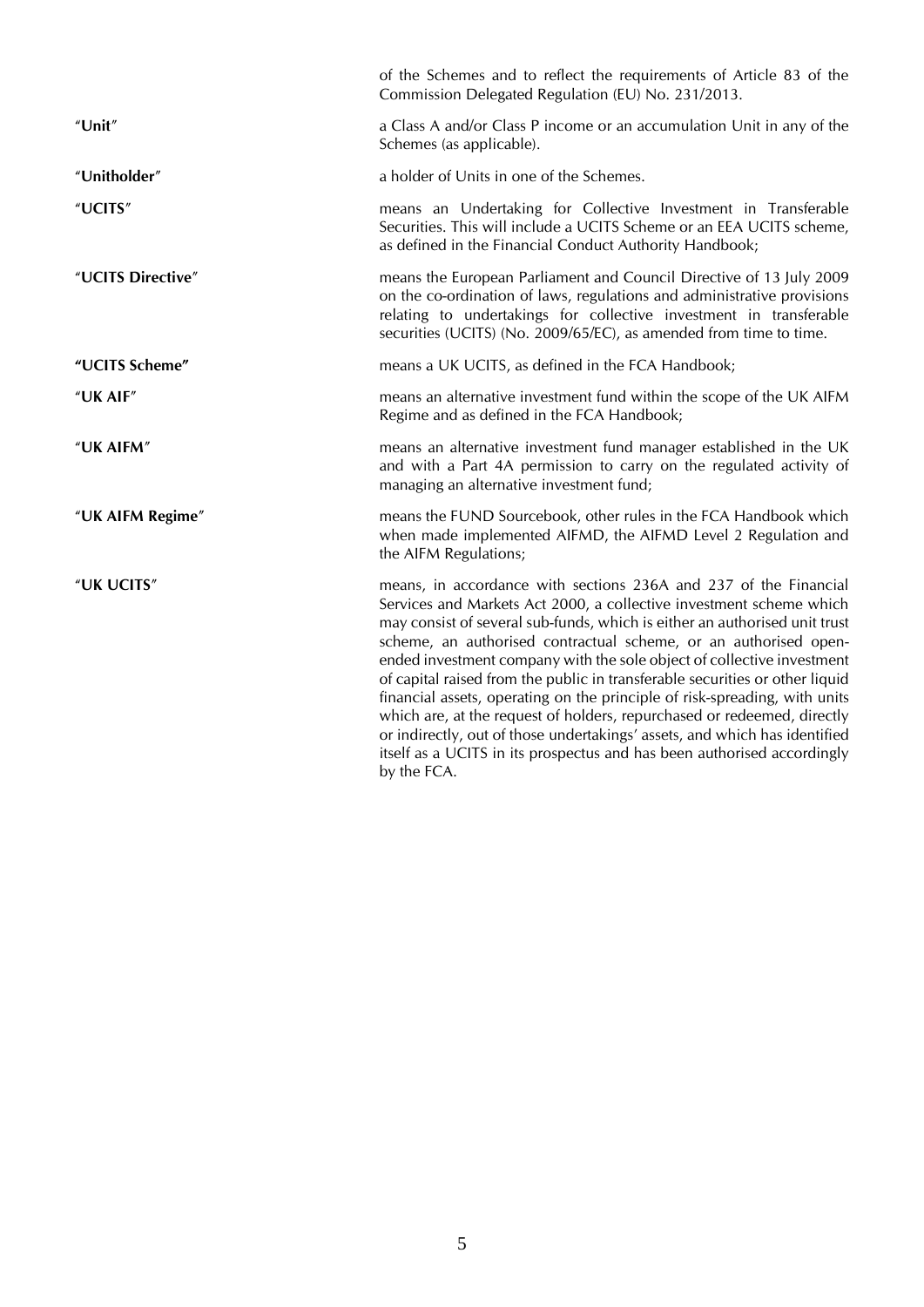of the Schemes and to reflect the requirements of Article 83 of the Commission Delegated Regulation (EU) No. 231/2013.

| | |
|---|---|
| **"Unit"** | a Class A and/or Class P income or an accumulation Unit in any of the Schemes (as applicable). |
| **"Unitholder"** | a holder of Units in one of the Schemes. |
| **"UCITS"** | means an Undertaking for Collective Investment in Transferable Securities. This will include a UCITS Scheme or an EEA UCITS scheme, as defined in the Financial Conduct Authority Handbook; |
| **"UCITS Directive"** | means the European Parliament and Council Directive of 13 July 2009 on the co-ordination of laws, regulations and administrative provisions relating to undertakings for collective investment in transferable securities (UCITS) (No. 2009/65/EC), as amended from time to time. |
| **"UCITS Scheme"** | means a UK UCITS, as defined in the FCA Handbook; |
| **"UK AIF"** | means an alternative investment fund within the scope of the UK AIFM Regime and as defined in the FCA Handbook; |
| **"UK AIFM"** | means an alternative investment fund manager established in the UK and with a Part 4A permission to carry on the regulated activity of managing an alternative investment fund; |
| **"UK AIFM Regime"** | means the FUND Sourcebook, other rules in the FCA Handbook which when made implemented AIFMD, the AIFMD Level 2 Regulation and the AIFM Regulations; |
| **"UK UCITS"** | means, in accordance with sections 236A and 237 of the Financial Services and Markets Act 2000, a collective investment scheme which may consist of several sub-funds, which is either an authorised unit trust scheme, an authorised contractual scheme, or an authorised open-ended investment company with the sole object of collective investment of capital raised from the public in transferable securities or other liquid financial assets, operating on the principle of risk-spreading, with units which are, at the request of holders, repurchased or redeemed, directly or indirectly, out of those undertakings' assets, and which has identified itself as a UCITS in its prospectus and has been authorised accordingly by the FCA. |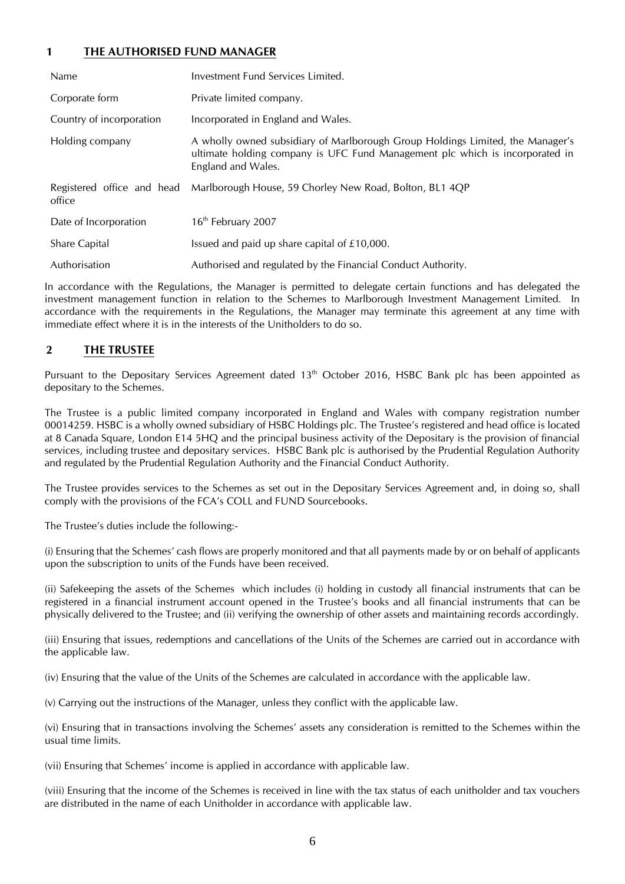## 1 THE AUTHORISED FUND MANAGER

| Name | Investment Fund Services Limited. |
|---|---|
| Corporate form | Private limited company. |
| Country of incorporation | Incorporated in England and Wales. |
| Holding company | A wholly owned subsidiary of Marlborough Group Holdings Limited, the Manager's ultimate holding company is UFC Fund Management plc which is incorporated in England and Wales. |
| Registered office and head office | Marlborough House, 59 Chorley New Road, Bolton, BL1 4QP |
| Date of Incorporation | 16th February 2007 |
| Share Capital | Issued and paid up share capital of £10,000. |
| Authorisation | Authorised and regulated by the Financial Conduct Authority. |

In accordance with the Regulations, the Manager is permitted to delegate certain functions and has delegated the investment management function in relation to the Schemes to Marlborough Investment Management Limited. In accordance with the requirements in the Regulations, the Manager may terminate this agreement at any time with immediate effect where it is in the interests of the Unitholders to do so.

## 2 THE TRUSTEE

Pursuant to the Depositary Services Agreement dated 13th October 2016, HSBC Bank plc has been appointed as depositary to the Schemes.

The Trustee is a public limited company incorporated in England and Wales with company registration number 00014259. HSBC is a wholly owned subsidiary of HSBC Holdings plc. The Trustee's registered and head office is located at 8 Canada Square, London E14 5HQ and the principal business activity of the Depositary is the provision of financial services, including trustee and depositary services. HSBC Bank plc is authorised by the Prudential Regulation Authority and regulated by the Prudential Regulation Authority and the Financial Conduct Authority.

The Trustee provides services to the Schemes as set out in the Depositary Services Agreement and, in doing so, shall comply with the provisions of the FCA's COLL and FUND Sourcebooks.

The Trustee's duties include the following:-

(i) Ensuring that the Schemes' cash flows are properly monitored and that all payments made by or on behalf of applicants upon the subscription to units of the Funds have been received.

(ii) Safekeeping the assets of the Schemes which includes (i) holding in custody all financial instruments that can be registered in a financial instrument account opened in the Trustee's books and all financial instruments that can be physically delivered to the Trustee; and (ii) verifying the ownership of other assets and maintaining records accordingly.

(iii) Ensuring that issues, redemptions and cancellations of the Units of the Schemes are carried out in accordance with the applicable law.

(iv) Ensuring that the value of the Units of the Schemes are calculated in accordance with the applicable law.

(v) Carrying out the instructions of the Manager, unless they conflict with the applicable law.

(vi) Ensuring that in transactions involving the Schemes' assets any consideration is remitted to the Schemes within the usual time limits.

(vii) Ensuring that Schemes' income is applied in accordance with applicable law.

(viii) Ensuring that the income of the Schemes is received in line with the tax status of each unitholder and tax vouchers are distributed in the name of each Unitholder in accordance with applicable law.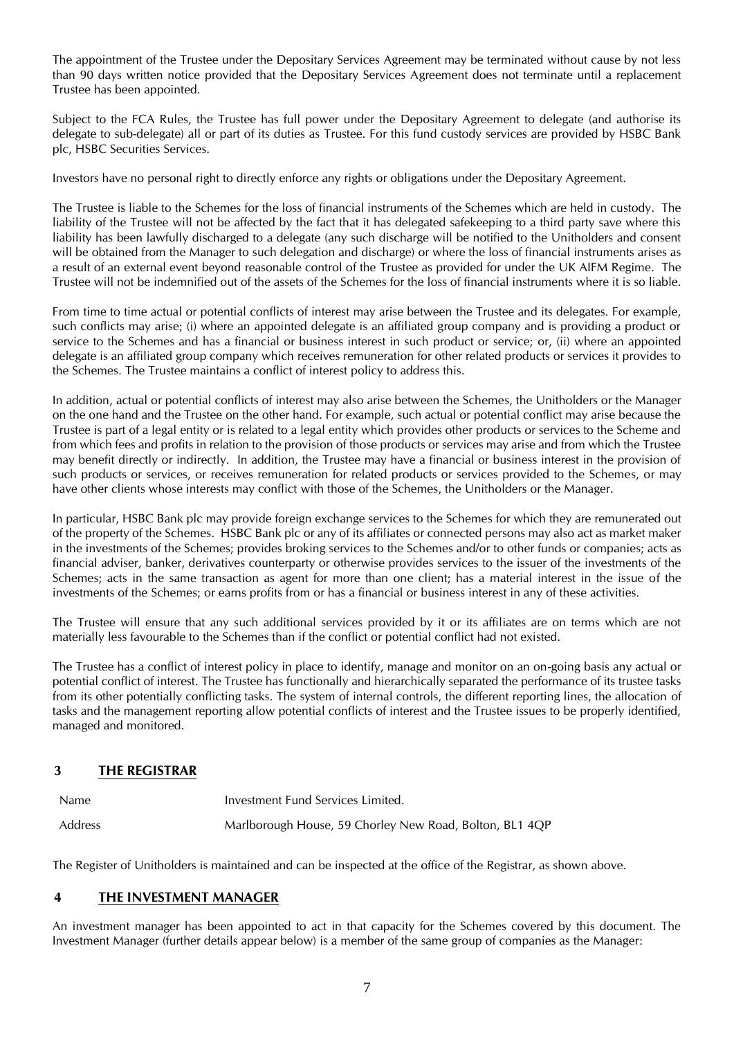The appointment of the Trustee under the Depositary Services Agreement may be terminated without cause by not less than 90 days written notice provided that the Depositary Services Agreement does not terminate until a replacement Trustee has been appointed.

Subject to the FCA Rules, the Trustee has full power under the Depositary Agreement to delegate (and authorise its delegate to sub-delegate) all or part of its duties as Trustee. For this fund custody services are provided by HSBC Bank plc, HSBC Securities Services.

Investors have no personal right to directly enforce any rights or obligations under the Depositary Agreement.

The Trustee is liable to the Schemes for the loss of financial instruments of the Schemes which are held in custody. The liability of the Trustee will not be affected by the fact that it has delegated safekeeping to a third party save where this liability has been lawfully discharged to a delegate (any such discharge will be notified to the Unitholders and consent will be obtained from the Manager to such delegation and discharge) or where the loss of financial instruments arises as a result of an external event beyond reasonable control of the Trustee as provided for under the UK AIFM Regime. The Trustee will not be indemnified out of the assets of the Schemes for the loss of financial instruments where it is so liable.

From time to time actual or potential conflicts of interest may arise between the Trustee and its delegates. For example, such conflicts may arise; (i) where an appointed delegate is an affiliated group company and is providing a product or service to the Schemes and has a financial or business interest in such product or service; or, (ii) where an appointed delegate is an affiliated group company which receives remuneration for other related products or services it provides to the Schemes. The Trustee maintains a conflict of interest policy to address this.

In addition, actual or potential conflicts of interest may also arise between the Schemes, the Unitholders or the Manager on the one hand and the Trustee on the other hand. For example, such actual or potential conflict may arise because the Trustee is part of a legal entity or is related to a legal entity which provides other products or services to the Scheme and from which fees and profits in relation to the provision of those products or services may arise and from which the Trustee may benefit directly or indirectly. In addition, the Trustee may have a financial or business interest in the provision of such products or services, or receives remuneration for related products or services provided to the Schemes, or may have other clients whose interests may conflict with those of the Schemes, the Unitholders or the Manager.

In particular, HSBC Bank plc may provide foreign exchange services to the Schemes for which they are remunerated out of the property of the Schemes. HSBC Bank plc or any of its affiliates or connected persons may also act as market maker in the investments of the Schemes; provides broking services to the Schemes and/or to other funds or companies; acts as financial adviser, banker, derivatives counterparty or otherwise provides services to the issuer of the investments of the Schemes; acts in the same transaction as agent for more than one client; has a material interest in the issue of the investments of the Schemes; or earns profits from or has a financial or business interest in any of these activities.

The Trustee will ensure that any such additional services provided by it or its affiliates are on terms which are not materially less favourable to the Schemes than if the conflict or potential conflict had not existed.

The Trustee has a conflict of interest policy in place to identify, manage and monitor on an on-going basis any actual or potential conflict of interest. The Trustee has functionally and hierarchically separated the performance of its trustee tasks from its other potentially conflicting tasks. The system of internal controls, the different reporting lines, the allocation of tasks and the management reporting allow potential conflicts of interest and the Trustee issues to be properly identified, managed and monitored.

## 3 THE REGISTRAR

| | |
|---|---|
| Name | Investment Fund Services Limited. |
| Address | Marlborough House, 59 Chorley New Road, Bolton, BL1 4QP |

The Register of Unitholders is maintained and can be inspected at the office of the Registrar, as shown above.

## 4 THE INVESTMENT MANAGER

An investment manager has been appointed to act in that capacity for the Schemes covered by this document. The Investment Manager (further details appear below) is a member of the same group of companies as the Manager: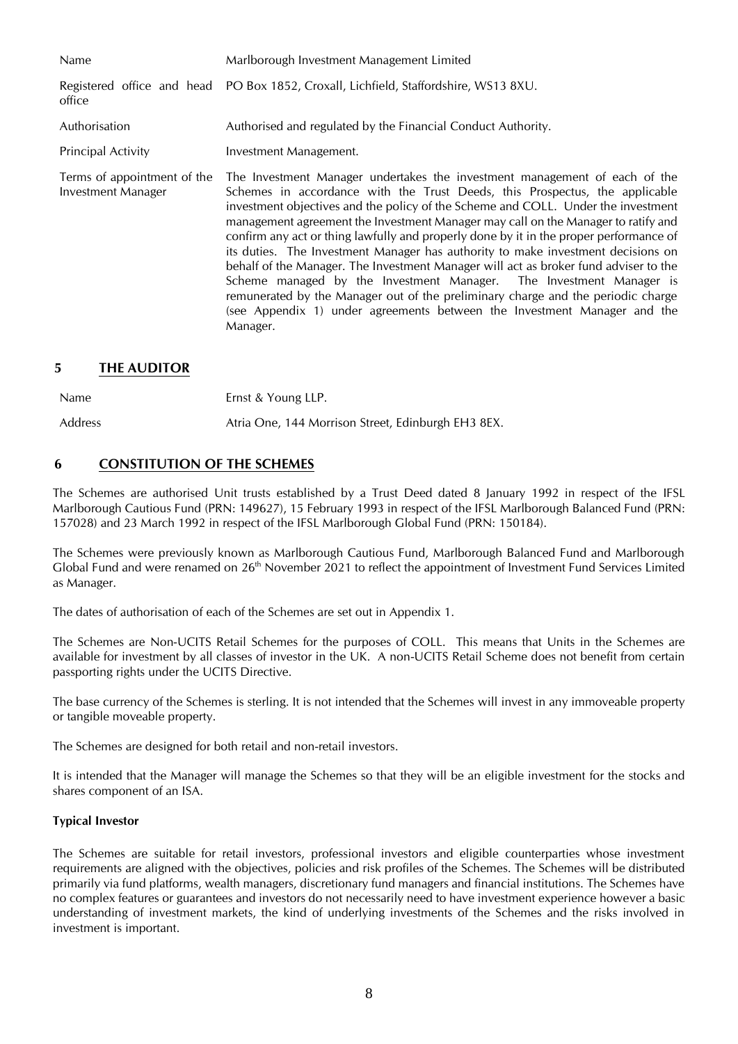| | |
|---|---|
| Name | Marlborough Investment Management Limited |
| Registered office and head office | PO Box 1852, Croxall, Lichfield, Staffordshire, WS13 8XU. |
| Authorisation | Authorised and regulated by the Financial Conduct Authority. |
| Principal Activity | Investment Management. |
| Terms of appointment of the Investment Manager | The Investment Manager undertakes the investment management of each of the Schemes in accordance with the Trust Deeds, this Prospectus, the applicable investment objectives and the policy of the Scheme and COLL. Under the investment management agreement the Investment Manager may call on the Manager to ratify and confirm any act or thing lawfully and properly done by it in the proper performance of its duties. The Investment Manager has authority to make investment decisions on behalf of the Manager. The Investment Manager will act as broker fund adviser to the Scheme managed by the Investment Manager. The Investment Manager is remunerated by the Manager out of the preliminary charge and the periodic charge (see Appendix 1) under agreements between the Investment Manager and the Manager. |

## 5 THE AUDITOR

| | |
|---|---|
| Name | Ernst & Young LLP. |
| Address | Atria One, 144 Morrison Street, Edinburgh EH3 8EX. |

## 6 CONSTITUTION OF THE SCHEMES

The Schemes are authorised Unit trusts established by a Trust Deed dated 8 January 1992 in respect of the IFSL Marlborough Cautious Fund (PRN: 149627), 15 February 1993 in respect of the IFSL Marlborough Balanced Fund (PRN: 157028) and 23 March 1992 in respect of the IFSL Marlborough Global Fund (PRN: 150184).

The Schemes were previously known as Marlborough Cautious Fund, Marlborough Balanced Fund and Marlborough Global Fund and were renamed on 26th November 2021 to reflect the appointment of Investment Fund Services Limited as Manager.

The dates of authorisation of each of the Schemes are set out in Appendix 1.

The Schemes are Non-UCITS Retail Schemes for the purposes of COLL. This means that Units in the Schemes are available for investment by all classes of investor in the UK. A non-UCITS Retail Scheme does not benefit from certain passporting rights under the UCITS Directive.

The base currency of the Schemes is sterling. It is not intended that the Schemes will invest in any immoveable property or tangible moveable property.

The Schemes are designed for both retail and non-retail investors.

It is intended that the Manager will manage the Schemes so that they will be an eligible investment for the stocks and shares component of an ISA.

**Typical Investor**

The Schemes are suitable for retail investors, professional investors and eligible counterparties whose investment requirements are aligned with the objectives, policies and risk profiles of the Schemes. The Schemes will be distributed primarily via fund platforms, wealth managers, discretionary fund managers and financial institutions. The Schemes have no complex features or guarantees and investors do not necessarily need to have investment experience however a basic understanding of investment markets, the kind of underlying investments of the Schemes and the risks involved in investment is important.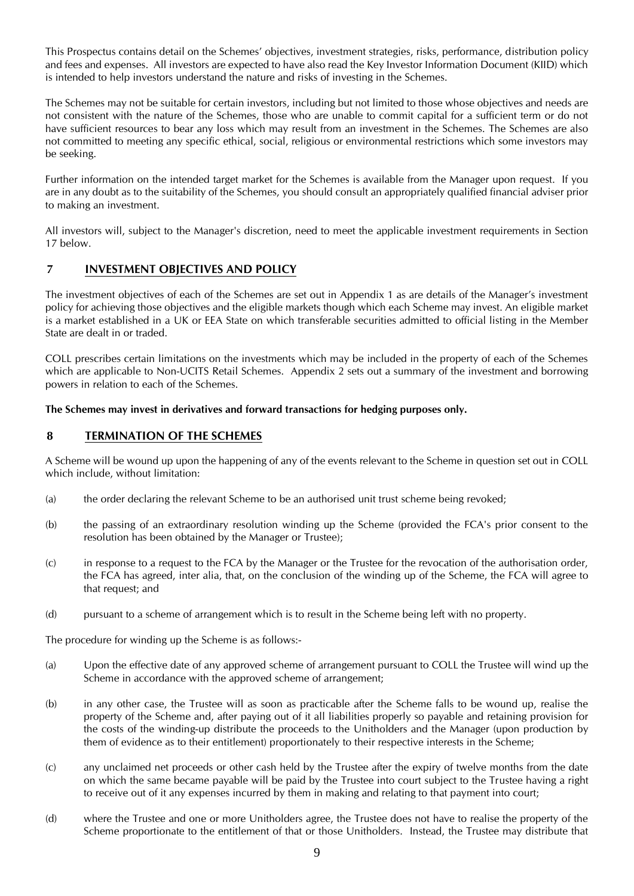This Prospectus contains detail on the Schemes' objectives, investment strategies, risks, performance, distribution policy and fees and expenses. All investors are expected to have also read the Key Investor Information Document (KIID) which is intended to help investors understand the nature and risks of investing in the Schemes.

The Schemes may not be suitable for certain investors, including but not limited to those whose objectives and needs are not consistent with the nature of the Schemes, those who are unable to commit capital for a sufficient term or do not have sufficient resources to bear any loss which may result from an investment in the Schemes. The Schemes are also not committed to meeting any specific ethical, social, religious or environmental restrictions which some investors may be seeking.

Further information on the intended target market for the Schemes is available from the Manager upon request. If you are in any doubt as to the suitability of the Schemes, you should consult an appropriately qualified financial adviser prior to making an investment.

All investors will, subject to the Manager's discretion, need to meet the applicable investment requirements in Section 17 below.

## 7 INVESTMENT OBJECTIVES AND POLICY

The investment objectives of each of the Schemes are set out in Appendix 1 as are details of the Manager's investment policy for achieving those objectives and the eligible markets though which each Scheme may invest. An eligible market is a market established in a UK or EEA State on which transferable securities admitted to official listing in the Member State are dealt in or traded.

COLL prescribes certain limitations on the investments which may be included in the property of each of the Schemes which are applicable to Non-UCITS Retail Schemes. Appendix 2 sets out a summary of the investment and borrowing powers in relation to each of the Schemes.

**The Schemes may invest in derivatives and forward transactions for hedging purposes only.**

## 8 TERMINATION OF THE SCHEMES

A Scheme will be wound up upon the happening of any of the events relevant to the Scheme in question set out in COLL which include, without limitation:

(a) the order declaring the relevant Scheme to be an authorised unit trust scheme being revoked;

(b) the passing of an extraordinary resolution winding up the Scheme (provided the FCA's prior consent to the resolution has been obtained by the Manager or Trustee);

(c) in response to a request to the FCA by the Manager or the Trustee for the revocation of the authorisation order, the FCA has agreed, inter alia, that, on the conclusion of the winding up of the Scheme, the FCA will agree to that request; and

(d) pursuant to a scheme of arrangement which is to result in the Scheme being left with no property.

The procedure for winding up the Scheme is as follows:-

(a) Upon the effective date of any approved scheme of arrangement pursuant to COLL the Trustee will wind up the Scheme in accordance with the approved scheme of arrangement;

(b) in any other case, the Trustee will as soon as practicable after the Scheme falls to be wound up, realise the property of the Scheme and, after paying out of it all liabilities properly so payable and retaining provision for the costs of the winding-up distribute the proceeds to the Unitholders and the Manager (upon production by them of evidence as to their entitlement) proportionately to their respective interests in the Scheme;

(c) any unclaimed net proceeds or other cash held by the Trustee after the expiry of twelve months from the date on which the same became payable will be paid by the Trustee into court subject to the Trustee having a right to receive out of it any expenses incurred by them in making and relating to that payment into court;

(d) where the Trustee and one or more Unitholders agree, the Trustee does not have to realise the property of the Scheme proportionate to the entitlement of that or those Unitholders. Instead, the Trustee may distribute that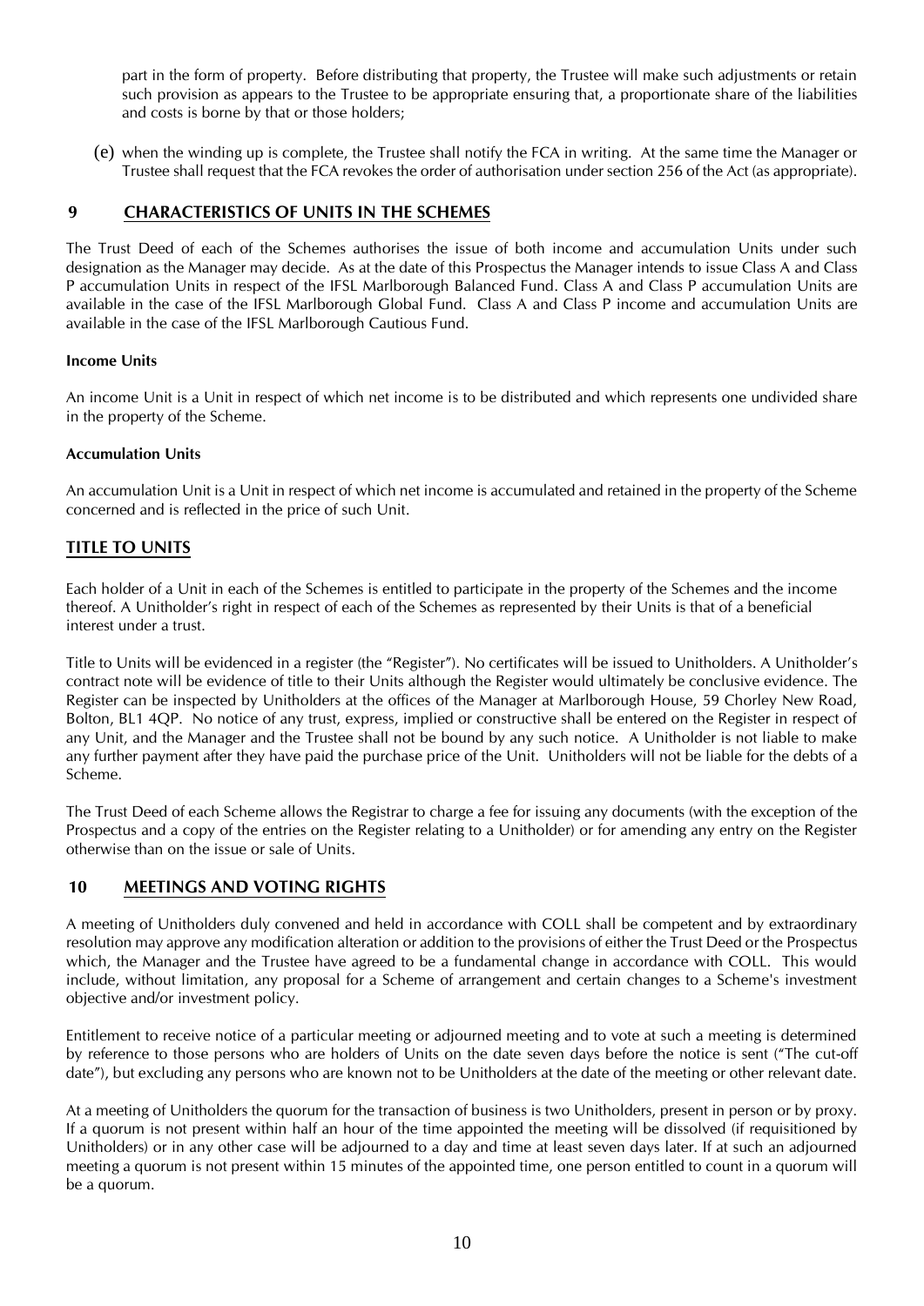part in the form of property. Before distributing that property, the Trustee will make such adjustments or retain such provision as appears to the Trustee to be appropriate ensuring that, a proportionate share of the liabilities and costs is borne by that or those holders;

(e) when the winding up is complete, the Trustee shall notify the FCA in writing. At the same time the Manager or Trustee shall request that the FCA revokes the order of authorisation under section 256 of the Act (as appropriate).

## 9 CHARACTERISTICS OF UNITS IN THE SCHEMES

The Trust Deed of each of the Schemes authorises the issue of both income and accumulation Units under such designation as the Manager may decide. As at the date of this Prospectus the Manager intends to issue Class A and Class P accumulation Units in respect of the IFSL Marlborough Balanced Fund. Class A and Class P accumulation Units are available in the case of the IFSL Marlborough Global Fund. Class A and Class P income and accumulation Units are available in the case of the IFSL Marlborough Cautious Fund.

**Income Units**

An income Unit is a Unit in respect of which net income is to be distributed and which represents one undivided share in the property of the Scheme.

**Accumulation Units**

An accumulation Unit is a Unit in respect of which net income is accumulated and retained in the property of the Scheme concerned and is reflected in the price of such Unit.

## TITLE TO UNITS

Each holder of a Unit in each of the Schemes is entitled to participate in the property of the Schemes and the income thereof. A Unitholder's right in respect of each of the Schemes as represented by their Units is that of a beneficial interest under a trust.

Title to Units will be evidenced in a register (the "Register"). No certificates will be issued to Unitholders. A Unitholder's contract note will be evidence of title to their Units although the Register would ultimately be conclusive evidence. The Register can be inspected by Unitholders at the offices of the Manager at Marlborough House, 59 Chorley New Road, Bolton, BL1 4QP. No notice of any trust, express, implied or constructive shall be entered on the Register in respect of any Unit, and the Manager and the Trustee shall not be bound by any such notice. A Unitholder is not liable to make any further payment after they have paid the purchase price of the Unit. Unitholders will not be liable for the debts of a Scheme.

The Trust Deed of each Scheme allows the Registrar to charge a fee for issuing any documents (with the exception of the Prospectus and a copy of the entries on the Register relating to a Unitholder) or for amending any entry on the Register otherwise than on the issue or sale of Units.

## 10 MEETINGS AND VOTING RIGHTS

A meeting of Unitholders duly convened and held in accordance with COLL shall be competent and by extraordinary resolution may approve any modification alteration or addition to the provisions of either the Trust Deed or the Prospectus which, the Manager and the Trustee have agreed to be a fundamental change in accordance with COLL. This would include, without limitation, any proposal for a Scheme of arrangement and certain changes to a Scheme's investment objective and/or investment policy.

Entitlement to receive notice of a particular meeting or adjourned meeting and to vote at such a meeting is determined by reference to those persons who are holders of Units on the date seven days before the notice is sent ("The cut-off date"), but excluding any persons who are known not to be Unitholders at the date of the meeting or other relevant date.

At a meeting of Unitholders the quorum for the transaction of business is two Unitholders, present in person or by proxy. If a quorum is not present within half an hour of the time appointed the meeting will be dissolved (if requisitioned by Unitholders) or in any other case will be adjourned to a day and time at least seven days later. If at such an adjourned meeting a quorum is not present within 15 minutes of the appointed time, one person entitled to count in a quorum will be a quorum.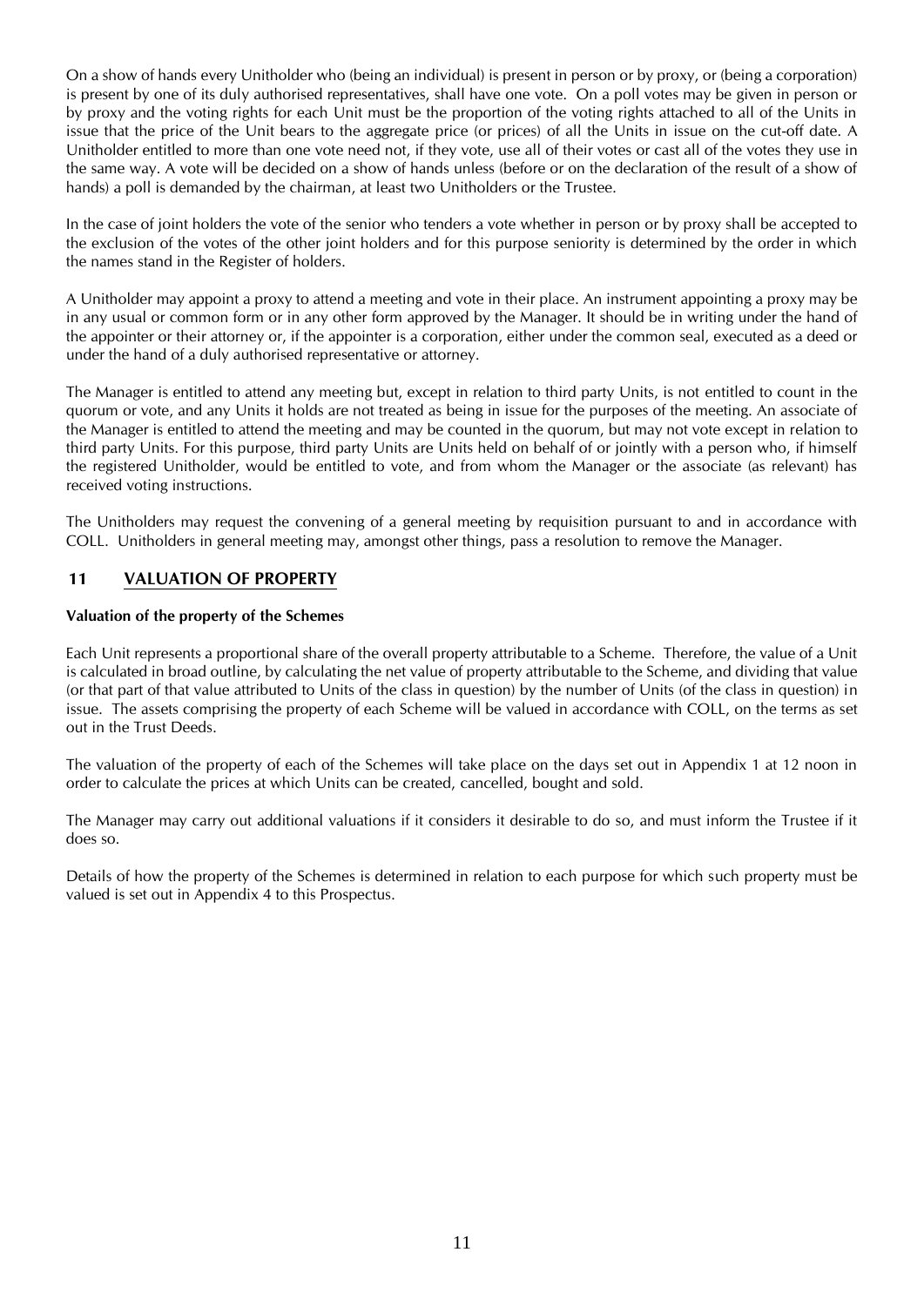On a show of hands every Unitholder who (being an individual) is present in person or by proxy, or (being a corporation) is present by one of its duly authorised representatives, shall have one vote. On a poll votes may be given in person or by proxy and the voting rights for each Unit must be the proportion of the voting rights attached to all of the Units in issue that the price of the Unit bears to the aggregate price (or prices) of all the Units in issue on the cut-off date. A Unitholder entitled to more than one vote need not, if they vote, use all of their votes or cast all of the votes they use in the same way. A vote will be decided on a show of hands unless (before or on the declaration of the result of a show of hands) a poll is demanded by the chairman, at least two Unitholders or the Trustee.

In the case of joint holders the vote of the senior who tenders a vote whether in person or by proxy shall be accepted to the exclusion of the votes of the other joint holders and for this purpose seniority is determined by the order in which the names stand in the Register of holders.

A Unitholder may appoint a proxy to attend a meeting and vote in their place. An instrument appointing a proxy may be in any usual or common form or in any other form approved by the Manager. It should be in writing under the hand of the appointer or their attorney or, if the appointer is a corporation, either under the common seal, executed as a deed or under the hand of a duly authorised representative or attorney.

The Manager is entitled to attend any meeting but, except in relation to third party Units, is not entitled to count in the quorum or vote, and any Units it holds are not treated as being in issue for the purposes of the meeting. An associate of the Manager is entitled to attend the meeting and may be counted in the quorum, but may not vote except in relation to third party Units. For this purpose, third party Units are Units held on behalf of or jointly with a person who, if himself the registered Unitholder, would be entitled to vote, and from whom the Manager or the associate (as relevant) has received voting instructions.

The Unitholders may request the convening of a general meeting by requisition pursuant to and in accordance with COLL. Unitholders in general meeting may, amongst other things, pass a resolution to remove the Manager.

## 11 VALUATION OF PROPERTY

**Valuation of the property of the Schemes**

Each Unit represents a proportional share of the overall property attributable to a Scheme. Therefore, the value of a Unit is calculated in broad outline, by calculating the net value of property attributable to the Scheme, and dividing that value (or that part of that value attributed to Units of the class in question) by the number of Units (of the class in question) in issue. The assets comprising the property of each Scheme will be valued in accordance with COLL, on the terms as set out in the Trust Deeds.

The valuation of the property of each of the Schemes will take place on the days set out in Appendix 1 at 12 noon in order to calculate the prices at which Units can be created, cancelled, bought and sold.

The Manager may carry out additional valuations if it considers it desirable to do so, and must inform the Trustee if it does so.

Details of how the property of the Schemes is determined in relation to each purpose for which such property must be valued is set out in Appendix 4 to this Prospectus.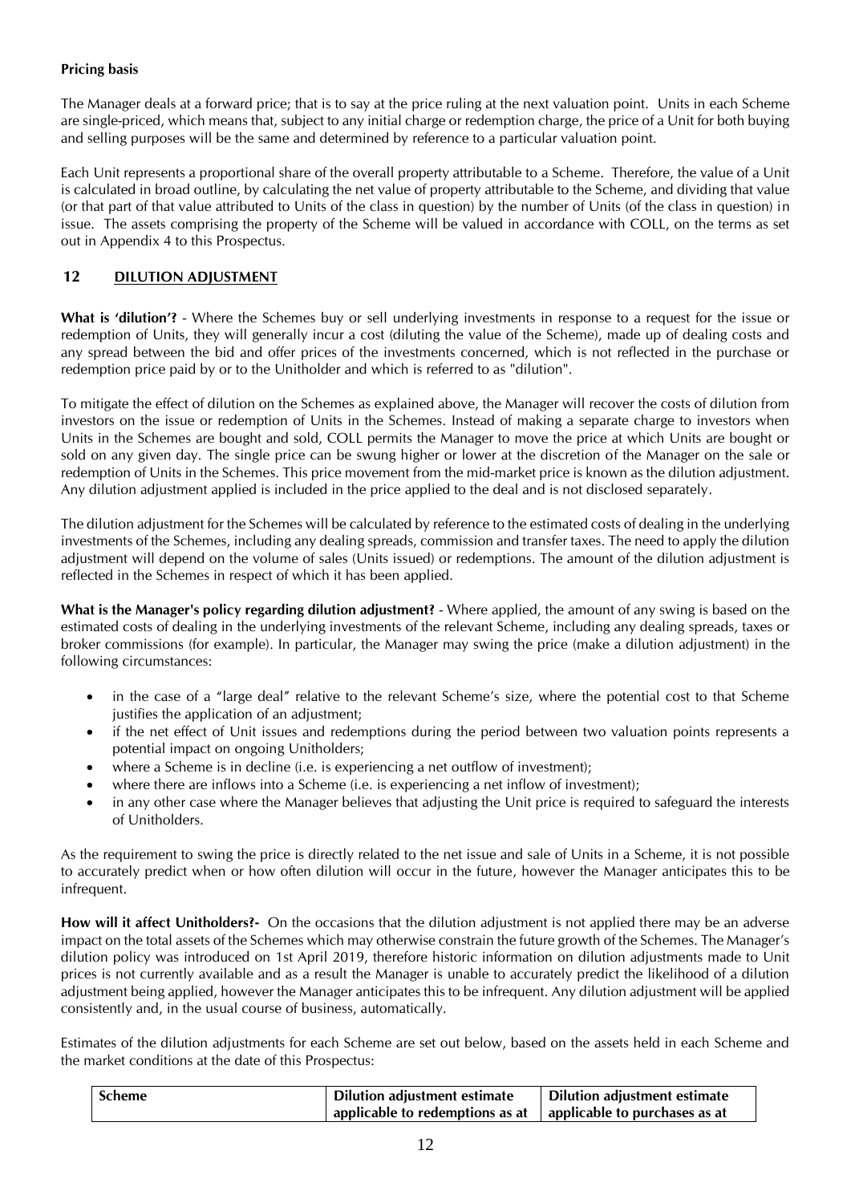**Pricing basis**

The Manager deals at a forward price; that is to say at the price ruling at the next valuation point. Units in each Scheme are single-priced, which means that, subject to any initial charge or redemption charge, the price of a Unit for both buying and selling purposes will be the same and determined by reference to a particular valuation point.

Each Unit represents a proportional share of the overall property attributable to a Scheme. Therefore, the value of a Unit is calculated in broad outline, by calculating the net value of property attributable to the Scheme, and dividing that value (or that part of that value attributed to Units of the class in question) by the number of Units (of the class in question) in issue. The assets comprising the property of the Scheme will be valued in accordance with COLL, on the terms as set out in Appendix 4 to this Prospectus.

## 12 DILUTION ADJUSTMENT

**What is 'dilution'?** - Where the Schemes buy or sell underlying investments in response to a request for the issue or redemption of Units, they will generally incur a cost (diluting the value of the Scheme), made up of dealing costs and any spread between the bid and offer prices of the investments concerned, which is not reflected in the purchase or redemption price paid by or to the Unitholder and which is referred to as "dilution".

To mitigate the effect of dilution on the Schemes as explained above, the Manager will recover the costs of dilution from investors on the issue or redemption of Units in the Schemes. Instead of making a separate charge to investors when Units in the Schemes are bought and sold, COLL permits the Manager to move the price at which Units are bought or sold on any given day. The single price can be swung higher or lower at the discretion of the Manager on the sale or redemption of Units in the Schemes. This price movement from the mid-market price is known as the dilution adjustment. Any dilution adjustment applied is included in the price applied to the deal and is not disclosed separately.

The dilution adjustment for the Schemes will be calculated by reference to the estimated costs of dealing in the underlying investments of the Schemes, including any dealing spreads, commission and transfer taxes. The need to apply the dilution adjustment will depend on the volume of sales (Units issued) or redemptions. The amount of the dilution adjustment is reflected in the Schemes in respect of which it has been applied.

**What is the Manager's policy regarding dilution adjustment?** - Where applied, the amount of any swing is based on the estimated costs of dealing in the underlying investments of the relevant Scheme, including any dealing spreads, taxes or broker commissions (for example). In particular, the Manager may swing the price (make a dilution adjustment) in the following circumstances:

- in the case of a "large deal" relative to the relevant Scheme's size, where the potential cost to that Scheme justifies the application of an adjustment;
- if the net effect of Unit issues and redemptions during the period between two valuation points represents a potential impact on ongoing Unitholders;
- where a Scheme is in decline (i.e. is experiencing a net outflow of investment);
- where there are inflows into a Scheme (i.e. is experiencing a net inflow of investment);
- in any other case where the Manager believes that adjusting the Unit price is required to safeguard the interests of Unitholders.

As the requirement to swing the price is directly related to the net issue and sale of Units in a Scheme, it is not possible to accurately predict when or how often dilution will occur in the future, however the Manager anticipates this to be infrequent.

**How will it affect Unitholders?-** On the occasions that the dilution adjustment is not applied there may be an adverse impact on the total assets of the Schemes which may otherwise constrain the future growth of the Schemes. The Manager's dilution policy was introduced on 1st April 2019, therefore historic information on dilution adjustments made to Unit prices is not currently available and as a result the Manager is unable to accurately predict the likelihood of a dilution adjustment being applied, however the Manager anticipates this to be infrequent. Any dilution adjustment will be applied consistently and, in the usual course of business, automatically.

Estimates of the dilution adjustments for each Scheme are set out below, based on the assets held in each Scheme and the market conditions at the date of this Prospectus:

| Scheme | Dilution adjustment estimate applicable to redemptions as at | Dilution adjustment estimate applicable to purchases as at |
|---|---|---|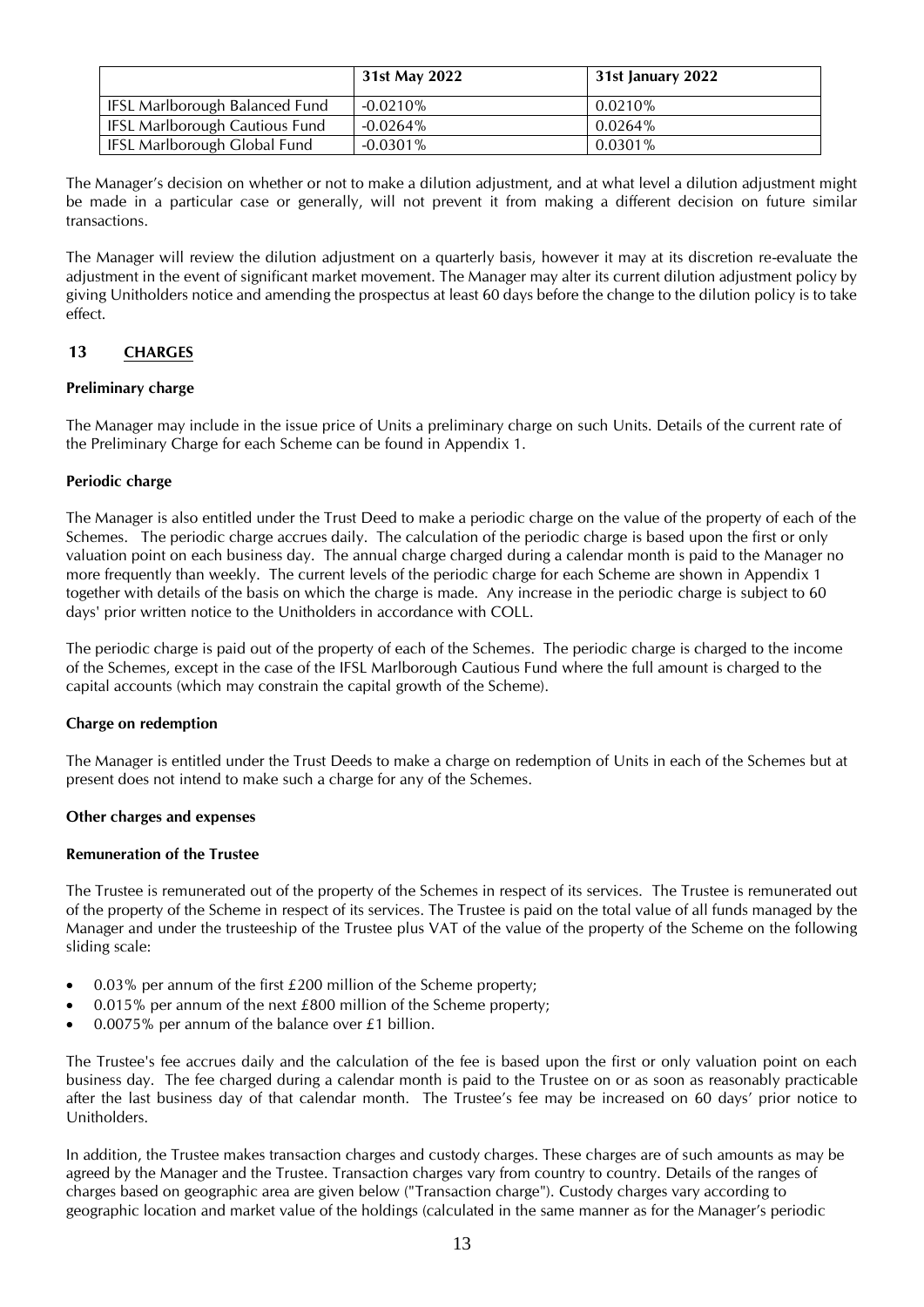| | 31st May 2022 | 31st January 2022 |
|---|---|---|
| IFSL Marlborough Balanced Fund | -0.0210% | 0.0210% |
| IFSL Marlborough Cautious Fund | -0.0264% | 0.0264% |
| IFSL Marlborough Global Fund | -0.0301% | 0.0301% |

The Manager's decision on whether or not to make a dilution adjustment, and at what level a dilution adjustment might be made in a particular case or generally, will not prevent it from making a different decision on future similar transactions.

The Manager will review the dilution adjustment on a quarterly basis, however it may at its discretion re-evaluate the adjustment in the event of significant market movement. The Manager may alter its current dilution adjustment policy by giving Unitholders notice and amending the prospectus at least 60 days before the change to the dilution policy is to take effect.

## 13 CHARGES

**Preliminary charge**

The Manager may include in the issue price of Units a preliminary charge on such Units. Details of the current rate of the Preliminary Charge for each Scheme can be found in Appendix 1.

**Periodic charge**

The Manager is also entitled under the Trust Deed to make a periodic charge on the value of the property of each of the Schemes. The periodic charge accrues daily. The calculation of the periodic charge is based upon the first or only valuation point on each business day. The annual charge charged during a calendar month is paid to the Manager no more frequently than weekly. The current levels of the periodic charge for each Scheme are shown in Appendix 1 together with details of the basis on which the charge is made. Any increase in the periodic charge is subject to 60 days' prior written notice to the Unitholders in accordance with COLL.

The periodic charge is paid out of the property of each of the Schemes. The periodic charge is charged to the income of the Schemes, except in the case of the IFSL Marlborough Cautious Fund where the full amount is charged to the capital accounts (which may constrain the capital growth of the Scheme).

**Charge on redemption**

The Manager is entitled under the Trust Deeds to make a charge on redemption of Units in each of the Schemes but at present does not intend to make such a charge for any of the Schemes.

**Other charges and expenses**

**Remuneration of the Trustee**

The Trustee is remunerated out of the property of the Schemes in respect of its services. The Trustee is remunerated out of the property of the Scheme in respect of its services. The Trustee is paid on the total value of all funds managed by the Manager and under the trusteeship of the Trustee plus VAT of the value of the property of the Scheme on the following sliding scale:

- 0.03% per annum of the first £200 million of the Scheme property;
- 0.015% per annum of the next £800 million of the Scheme property;
- 0.0075% per annum of the balance over £1 billion.

The Trustee's fee accrues daily and the calculation of the fee is based upon the first or only valuation point on each business day. The fee charged during a calendar month is paid to the Trustee on or as soon as reasonably practicable after the last business day of that calendar month. The Trustee's fee may be increased on 60 days' prior notice to Unitholders.

In addition, the Trustee makes transaction charges and custody charges. These charges are of such amounts as may be agreed by the Manager and the Trustee. Transaction charges vary from country to country. Details of the ranges of charges based on geographic area are given below ("Transaction charge"). Custody charges vary according to geographic location and market value of the holdings (calculated in the same manner as for the Manager's periodic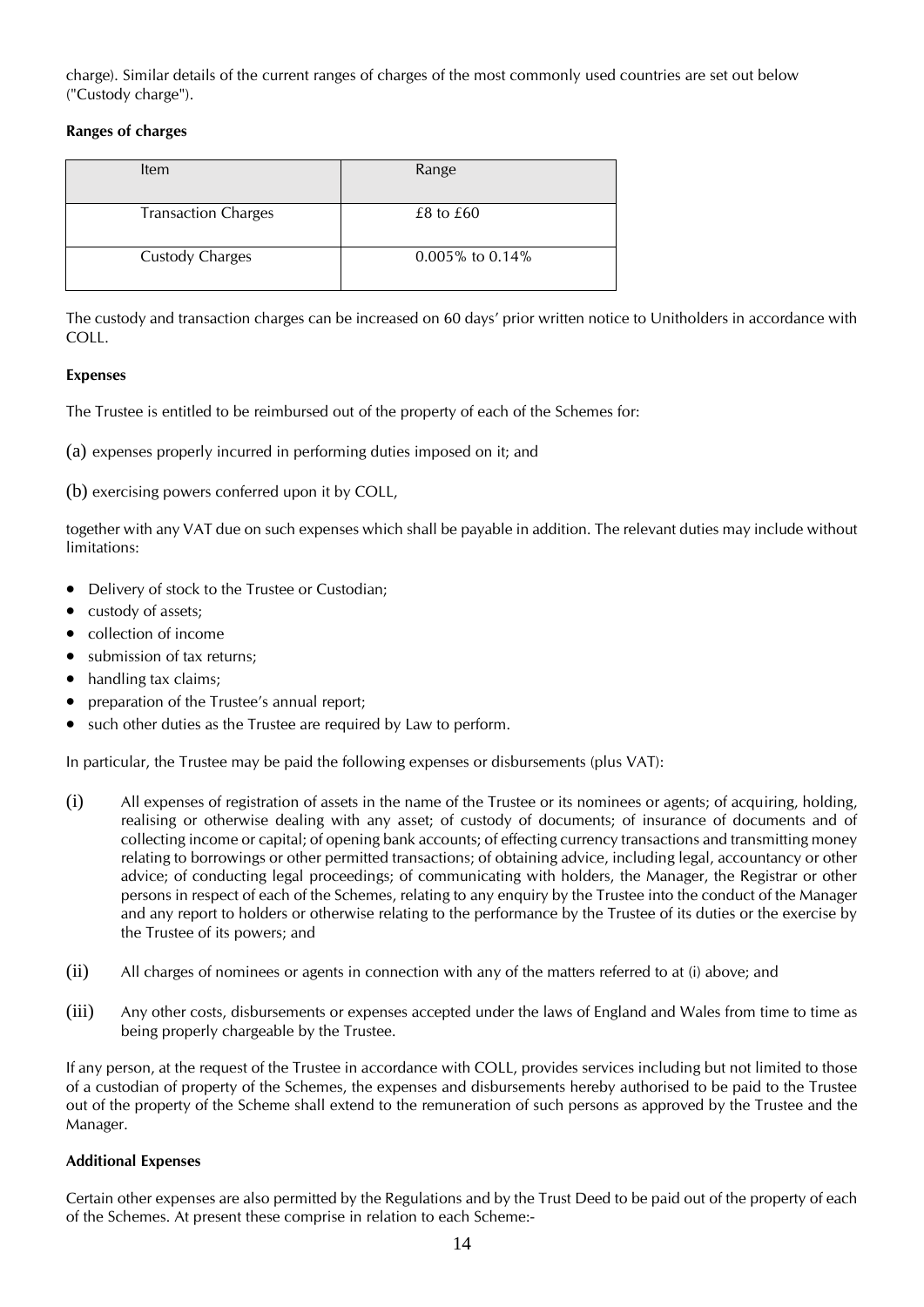charge). Similar details of the current ranges of charges of the most commonly used countries are set out below ("Custody charge").

**Ranges of charges**

| Item | Range |
| --- | --- |
| Transaction Charges | £8 to £60 |
| Custody Charges | 0.005% to 0.14% |

The custody and transaction charges can be increased on 60 days' prior written notice to Unitholders in accordance with COLL.

**Expenses**

The Trustee is entitled to be reimbursed out of the property of each of the Schemes for:

(a) expenses properly incurred in performing duties imposed on it; and

(b) exercising powers conferred upon it by COLL,

together with any VAT due on such expenses which shall be payable in addition. The relevant duties may include without limitations:

- Delivery of stock to the Trustee or Custodian;
- custody of assets;
- collection of income
- submission of tax returns;
- handling tax claims;
- preparation of the Trustee's annual report;
- such other duties as the Trustee are required by Law to perform.

In particular, the Trustee may be paid the following expenses or disbursements (plus VAT):

(i) All expenses of registration of assets in the name of the Trustee or its nominees or agents; of acquiring, holding, realising or otherwise dealing with any asset; of custody of documents; of insurance of documents and of collecting income or capital; of opening bank accounts; of effecting currency transactions and transmitting money relating to borrowings or other permitted transactions; of obtaining advice, including legal, accountancy or other advice; of conducting legal proceedings; of communicating with holders, the Manager, the Registrar or other persons in respect of each of the Schemes, relating to any enquiry by the Trustee into the conduct of the Manager and any report to holders or otherwise relating to the performance by the Trustee of its duties or the exercise by the Trustee of its powers; and

(ii) All charges of nominees or agents in connection with any of the matters referred to at (i) above; and

(iii) Any other costs, disbursements or expenses accepted under the laws of England and Wales from time to time as being properly chargeable by the Trustee.

If any person, at the request of the Trustee in accordance with COLL, provides services including but not limited to those of a custodian of property of the Schemes, the expenses and disbursements hereby authorised to be paid to the Trustee out of the property of the Scheme shall extend to the remuneration of such persons as approved by the Trustee and the Manager.

**Additional Expenses**

Certain other expenses are also permitted by the Regulations and by the Trust Deed to be paid out of the property of each of the Schemes. At present these comprise in relation to each Scheme:-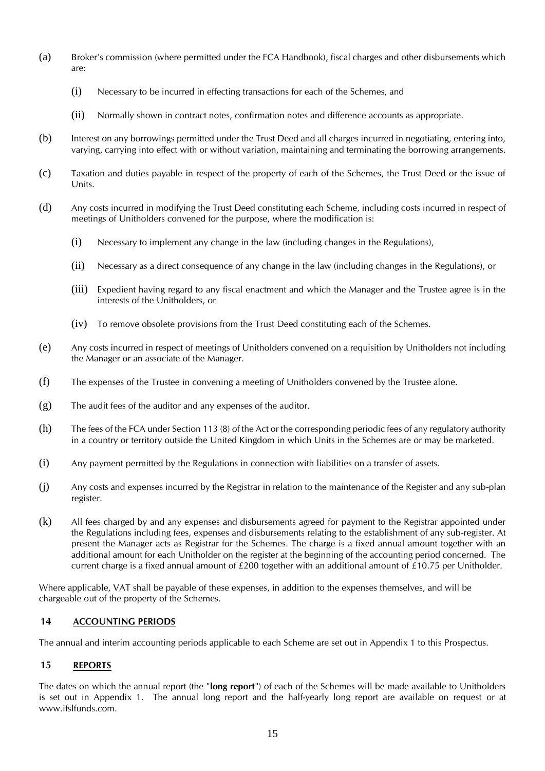(a) Broker's commission (where permitted under the FCA Handbook), fiscal charges and other disbursements which are:

  (i) Necessary to be incurred in effecting transactions for each of the Schemes, and

  (ii) Normally shown in contract notes, confirmation notes and difference accounts as appropriate.

(b) Interest on any borrowings permitted under the Trust Deed and all charges incurred in negotiating, entering into, varying, carrying into effect with or without variation, maintaining and terminating the borrowing arrangements.

(c) Taxation and duties payable in respect of the property of each of the Schemes, the Trust Deed or the issue of Units.

(d) Any costs incurred in modifying the Trust Deed constituting each Scheme, including costs incurred in respect of meetings of Unitholders convened for the purpose, where the modification is:

  (i) Necessary to implement any change in the law (including changes in the Regulations),

  (ii) Necessary as a direct consequence of any change in the law (including changes in the Regulations), or

  (iii) Expedient having regard to any fiscal enactment and which the Manager and the Trustee agree is in the interests of the Unitholders, or

  (iv) To remove obsolete provisions from the Trust Deed constituting each of the Schemes.

(e) Any costs incurred in respect of meetings of Unitholders convened on a requisition by Unitholders not including the Manager or an associate of the Manager.

(f) The expenses of the Trustee in convening a meeting of Unitholders convened by the Trustee alone.

(g) The audit fees of the auditor and any expenses of the auditor.

(h) The fees of the FCA under Section 113 (8) of the Act or the corresponding periodic fees of any regulatory authority in a country or territory outside the United Kingdom in which Units in the Schemes are or may be marketed.

(i) Any payment permitted by the Regulations in connection with liabilities on a transfer of assets.

(j) Any costs and expenses incurred by the Registrar in relation to the maintenance of the Register and any sub-plan register.

(k) All fees charged by and any expenses and disbursements agreed for payment to the Registrar appointed under the Regulations including fees, expenses and disbursements relating to the establishment of any sub-register. At present the Manager acts as Registrar for the Schemes. The charge is a fixed annual amount together with an additional amount for each Unitholder on the register at the beginning of the accounting period concerned. The current charge is a fixed annual amount of £200 together with an additional amount of £10.75 per Unitholder.

Where applicable, VAT shall be payable of these expenses, in addition to the expenses themselves, and will be chargeable out of the property of the Schemes.

## 14 ACCOUNTING PERIODS

The annual and interim accounting periods applicable to each Scheme are set out in Appendix 1 to this Prospectus.

## 15 REPORTS

The dates on which the annual report (the "**long report**") of each of the Schemes will be made available to Unitholders is set out in Appendix 1. The annual long report and the half-yearly long report are available on request or at www.ifslfunds.com.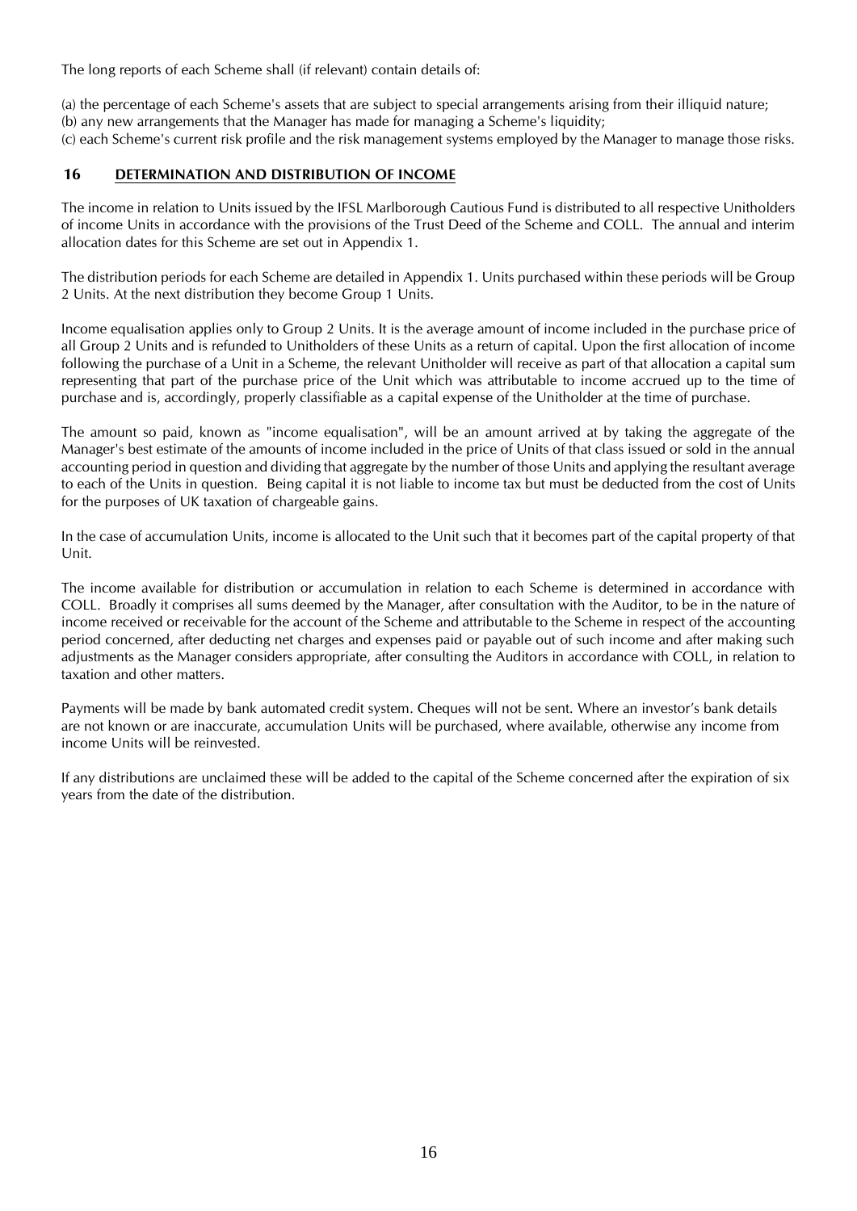The long reports of each Scheme shall (if relevant) contain details of:

(a) the percentage of each Scheme's assets that are subject to special arrangements arising from their illiquid nature;
(b) any new arrangements that the Manager has made for managing a Scheme's liquidity;
(c) each Scheme's current risk profile and the risk management systems employed by the Manager to manage those risks.

## 16 DETERMINATION AND DISTRIBUTION OF INCOME

The income in relation to Units issued by the IFSL Marlborough Cautious Fund is distributed to all respective Unitholders of income Units in accordance with the provisions of the Trust Deed of the Scheme and COLL. The annual and interim allocation dates for this Scheme are set out in Appendix 1.

The distribution periods for each Scheme are detailed in Appendix 1. Units purchased within these periods will be Group 2 Units. At the next distribution they become Group 1 Units.

Income equalisation applies only to Group 2 Units. It is the average amount of income included in the purchase price of all Group 2 Units and is refunded to Unitholders of these Units as a return of capital. Upon the first allocation of income following the purchase of a Unit in a Scheme, the relevant Unitholder will receive as part of that allocation a capital sum representing that part of the purchase price of the Unit which was attributable to income accrued up to the time of purchase and is, accordingly, properly classifiable as a capital expense of the Unitholder at the time of purchase.

The amount so paid, known as "income equalisation", will be an amount arrived at by taking the aggregate of the Manager's best estimate of the amounts of income included in the price of Units of that class issued or sold in the annual accounting period in question and dividing that aggregate by the number of those Units and applying the resultant average to each of the Units in question. Being capital it is not liable to income tax but must be deducted from the cost of Units for the purposes of UK taxation of chargeable gains.

In the case of accumulation Units, income is allocated to the Unit such that it becomes part of the capital property of that Unit.

The income available for distribution or accumulation in relation to each Scheme is determined in accordance with COLL. Broadly it comprises all sums deemed by the Manager, after consultation with the Auditor, to be in the nature of income received or receivable for the account of the Scheme and attributable to the Scheme in respect of the accounting period concerned, after deducting net charges and expenses paid or payable out of such income and after making such adjustments as the Manager considers appropriate, after consulting the Auditors in accordance with COLL, in relation to taxation and other matters.

Payments will be made by bank automated credit system. Cheques will not be sent. Where an investor's bank details are not known or are inaccurate, accumulation Units will be purchased, where available, otherwise any income from income Units will be reinvested.

If any distributions are unclaimed these will be added to the capital of the Scheme concerned after the expiration of six years from the date of the distribution.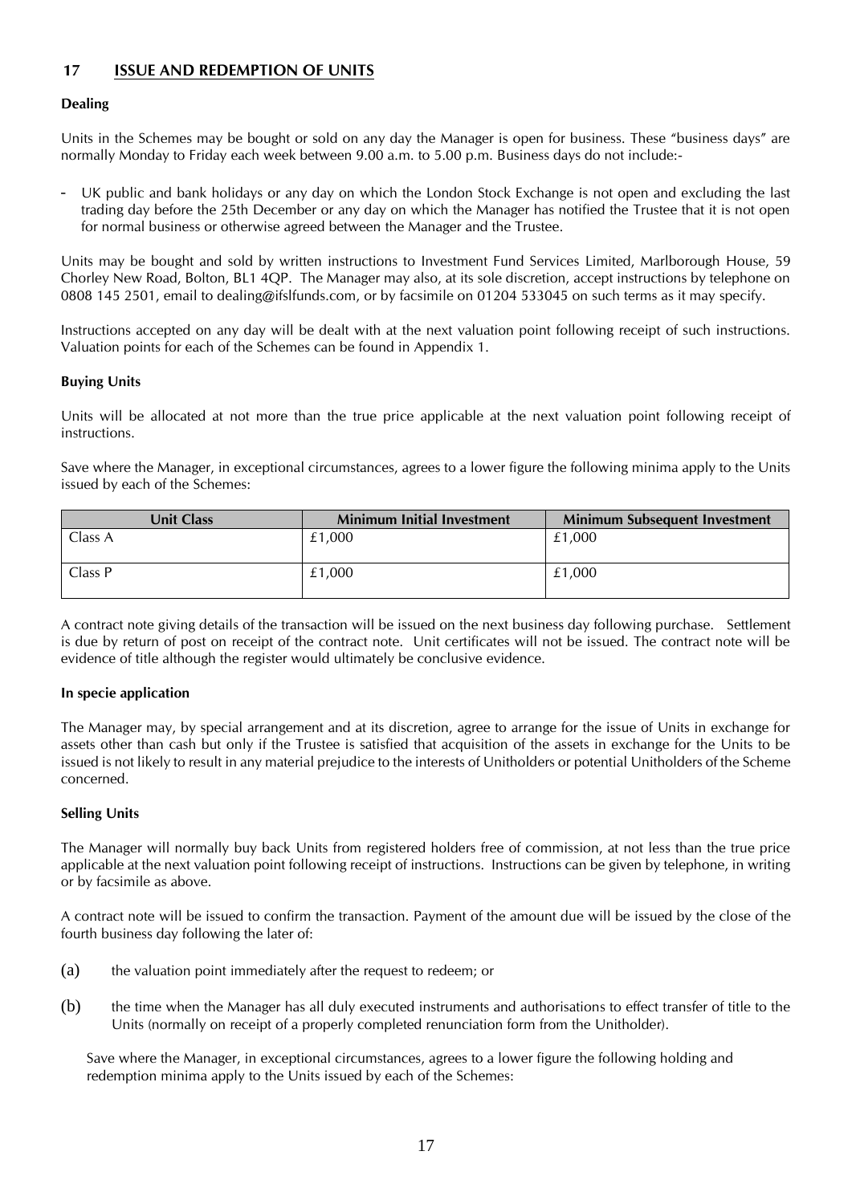## 17 ISSUE AND REDEMPTION OF UNITS

**Dealing**

Units in the Schemes may be bought or sold on any day the Manager is open for business. These "business days" are normally Monday to Friday each week between 9.00 a.m. to 5.00 p.m. Business days do not include:-

- UK public and bank holidays or any day on which the London Stock Exchange is not open and excluding the last trading day before the 25th December or any day on which the Manager has notified the Trustee that it is not open for normal business or otherwise agreed between the Manager and the Trustee.

Units may be bought and sold by written instructions to Investment Fund Services Limited, Marlborough House, 59 Chorley New Road, Bolton, BL1 4QP. The Manager may also, at its sole discretion, accept instructions by telephone on 0808 145 2501, email to dealing@ifslfunds.com, or by facsimile on 01204 533045 on such terms as it may specify.

Instructions accepted on any day will be dealt with at the next valuation point following receipt of such instructions. Valuation points for each of the Schemes can be found in Appendix 1.

**Buying Units**

Units will be allocated at not more than the true price applicable at the next valuation point following receipt of instructions.

Save where the Manager, in exceptional circumstances, agrees to a lower figure the following minima apply to the Units issued by each of the Schemes:

| Unit Class | Minimum Initial Investment | Minimum Subsequent Investment |
|---|---|---|
| Class A | £1,000 | £1,000 |
| Class P | £1,000 | £1,000 |

A contract note giving details of the transaction will be issued on the next business day following purchase. Settlement is due by return of post on receipt of the contract note. Unit certificates will not be issued. The contract note will be evidence of title although the register would ultimately be conclusive evidence.

**In specie application**

The Manager may, by special arrangement and at its discretion, agree to arrange for the issue of Units in exchange for assets other than cash but only if the Trustee is satisfied that acquisition of the assets in exchange for the Units to be issued is not likely to result in any material prejudice to the interests of Unitholders or potential Unitholders of the Scheme concerned.

**Selling Units**

The Manager will normally buy back Units from registered holders free of commission, at not less than the true price applicable at the next valuation point following receipt of instructions. Instructions can be given by telephone, in writing or by facsimile as above.

A contract note will be issued to confirm the transaction. Payment of the amount due will be issued by the close of the fourth business day following the later of:

(a) the valuation point immediately after the request to redeem; or

(b) the time when the Manager has all duly executed instruments and authorisations to effect transfer of title to the Units (normally on receipt of a properly completed renunciation form from the Unitholder).

Save where the Manager, in exceptional circumstances, agrees to a lower figure the following holding and redemption minima apply to the Units issued by each of the Schemes: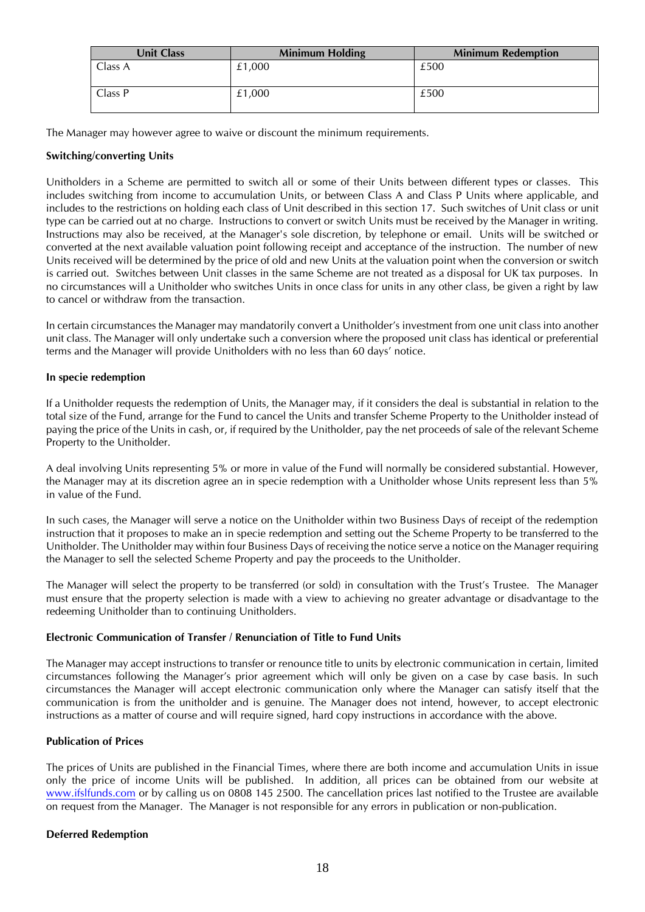| Unit Class | Minimum Holding | Minimum Redemption |
| --- | --- | --- |
| Class A | £1,000 | £500 |
| Class P | £1,000 | £500 |

The Manager may however agree to waive or discount the minimum requirements.

**Switching/converting Units**

Unitholders in a Scheme are permitted to switch all or some of their Units between different types or classes. This includes switching from income to accumulation Units, or between Class A and Class P Units where applicable, and includes to the restrictions on holding each class of Unit described in this section 17. Such switches of Unit class or unit type can be carried out at no charge. Instructions to convert or switch Units must be received by the Manager in writing. Instructions may also be received, at the Manager's sole discretion, by telephone or email. Units will be switched or converted at the next available valuation point following receipt and acceptance of the instruction. The number of new Units received will be determined by the price of old and new Units at the valuation point when the conversion or switch is carried out. Switches between Unit classes in the same Scheme are not treated as a disposal for UK tax purposes. In no circumstances will a Unitholder who switches Units in once class for units in any other class, be given a right by law to cancel or withdraw from the transaction.

In certain circumstances the Manager may mandatorily convert a Unitholder's investment from one unit class into another unit class. The Manager will only undertake such a conversion where the proposed unit class has identical or preferential terms and the Manager will provide Unitholders with no less than 60 days' notice.

**In specie redemption**

If a Unitholder requests the redemption of Units, the Manager may, if it considers the deal is substantial in relation to the total size of the Fund, arrange for the Fund to cancel the Units and transfer Scheme Property to the Unitholder instead of paying the price of the Units in cash, or, if required by the Unitholder, pay the net proceeds of sale of the relevant Scheme Property to the Unitholder.

A deal involving Units representing 5% or more in value of the Fund will normally be considered substantial. However, the Manager may at its discretion agree an in specie redemption with a Unitholder whose Units represent less than 5% in value of the Fund.

In such cases, the Manager will serve a notice on the Unitholder within two Business Days of receipt of the redemption instruction that it proposes to make an in specie redemption and setting out the Scheme Property to be transferred to the Unitholder. The Unitholder may within four Business Days of receiving the notice serve a notice on the Manager requiring the Manager to sell the selected Scheme Property and pay the proceeds to the Unitholder.

The Manager will select the property to be transferred (or sold) in consultation with the Trust's Trustee. The Manager must ensure that the property selection is made with a view to achieving no greater advantage or disadvantage to the redeeming Unitholder than to continuing Unitholders.

**Electronic Communication of Transfer / Renunciation of Title to Fund Units**

The Manager may accept instructions to transfer or renounce title to units by electronic communication in certain, limited circumstances following the Manager's prior agreement which will only be given on a case by case basis. In such circumstances the Manager will accept electronic communication only where the Manager can satisfy itself that the communication is from the unitholder and is genuine. The Manager does not intend, however, to accept electronic instructions as a matter of course and will require signed, hard copy instructions in accordance with the above.

**Publication of Prices**

The prices of Units are published in the Financial Times, where there are both income and accumulation Units in issue only the price of income Units will be published. In addition, all prices can be obtained from our website at www.ifslfunds.com or by calling us on 0808 145 2500. The cancellation prices last notified to the Trustee are available on request from the Manager. The Manager is not responsible for any errors in publication or non-publication.

**Deferred Redemption**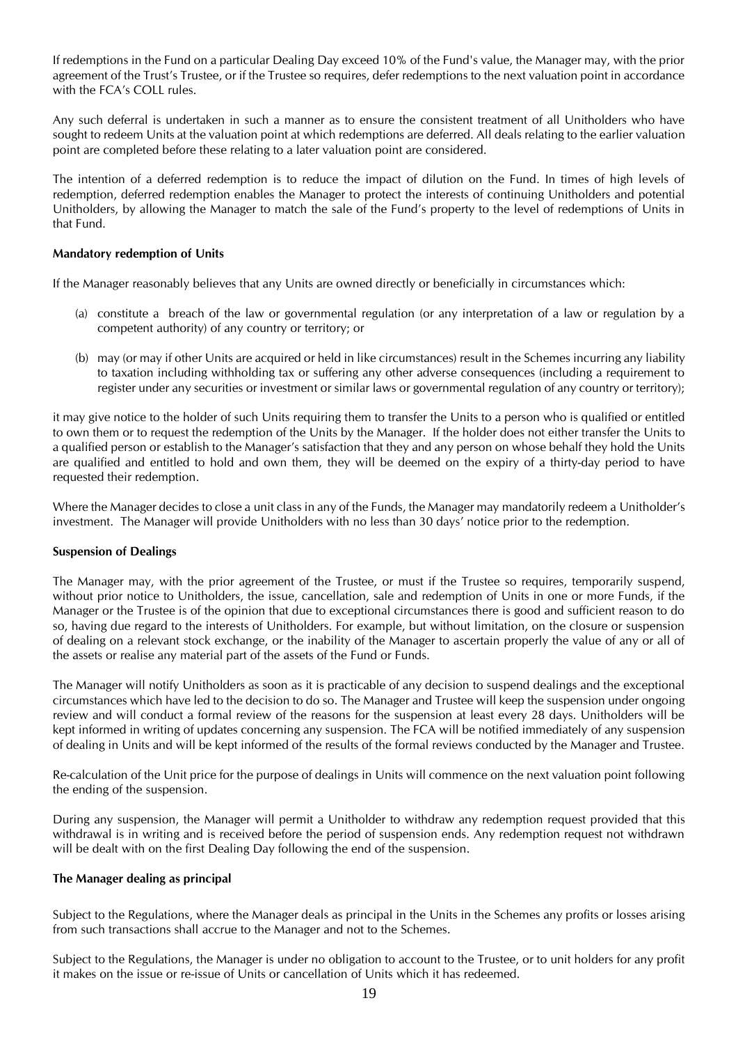If redemptions in the Fund on a particular Dealing Day exceed 10% of the Fund's value, the Manager may, with the prior agreement of the Trust's Trustee, or if the Trustee so requires, defer redemptions to the next valuation point in accordance with the FCA's COLL rules.

Any such deferral is undertaken in such a manner as to ensure the consistent treatment of all Unitholders who have sought to redeem Units at the valuation point at which redemptions are deferred. All deals relating to the earlier valuation point are completed before these relating to a later valuation point are considered.

The intention of a deferred redemption is to reduce the impact of dilution on the Fund. In times of high levels of redemption, deferred redemption enables the Manager to protect the interests of continuing Unitholders and potential Unitholders, by allowing the Manager to match the sale of the Fund's property to the level of redemptions of Units in that Fund.

**Mandatory redemption of Units**

If the Manager reasonably believes that any Units are owned directly or beneficially in circumstances which:

(a) constitute a breach of the law or governmental regulation (or any interpretation of a law or regulation by a competent authority) of any country or territory; or

(b) may (or may if other Units are acquired or held in like circumstances) result in the Schemes incurring any liability to taxation including withholding tax or suffering any other adverse consequences (including a requirement to register under any securities or investment or similar laws or governmental regulation of any country or territory);

it may give notice to the holder of such Units requiring them to transfer the Units to a person who is qualified or entitled to own them or to request the redemption of the Units by the Manager. If the holder does not either transfer the Units to a qualified person or establish to the Manager's satisfaction that they and any person on whose behalf they hold the Units are qualified and entitled to hold and own them, they will be deemed on the expiry of a thirty-day period to have requested their redemption.

Where the Manager decides to close a unit class in any of the Funds, the Manager may mandatorily redeem a Unitholder's investment. The Manager will provide Unitholders with no less than 30 days' notice prior to the redemption.

**Suspension of Dealings**

The Manager may, with the prior agreement of the Trustee, or must if the Trustee so requires, temporarily suspend, without prior notice to Unitholders, the issue, cancellation, sale and redemption of Units in one or more Funds, if the Manager or the Trustee is of the opinion that due to exceptional circumstances there is good and sufficient reason to do so, having due regard to the interests of Unitholders. For example, but without limitation, on the closure or suspension of dealing on a relevant stock exchange, or the inability of the Manager to ascertain properly the value of any or all of the assets or realise any material part of the assets of the Fund or Funds.

The Manager will notify Unitholders as soon as it is practicable of any decision to suspend dealings and the exceptional circumstances which have led to the decision to do so. The Manager and Trustee will keep the suspension under ongoing review and will conduct a formal review of the reasons for the suspension at least every 28 days. Unitholders will be kept informed in writing of updates concerning any suspension. The FCA will be notified immediately of any suspension of dealing in Units and will be kept informed of the results of the formal reviews conducted by the Manager and Trustee.

Re-calculation of the Unit price for the purpose of dealings in Units will commence on the next valuation point following the ending of the suspension.

During any suspension, the Manager will permit a Unitholder to withdraw any redemption request provided that this withdrawal is in writing and is received before the period of suspension ends. Any redemption request not withdrawn will be dealt with on the first Dealing Day following the end of the suspension.

**The Manager dealing as principal**

Subject to the Regulations, where the Manager deals as principal in the Units in the Schemes any profits or losses arising from such transactions shall accrue to the Manager and not to the Schemes.

Subject to the Regulations, the Manager is under no obligation to account to the Trustee, or to unit holders for any profit it makes on the issue or re-issue of Units or cancellation of Units which it has redeemed.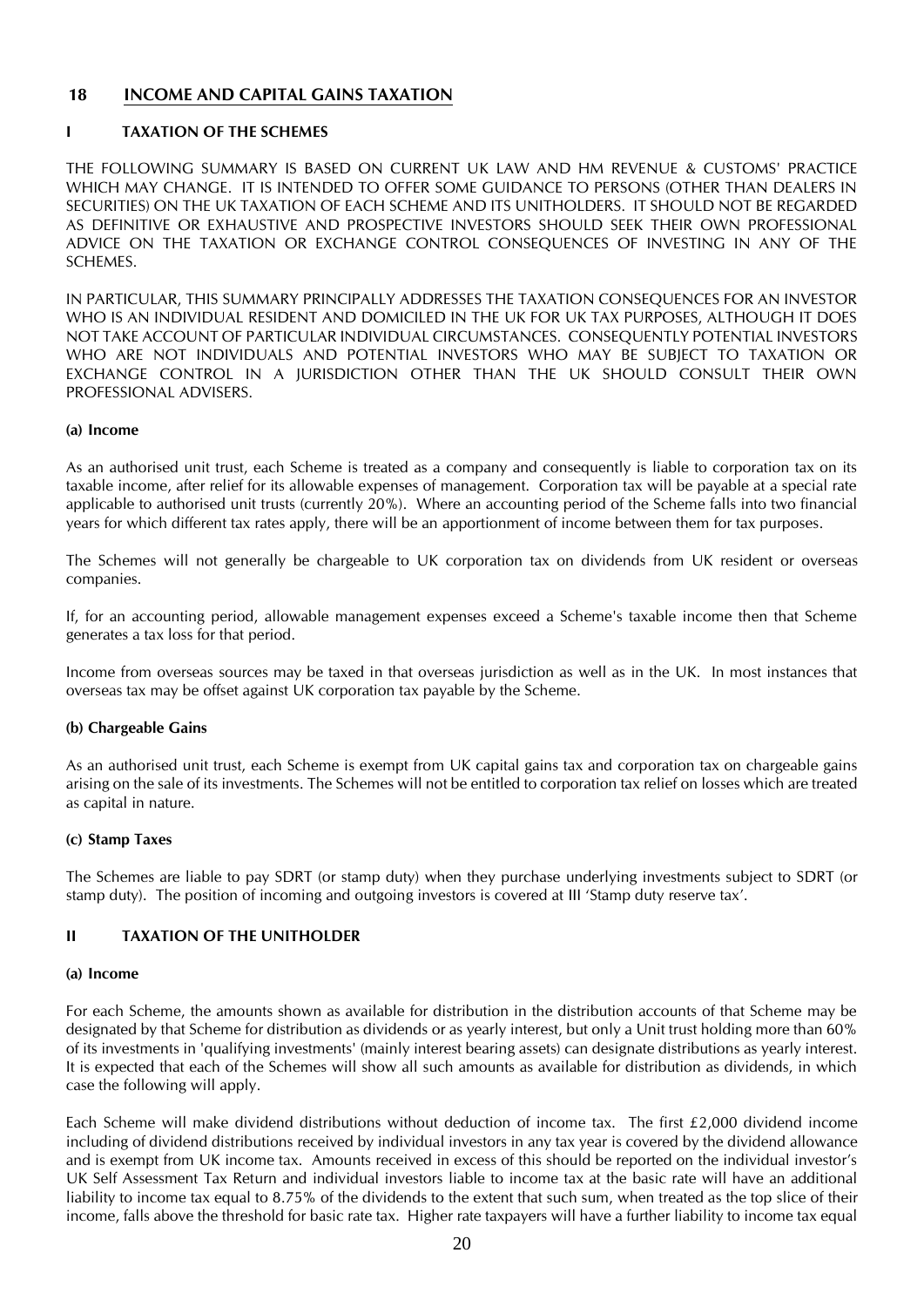## 18 INCOME AND CAPITAL GAINS TAXATION

### I TAXATION OF THE SCHEMES

THE FOLLOWING SUMMARY IS BASED ON CURRENT UK LAW AND HM REVENUE & CUSTOMS' PRACTICE WHICH MAY CHANGE. IT IS INTENDED TO OFFER SOME GUIDANCE TO PERSONS (OTHER THAN DEALERS IN SECURITIES) ON THE UK TAXATION OF EACH SCHEME AND ITS UNITHOLDERS. IT SHOULD NOT BE REGARDED AS DEFINITIVE OR EXHAUSTIVE AND PROSPECTIVE INVESTORS SHOULD SEEK THEIR OWN PROFESSIONAL ADVICE ON THE TAXATION OR EXCHANGE CONTROL CONSEQUENCES OF INVESTING IN ANY OF THE SCHEMES.

IN PARTICULAR, THIS SUMMARY PRINCIPALLY ADDRESSES THE TAXATION CONSEQUENCES FOR AN INVESTOR WHO IS AN INDIVIDUAL RESIDENT AND DOMICILED IN THE UK FOR UK TAX PURPOSES, ALTHOUGH IT DOES NOT TAKE ACCOUNT OF PARTICULAR INDIVIDUAL CIRCUMSTANCES. CONSEQUENTLY POTENTIAL INVESTORS WHO ARE NOT INDIVIDUALS AND POTENTIAL INVESTORS WHO MAY BE SUBJECT TO TAXATION OR EXCHANGE CONTROL IN A JURISDICTION OTHER THAN THE UK SHOULD CONSULT THEIR OWN PROFESSIONAL ADVISERS.

**(a) Income**

As an authorised unit trust, each Scheme is treated as a company and consequently is liable to corporation tax on its taxable income, after relief for its allowable expenses of management. Corporation tax will be payable at a special rate applicable to authorised unit trusts (currently 20%). Where an accounting period of the Scheme falls into two financial years for which different tax rates apply, there will be an apportionment of income between them for tax purposes.

The Schemes will not generally be chargeable to UK corporation tax on dividends from UK resident or overseas companies.

If, for an accounting period, allowable management expenses exceed a Scheme's taxable income then that Scheme generates a tax loss for that period.

Income from overseas sources may be taxed in that overseas jurisdiction as well as in the UK. In most instances that overseas tax may be offset against UK corporation tax payable by the Scheme.

**(b) Chargeable Gains**

As an authorised unit trust, each Scheme is exempt from UK capital gains tax and corporation tax on chargeable gains arising on the sale of its investments. The Schemes will not be entitled to corporation tax relief on losses which are treated as capital in nature.

**(c) Stamp Taxes**

The Schemes are liable to pay SDRT (or stamp duty) when they purchase underlying investments subject to SDRT (or stamp duty). The position of incoming and outgoing investors is covered at III 'Stamp duty reserve tax'.

### II TAXATION OF THE UNITHOLDER

**(a) Income**

For each Scheme, the amounts shown as available for distribution in the distribution accounts of that Scheme may be designated by that Scheme for distribution as dividends or as yearly interest, but only a Unit trust holding more than 60% of its investments in 'qualifying investments' (mainly interest bearing assets) can designate distributions as yearly interest. It is expected that each of the Schemes will show all such amounts as available for distribution as dividends, in which case the following will apply.

Each Scheme will make dividend distributions without deduction of income tax. The first £2,000 dividend income including of dividend distributions received by individual investors in any tax year is covered by the dividend allowance and is exempt from UK income tax. Amounts received in excess of this should be reported on the individual investor's UK Self Assessment Tax Return and individual investors liable to income tax at the basic rate will have an additional liability to income tax equal to 8.75% of the dividends to the extent that such sum, when treated as the top slice of their income, falls above the threshold for basic rate tax. Higher rate taxpayers will have a further liability to income tax equal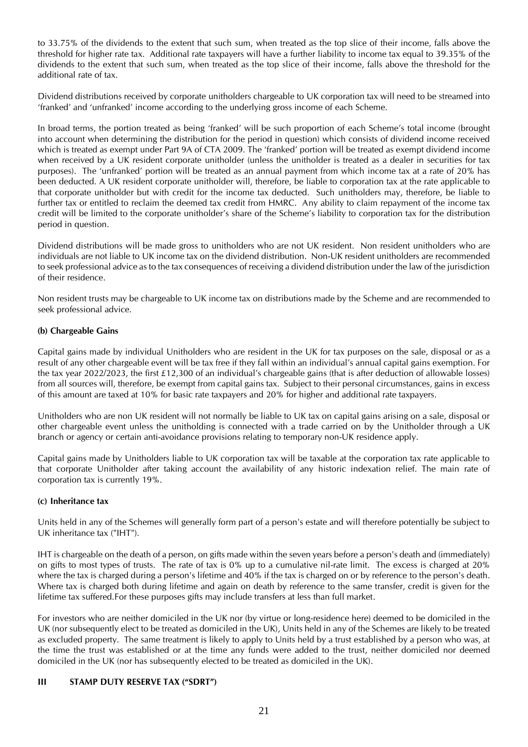to 33.75% of the dividends to the extent that such sum, when treated as the top slice of their income, falls above the threshold for higher rate tax. Additional rate taxpayers will have a further liability to income tax equal to 39.35% of the dividends to the extent that such sum, when treated as the top slice of their income, falls above the threshold for the additional rate of tax.

Dividend distributions received by corporate unitholders chargeable to UK corporation tax will need to be streamed into 'franked' and 'unfranked' income according to the underlying gross income of each Scheme.

In broad terms, the portion treated as being 'franked' will be such proportion of each Scheme's total income (brought into account when determining the distribution for the period in question) which consists of dividend income received which is treated as exempt under Part 9A of CTA 2009. The 'franked' portion will be treated as exempt dividend income when received by a UK resident corporate unitholder (unless the unitholder is treated as a dealer in securities for tax purposes). The 'unfranked' portion will be treated as an annual payment from which income tax at a rate of 20% has been deducted. A UK resident corporate unitholder will, therefore, be liable to corporation tax at the rate applicable to that corporate unitholder but with credit for the income tax deducted. Such unitholders may, therefore, be liable to further tax or entitled to reclaim the deemed tax credit from HMRC. Any ability to claim repayment of the income tax credit will be limited to the corporate unitholder's share of the Scheme's liability to corporation tax for the distribution period in question.

Dividend distributions will be made gross to unitholders who are not UK resident. Non resident unitholders who are individuals are not liable to UK income tax on the dividend distribution. Non-UK resident unitholders are recommended to seek professional advice as to the tax consequences of receiving a dividend distribution under the law of the jurisdiction of their residence.

Non resident trusts may be chargeable to UK income tax on distributions made by the Scheme and are recommended to seek professional advice.

**(b) Chargeable Gains**

Capital gains made by individual Unitholders who are resident in the UK for tax purposes on the sale, disposal or as a result of any other chargeable event will be tax free if they fall within an individual's annual capital gains exemption. For the tax year 2022/2023, the first £12,300 of an individual's chargeable gains (that is after deduction of allowable losses) from all sources will, therefore, be exempt from capital gains tax. Subject to their personal circumstances, gains in excess of this amount are taxed at 10% for basic rate taxpayers and 20% for higher and additional rate taxpayers.

Unitholders who are non UK resident will not normally be liable to UK tax on capital gains arising on a sale, disposal or other chargeable event unless the unitholding is connected with a trade carried on by the Unitholder through a UK branch or agency or certain anti-avoidance provisions relating to temporary non-UK residence apply.

Capital gains made by Unitholders liable to UK corporation tax will be taxable at the corporation tax rate applicable to that corporate Unitholder after taking account the availability of any historic indexation relief. The main rate of corporation tax is currently 19%.

**(c) Inheritance tax**

Units held in any of the Schemes will generally form part of a person's estate and will therefore potentially be subject to UK inheritance tax ("IHT").

IHT is chargeable on the death of a person, on gifts made within the seven years before a person's death and (immediately) on gifts to most types of trusts. The rate of tax is 0% up to a cumulative nil-rate limit. The excess is charged at 20% where the tax is charged during a person's lifetime and 40% if the tax is charged on or by reference to the person's death. Where tax is charged both during lifetime and again on death by reference to the same transfer, credit is given for the lifetime tax suffered.For these purposes gifts may include transfers at less than full market.

For investors who are neither domiciled in the UK nor (by virtue or long-residence here) deemed to be domiciled in the UK (nor subsequently elect to be treated as domiciled in the UK), Units held in any of the Schemes are likely to be treated as excluded property. The same treatment is likely to apply to Units held by a trust established by a person who was, at the time the trust was established or at the time any funds were added to the trust, neither domiciled nor deemed domiciled in the UK (nor has subsequently elected to be treated as domiciled in the UK).

## III STAMP DUTY RESERVE TAX ("SDRT")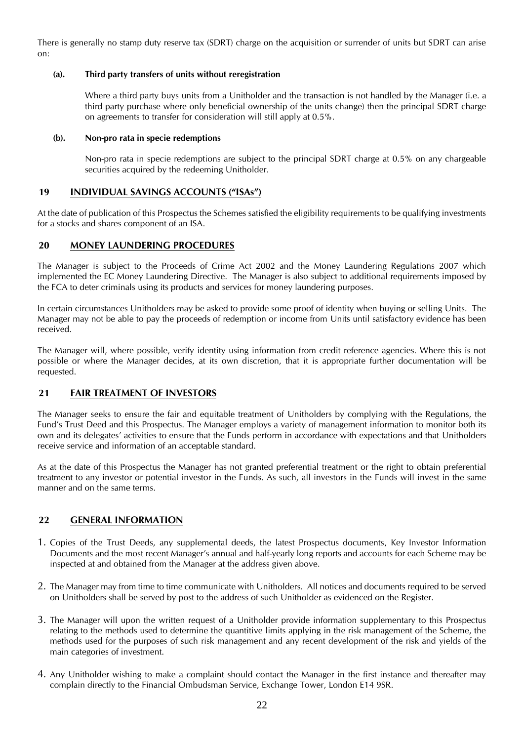There is generally no stamp duty reserve tax (SDRT) charge on the acquisition or surrender of units but SDRT can arise on:

**(a). Third party transfers of units without reregistration**

Where a third party buys units from a Unitholder and the transaction is not handled by the Manager (i.e. a third party purchase where only beneficial ownership of the units change) then the principal SDRT charge on agreements to transfer for consideration will still apply at 0.5%.

**(b). Non-pro rata in specie redemptions**

Non-pro rata in specie redemptions are subject to the principal SDRT charge at 0.5% on any chargeable securities acquired by the redeeming Unitholder.

## 19 INDIVIDUAL SAVINGS ACCOUNTS ("ISAs")

At the date of publication of this Prospectus the Schemes satisfied the eligibility requirements to be qualifying investments for a stocks and shares component of an ISA.

## 20 MONEY LAUNDERING PROCEDURES

The Manager is subject to the Proceeds of Crime Act 2002 and the Money Laundering Regulations 2007 which implemented the EC Money Laundering Directive. The Manager is also subject to additional requirements imposed by the FCA to deter criminals using its products and services for money laundering purposes.

In certain circumstances Unitholders may be asked to provide some proof of identity when buying or selling Units. The Manager may not be able to pay the proceeds of redemption or income from Units until satisfactory evidence has been received.

The Manager will, where possible, verify identity using information from credit reference agencies. Where this is not possible or where the Manager decides, at its own discretion, that it is appropriate further documentation will be requested.

## 21 FAIR TREATMENT OF INVESTORS

The Manager seeks to ensure the fair and equitable treatment of Unitholders by complying with the Regulations, the Fund's Trust Deed and this Prospectus. The Manager employs a variety of management information to monitor both its own and its delegates' activities to ensure that the Funds perform in accordance with expectations and that Unitholders receive service and information of an acceptable standard.

As at the date of this Prospectus the Manager has not granted preferential treatment or the right to obtain preferential treatment to any investor or potential investor in the Funds. As such, all investors in the Funds will invest in the same manner and on the same terms.

## 22 GENERAL INFORMATION

1. Copies of the Trust Deeds, any supplemental deeds, the latest Prospectus documents, Key Investor Information Documents and the most recent Manager's annual and half-yearly long reports and accounts for each Scheme may be inspected at and obtained from the Manager at the address given above.
2. The Manager may from time to time communicate with Unitholders. All notices and documents required to be served on Unitholders shall be served by post to the address of such Unitholder as evidenced on the Register.
3. The Manager will upon the written request of a Unitholder provide information supplementary to this Prospectus relating to the methods used to determine the quantitive limits applying in the risk management of the Scheme, the methods used for the purposes of such risk management and any recent development of the risk and yields of the main categories of investment.
4. Any Unitholder wishing to make a complaint should contact the Manager in the first instance and thereafter may complain directly to the Financial Ombudsman Service, Exchange Tower, London E14 9SR.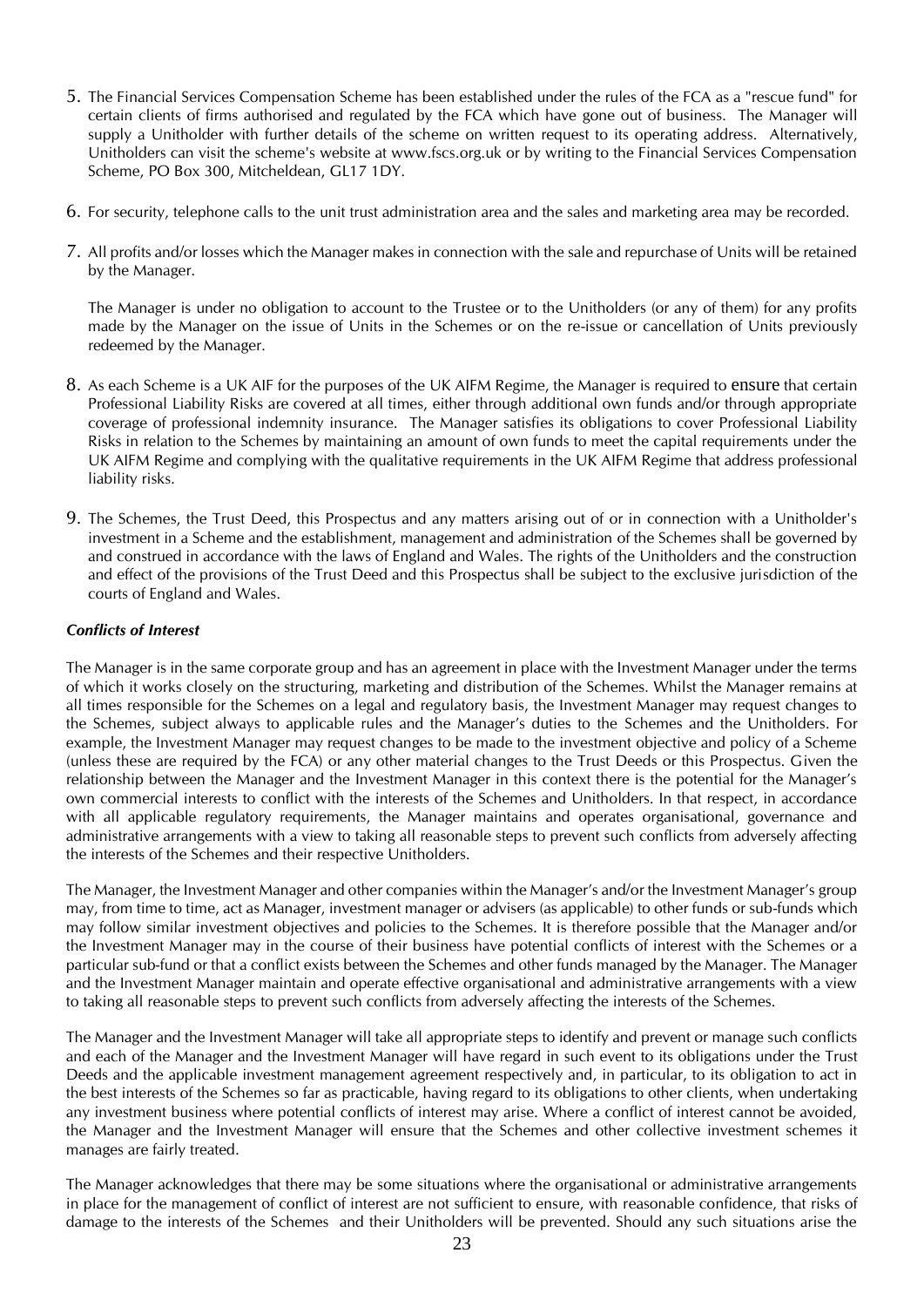5. The Financial Services Compensation Scheme has been established under the rules of the FCA as a "rescue fund" for certain clients of firms authorised and regulated by the FCA which have gone out of business. The Manager will supply a Unitholder with further details of the scheme on written request to its operating address. Alternatively, Unitholders can visit the scheme's website at www.fscs.org.uk or by writing to the Financial Services Compensation Scheme, PO Box 300, Mitcheldean, GL17 1DY.

6. For security, telephone calls to the unit trust administration area and the sales and marketing area may be recorded.

7. All profits and/or losses which the Manager makes in connection with the sale and repurchase of Units will be retained by the Manager.

   The Manager is under no obligation to account to the Trustee or to the Unitholders (or any of them) for any profits made by the Manager on the issue of Units in the Schemes or on the re-issue or cancellation of Units previously redeemed by the Manager.

8. As each Scheme is a UK AIF for the purposes of the UK AIFM Regime, the Manager is required to ensure that certain Professional Liability Risks are covered at all times, either through additional own funds and/or through appropriate coverage of professional indemnity insurance. The Manager satisfies its obligations to cover Professional Liability Risks in relation to the Schemes by maintaining an amount of own funds to meet the capital requirements under the UK AIFM Regime and complying with the qualitative requirements in the UK AIFM Regime that address professional liability risks.

9. The Schemes, the Trust Deed, this Prospectus and any matters arising out of or in connection with a Unitholder's investment in a Scheme and the establishment, management and administration of the Schemes shall be governed by and construed in accordance with the laws of England and Wales. The rights of the Unitholders and the construction and effect of the provisions of the Trust Deed and this Prospectus shall be subject to the exclusive jurisdiction of the courts of England and Wales.

***Conflicts of Interest***

The Manager is in the same corporate group and has an agreement in place with the Investment Manager under the terms of which it works closely on the structuring, marketing and distribution of the Schemes. Whilst the Manager remains at all times responsible for the Schemes on a legal and regulatory basis, the Investment Manager may request changes to the Schemes, subject always to applicable rules and the Manager's duties to the Schemes and the Unitholders. For example, the Investment Manager may request changes to be made to the investment objective and policy of a Scheme (unless these are required by the FCA) or any other material changes to the Trust Deeds or this Prospectus. Given the relationship between the Manager and the Investment Manager in this context there is the potential for the Manager's own commercial interests to conflict with the interests of the Schemes and Unitholders. In that respect, in accordance with all applicable regulatory requirements, the Manager maintains and operates organisational, governance and administrative arrangements with a view to taking all reasonable steps to prevent such conflicts from adversely affecting the interests of the Schemes and their respective Unitholders.

The Manager, the Investment Manager and other companies within the Manager's and/or the Investment Manager's group may, from time to time, act as Manager, investment manager or advisers (as applicable) to other funds or sub-funds which may follow similar investment objectives and policies to the Schemes. It is therefore possible that the Manager and/or the Investment Manager may in the course of their business have potential conflicts of interest with the Schemes or a particular sub-fund or that a conflict exists between the Schemes and other funds managed by the Manager. The Manager and the Investment Manager maintain and operate effective organisational and administrative arrangements with a view to taking all reasonable steps to prevent such conflicts from adversely affecting the interests of the Schemes.

The Manager and the Investment Manager will take all appropriate steps to identify and prevent or manage such conflicts and each of the Manager and the Investment Manager will have regard in such event to its obligations under the Trust Deeds and the applicable investment management agreement respectively and, in particular, to its obligation to act in the best interests of the Schemes so far as practicable, having regard to its obligations to other clients, when undertaking any investment business where potential conflicts of interest may arise. Where a conflict of interest cannot be avoided, the Manager and the Investment Manager will ensure that the Schemes and other collective investment schemes it manages are fairly treated.

The Manager acknowledges that there may be some situations where the organisational or administrative arrangements in place for the management of conflict of interest are not sufficient to ensure, with reasonable confidence, that risks of damage to the interests of the Schemes and their Unitholders will be prevented. Should any such situations arise the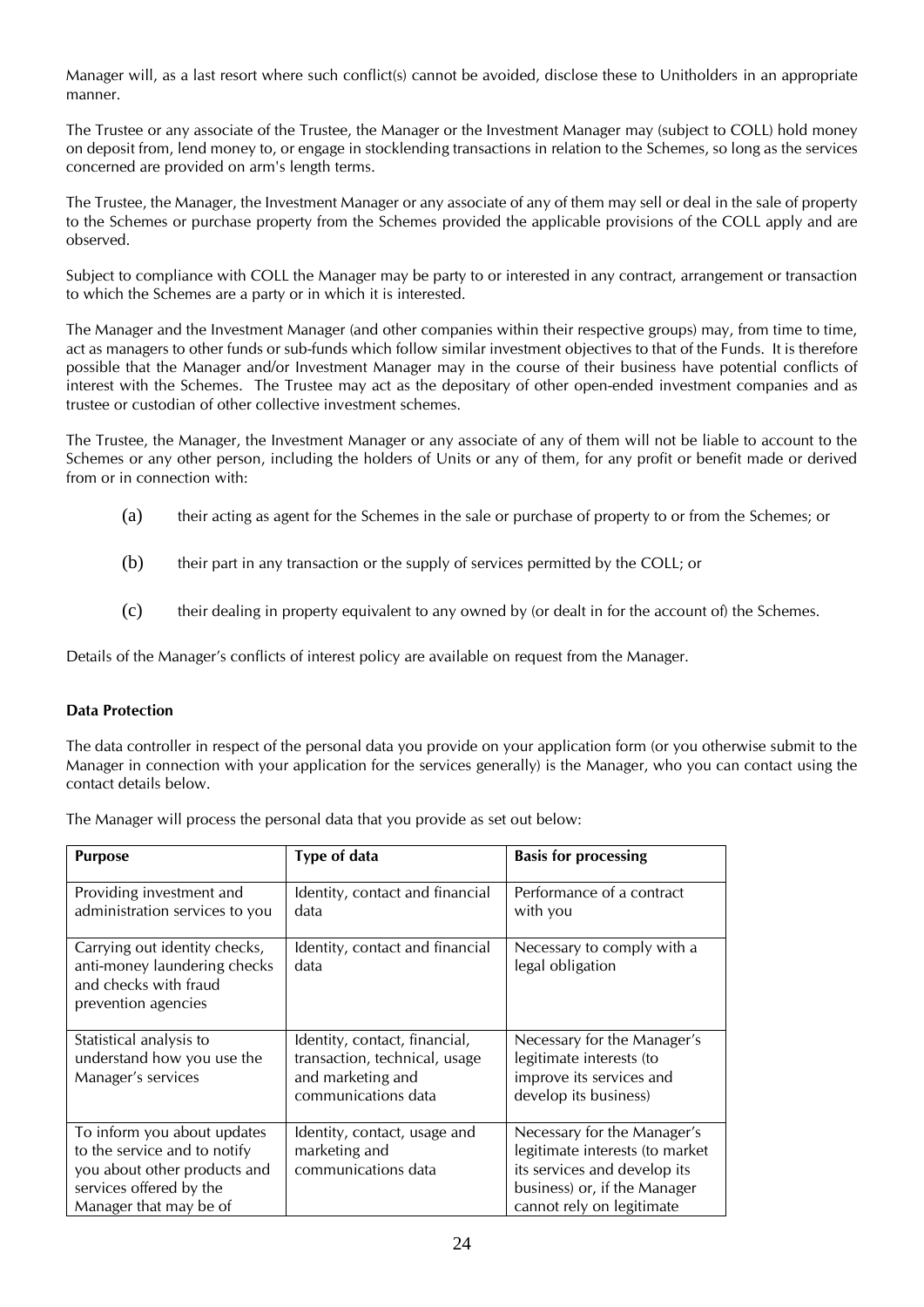Manager will, as a last resort where such conflict(s) cannot be avoided, disclose these to Unitholders in an appropriate manner.

The Trustee or any associate of the Trustee, the Manager or the Investment Manager may (subject to COLL) hold money on deposit from, lend money to, or engage in stocklending transactions in relation to the Schemes, so long as the services concerned are provided on arm's length terms.

The Trustee, the Manager, the Investment Manager or any associate of any of them may sell or deal in the sale of property to the Schemes or purchase property from the Schemes provided the applicable provisions of the COLL apply and are observed.

Subject to compliance with COLL the Manager may be party to or interested in any contract, arrangement or transaction to which the Schemes are a party or in which it is interested.

The Manager and the Investment Manager (and other companies within their respective groups) may, from time to time, act as managers to other funds or sub-funds which follow similar investment objectives to that of the Funds. It is therefore possible that the Manager and/or Investment Manager may in the course of their business have potential conflicts of interest with the Schemes. The Trustee may act as the depositary of other open-ended investment companies and as trustee or custodian of other collective investment schemes.

The Trustee, the Manager, the Investment Manager or any associate of any of them will not be liable to account to the Schemes or any other person, including the holders of Units or any of them, for any profit or benefit made or derived from or in connection with:

(a) their acting as agent for the Schemes in the sale or purchase of property to or from the Schemes; or

(b) their part in any transaction or the supply of services permitted by the COLL; or

(c) their dealing in property equivalent to any owned by (or dealt in for the account of) the Schemes.

Details of the Manager's conflicts of interest policy are available on request from the Manager.

**Data Protection**

The data controller in respect of the personal data you provide on your application form (or you otherwise submit to the Manager in connection with your application for the services generally) is the Manager, who you can contact using the contact details below.

The Manager will process the personal data that you provide as set out below:

| **Purpose** | **Type of data** | **Basis for processing** |
|---|---|---|
| Providing investment and administration services to you | Identity, contact and financial data | Performance of a contract with you |
| Carrying out identity checks, anti-money laundering checks and checks with fraud prevention agencies | Identity, contact and financial data | Necessary to comply with a legal obligation |
| Statistical analysis to understand how you use the Manager's services | Identity, contact, financial, transaction, technical, usage and marketing and communications data | Necessary for the Manager's legitimate interests (to improve its services and develop its business) |
| To inform you about updates to the service and to notify you about other products and services offered by the Manager that may be of | Identity, contact, usage and marketing and communications data | Necessary for the Manager's legitimate interests (to market its services and develop its business) or, if the Manager cannot rely on legitimate |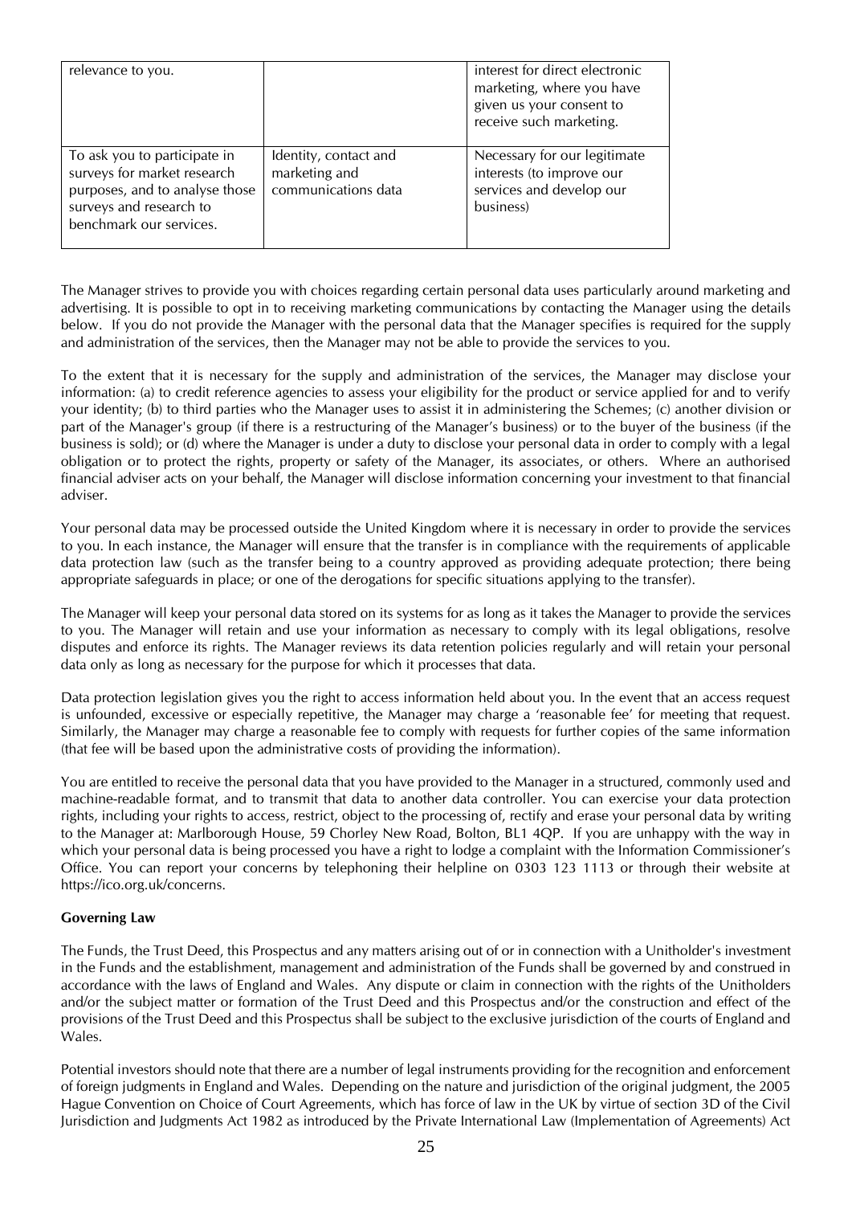| | | |
|---|---|---|
| relevance to you. | | interest for direct electronic marketing, where you have given us your consent to receive such marketing. |
| To ask you to participate in surveys for market research purposes, and to analyse those surveys and research to benchmark our services. | Identity, contact and marketing and communications data | Necessary for our legitimate interests (to improve our services and develop our business) |

The Manager strives to provide you with choices regarding certain personal data uses particularly around marketing and advertising. It is possible to opt in to receiving marketing communications by contacting the Manager using the details below. If you do not provide the Manager with the personal data that the Manager specifies is required for the supply and administration of the services, then the Manager may not be able to provide the services to you.

To the extent that it is necessary for the supply and administration of the services, the Manager may disclose your information: (a) to credit reference agencies to assess your eligibility for the product or service applied for and to verify your identity; (b) to third parties who the Manager uses to assist it in administering the Schemes; (c) another division or part of the Manager's group (if there is a restructuring of the Manager's business) or to the buyer of the business (if the business is sold); or (d) where the Manager is under a duty to disclose your personal data in order to comply with a legal obligation or to protect the rights, property or safety of the Manager, its associates, or others. Where an authorised financial adviser acts on your behalf, the Manager will disclose information concerning your investment to that financial adviser.

Your personal data may be processed outside the United Kingdom where it is necessary in order to provide the services to you. In each instance, the Manager will ensure that the transfer is in compliance with the requirements of applicable data protection law (such as the transfer being to a country approved as providing adequate protection; there being appropriate safeguards in place; or one of the derogations for specific situations applying to the transfer).

The Manager will keep your personal data stored on its systems for as long as it takes the Manager to provide the services to you. The Manager will retain and use your information as necessary to comply with its legal obligations, resolve disputes and enforce its rights. The Manager reviews its data retention policies regularly and will retain your personal data only as long as necessary for the purpose for which it processes that data.

Data protection legislation gives you the right to access information held about you. In the event that an access request is unfounded, excessive or especially repetitive, the Manager may charge a 'reasonable fee' for meeting that request. Similarly, the Manager may charge a reasonable fee to comply with requests for further copies of the same information (that fee will be based upon the administrative costs of providing the information).

You are entitled to receive the personal data that you have provided to the Manager in a structured, commonly used and machine-readable format, and to transmit that data to another data controller. You can exercise your data protection rights, including your rights to access, restrict, object to the processing of, rectify and erase your personal data by writing to the Manager at: Marlborough House, 59 Chorley New Road, Bolton, BL1 4QP. If you are unhappy with the way in which your personal data is being processed you have a right to lodge a complaint with the Information Commissioner's Office. You can report your concerns by telephoning their helpline on 0303 123 1113 or through their website at https://ico.org.uk/concerns.

**Governing Law**

The Funds, the Trust Deed, this Prospectus and any matters arising out of or in connection with a Unitholder's investment in the Funds and the establishment, management and administration of the Funds shall be governed by and construed in accordance with the laws of England and Wales. Any dispute or claim in connection with the rights of the Unitholders and/or the subject matter or formation of the Trust Deed and this Prospectus and/or the construction and effect of the provisions of the Trust Deed and this Prospectus shall be subject to the exclusive jurisdiction of the courts of England and Wales.

Potential investors should note that there are a number of legal instruments providing for the recognition and enforcement of foreign judgments in England and Wales. Depending on the nature and jurisdiction of the original judgment, the 2005 Hague Convention on Choice of Court Agreements, which has force of law in the UK by virtue of section 3D of the Civil Jurisdiction and Judgments Act 1982 as introduced by the Private International Law (Implementation of Agreements) Act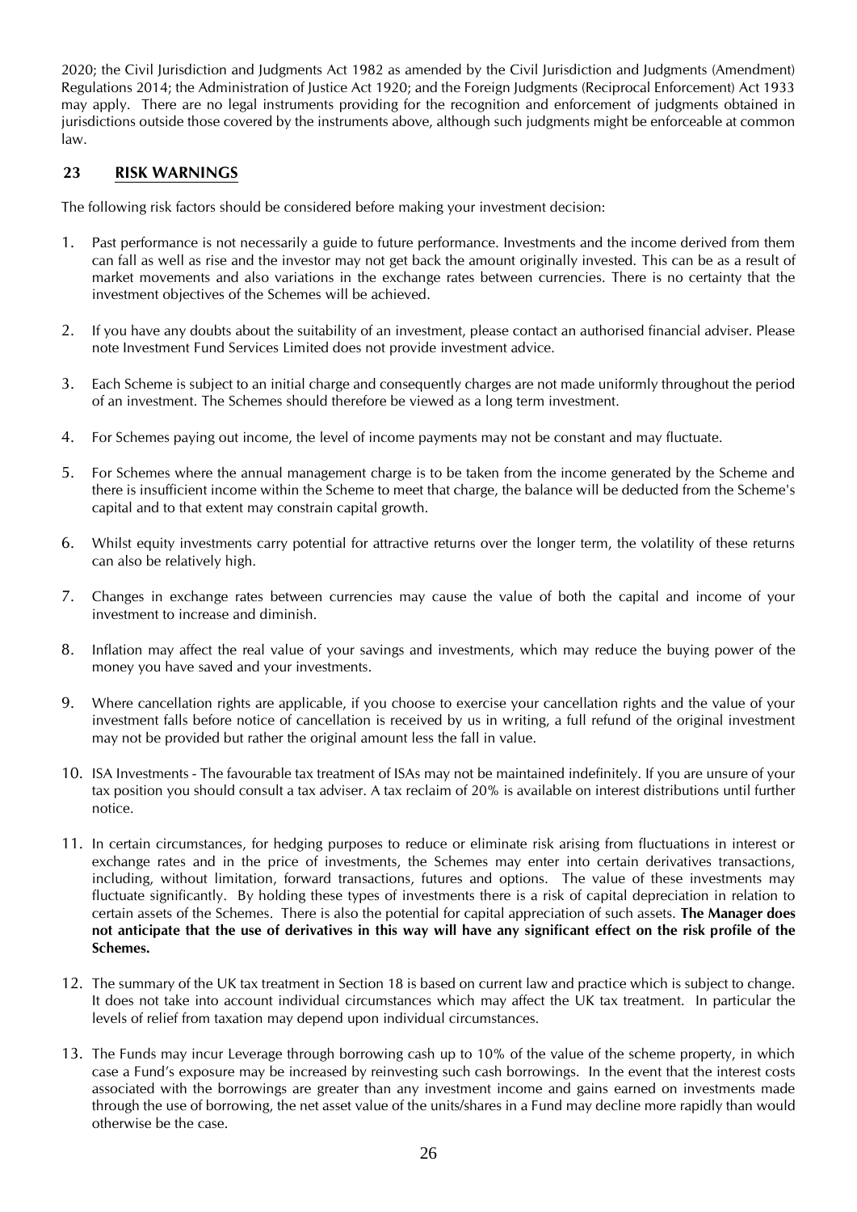2020; the Civil Jurisdiction and Judgments Act 1982 as amended by the Civil Jurisdiction and Judgments (Amendment) Regulations 2014; the Administration of Justice Act 1920; and the Foreign Judgments (Reciprocal Enforcement) Act 1933 may apply. There are no legal instruments providing for the recognition and enforcement of judgments obtained in jurisdictions outside those covered by the instruments above, although such judgments might be enforceable at common law.

## 23 RISK WARNINGS

The following risk factors should be considered before making your investment decision:

1. Past performance is not necessarily a guide to future performance. Investments and the income derived from them can fall as well as rise and the investor may not get back the amount originally invested. This can be as a result of market movements and also variations in the exchange rates between currencies. There is no certainty that the investment objectives of the Schemes will be achieved.

2. If you have any doubts about the suitability of an investment, please contact an authorised financial adviser. Please note Investment Fund Services Limited does not provide investment advice.

3. Each Scheme is subject to an initial charge and consequently charges are not made uniformly throughout the period of an investment. The Schemes should therefore be viewed as a long term investment.

4. For Schemes paying out income, the level of income payments may not be constant and may fluctuate.

5. For Schemes where the annual management charge is to be taken from the income generated by the Scheme and there is insufficient income within the Scheme to meet that charge, the balance will be deducted from the Scheme's capital and to that extent may constrain capital growth.

6. Whilst equity investments carry potential for attractive returns over the longer term, the volatility of these returns can also be relatively high.

7. Changes in exchange rates between currencies may cause the value of both the capital and income of your investment to increase and diminish.

8. Inflation may affect the real value of your savings and investments, which may reduce the buying power of the money you have saved and your investments.

9. Where cancellation rights are applicable, if you choose to exercise your cancellation rights and the value of your investment falls before notice of cancellation is received by us in writing, a full refund of the original investment may not be provided but rather the original amount less the fall in value.

10. ISA Investments - The favourable tax treatment of ISAs may not be maintained indefinitely. If you are unsure of your tax position you should consult a tax adviser. A tax reclaim of 20% is available on interest distributions until further notice.

11. In certain circumstances, for hedging purposes to reduce or eliminate risk arising from fluctuations in interest or exchange rates and in the price of investments, the Schemes may enter into certain derivatives transactions, including, without limitation, forward transactions, futures and options. The value of these investments may fluctuate significantly. By holding these types of investments there is a risk of capital depreciation in relation to certain assets of the Schemes. There is also the potential for capital appreciation of such assets. **The Manager does not anticipate that the use of derivatives in this way will have any significant effect on the risk profile of the Schemes.**

12. The summary of the UK tax treatment in Section 18 is based on current law and practice which is subject to change. It does not take into account individual circumstances which may affect the UK tax treatment. In particular the levels of relief from taxation may depend upon individual circumstances.

13. The Funds may incur Leverage through borrowing cash up to 10% of the value of the scheme property, in which case a Fund's exposure may be increased by reinvesting such cash borrowings. In the event that the interest costs associated with the borrowings are greater than any investment income and gains earned on investments made through the use of borrowing, the net asset value of the units/shares in a Fund may decline more rapidly than would otherwise be the case.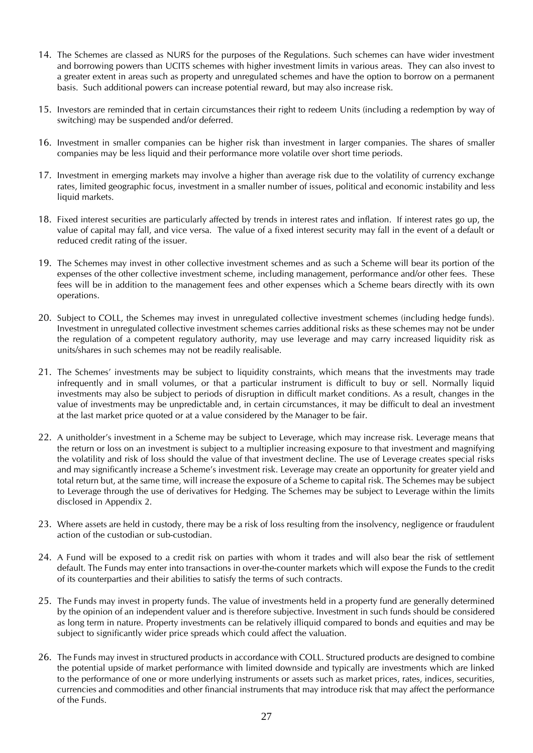14. The Schemes are classed as NURS for the purposes of the Regulations. Such schemes can have wider investment and borrowing powers than UCITS schemes with higher investment limits in various areas. They can also invest to a greater extent in areas such as property and unregulated schemes and have the option to borrow on a permanent basis. Such additional powers can increase potential reward, but may also increase risk.

15. Investors are reminded that in certain circumstances their right to redeem Units (including a redemption by way of switching) may be suspended and/or deferred.

16. Investment in smaller companies can be higher risk than investment in larger companies. The shares of smaller companies may be less liquid and their performance more volatile over short time periods.

17. Investment in emerging markets may involve a higher than average risk due to the volatility of currency exchange rates, limited geographic focus, investment in a smaller number of issues, political and economic instability and less liquid markets.

18. Fixed interest securities are particularly affected by trends in interest rates and inflation. If interest rates go up, the value of capital may fall, and vice versa. The value of a fixed interest security may fall in the event of a default or reduced credit rating of the issuer.

19. The Schemes may invest in other collective investment schemes and as such a Scheme will bear its portion of the expenses of the other collective investment scheme, including management, performance and/or other fees. These fees will be in addition to the management fees and other expenses which a Scheme bears directly with its own operations.

20. Subject to COLL, the Schemes may invest in unregulated collective investment schemes (including hedge funds). Investment in unregulated collective investment schemes carries additional risks as these schemes may not be under the regulation of a competent regulatory authority, may use leverage and may carry increased liquidity risk as units/shares in such schemes may not be readily realisable.

21. The Schemes' investments may be subject to liquidity constraints, which means that the investments may trade infrequently and in small volumes, or that a particular instrument is difficult to buy or sell. Normally liquid investments may also be subject to periods of disruption in difficult market conditions. As a result, changes in the value of investments may be unpredictable and, in certain circumstances, it may be difficult to deal an investment at the last market price quoted or at a value considered by the Manager to be fair.

22. A unitholder's investment in a Scheme may be subject to Leverage, which may increase risk. Leverage means that the return or loss on an investment is subject to a multiplier increasing exposure to that investment and magnifying the volatility and risk of loss should the value of that investment decline. The use of Leverage creates special risks and may significantly increase a Scheme's investment risk. Leverage may create an opportunity for greater yield and total return but, at the same time, will increase the exposure of a Scheme to capital risk. The Schemes may be subject to Leverage through the use of derivatives for Hedging. The Schemes may be subject to Leverage within the limits disclosed in Appendix 2.

23. Where assets are held in custody, there may be a risk of loss resulting from the insolvency, negligence or fraudulent action of the custodian or sub-custodian.

24. A Fund will be exposed to a credit risk on parties with whom it trades and will also bear the risk of settlement default. The Funds may enter into transactions in over-the-counter markets which will expose the Funds to the credit of its counterparties and their abilities to satisfy the terms of such contracts.

25. The Funds may invest in property funds. The value of investments held in a property fund are generally determined by the opinion of an independent valuer and is therefore subjective. Investment in such funds should be considered as long term in nature. Property investments can be relatively illiquid compared to bonds and equities and may be subject to significantly wider price spreads which could affect the valuation.

26. The Funds may invest in structured products in accordance with COLL. Structured products are designed to combine the potential upside of market performance with limited downside and typically are investments which are linked to the performance of one or more underlying instruments or assets such as market prices, rates, indices, securities, currencies and commodities and other financial instruments that may introduce risk that may affect the performance of the Funds.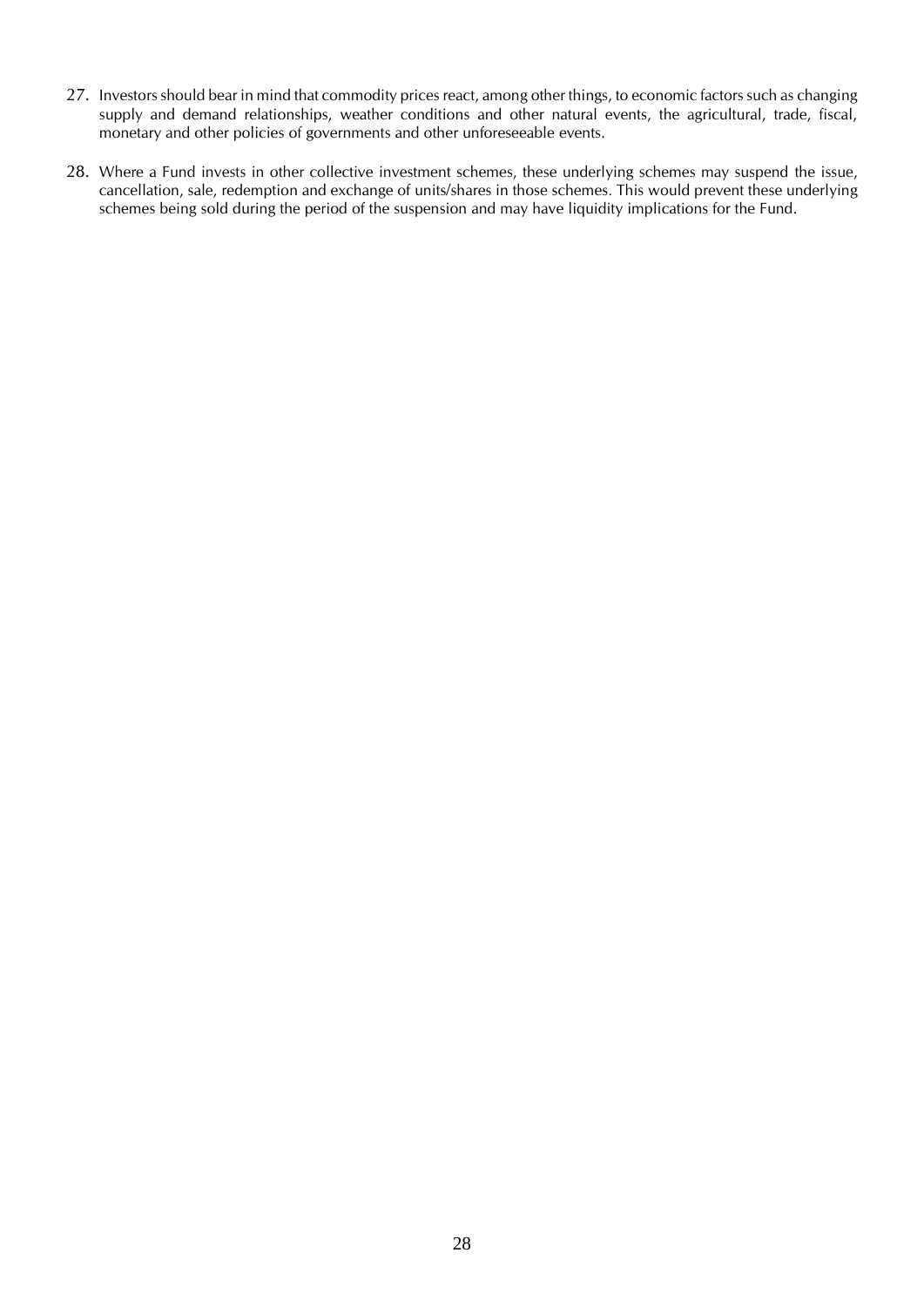27. Investors should bear in mind that commodity prices react, among other things, to economic factors such as changing supply and demand relationships, weather conditions and other natural events, the agricultural, trade, fiscal, monetary and other policies of governments and other unforeseeable events.

28. Where a Fund invests in other collective investment schemes, these underlying schemes may suspend the issue, cancellation, sale, redemption and exchange of units/shares in those schemes. This would prevent these underlying schemes being sold during the period of the suspension and may have liquidity implications for the Fund.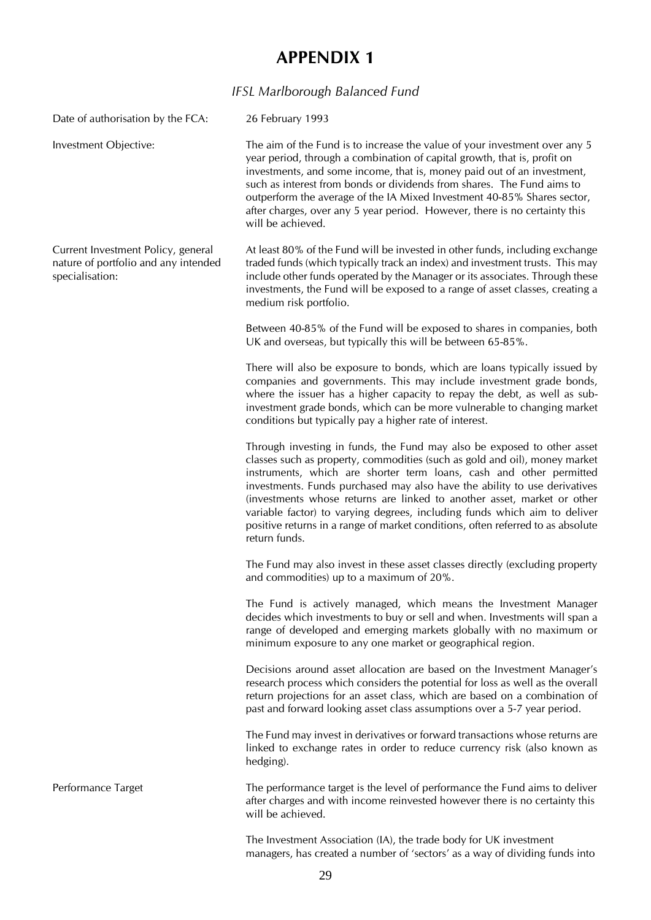# APPENDIX 1

*IFSL Marlborough Balanced Fund*

| | |
|---|---|
| Date of authorisation by the FCA: | 26 February 1993 |
| Investment Objective: | The aim of the Fund is to increase the value of your investment over any 5 year period, through a combination of capital growth, that is, profit on investments, and some income, that is, money paid out of an investment, such as interest from bonds or dividends from shares. The Fund aims to outperform the average of the IA Mixed Investment 40-85% Shares sector, after charges, over any 5 year period. However, there is no certainty this will be achieved. |
| Current Investment Policy, general nature of portfolio and any intended specialisation: | At least 80% of the Fund will be invested in other funds, including exchange traded funds (which typically track an index) and investment trusts. This may include other funds operated by the Manager or its associates. Through these investments, the Fund will be exposed to a range of asset classes, creating a medium risk portfolio.<br><br>Between 40-85% of the Fund will be exposed to shares in companies, both UK and overseas, but typically this will be between 65-85%.<br><br>There will also be exposure to bonds, which are loans typically issued by companies and governments. This may include investment grade bonds, where the issuer has a higher capacity to repay the debt, as well as sub-investment grade bonds, which can be more vulnerable to changing market conditions but typically pay a higher rate of interest.<br><br>Through investing in funds, the Fund may also be exposed to other asset classes such as property, commodities (such as gold and oil), money market instruments, which are shorter term loans, cash and other permitted investments. Funds purchased may also have the ability to use derivatives (investments whose returns are linked to another asset, market or other variable factor) to varying degrees, including funds which aim to deliver positive returns in a range of market conditions, often referred to as absolute return funds.<br><br>The Fund may also invest in these asset classes directly (excluding property and commodities) up to a maximum of 20%.<br><br>The Fund is actively managed, which means the Investment Manager decides which investments to buy or sell and when. Investments will span a range of developed and emerging markets globally with no maximum or minimum exposure to any one market or geographical region.<br><br>Decisions around asset allocation are based on the Investment Manager's research process which considers the potential for loss as well as the overall return projections for an asset class, which are based on a combination of past and forward looking asset class assumptions over a 5-7 year period.<br><br>The Fund may invest in derivatives or forward transactions whose returns are linked to exchange rates in order to reduce currency risk (also known as hedging). |
| Performance Target | The performance target is the level of performance the Fund aims to deliver after charges and with income reinvested however there is no certainty this will be achieved.<br><br>The Investment Association (IA), the trade body for UK investment managers, has created a number of 'sectors' as a way of dividing funds into |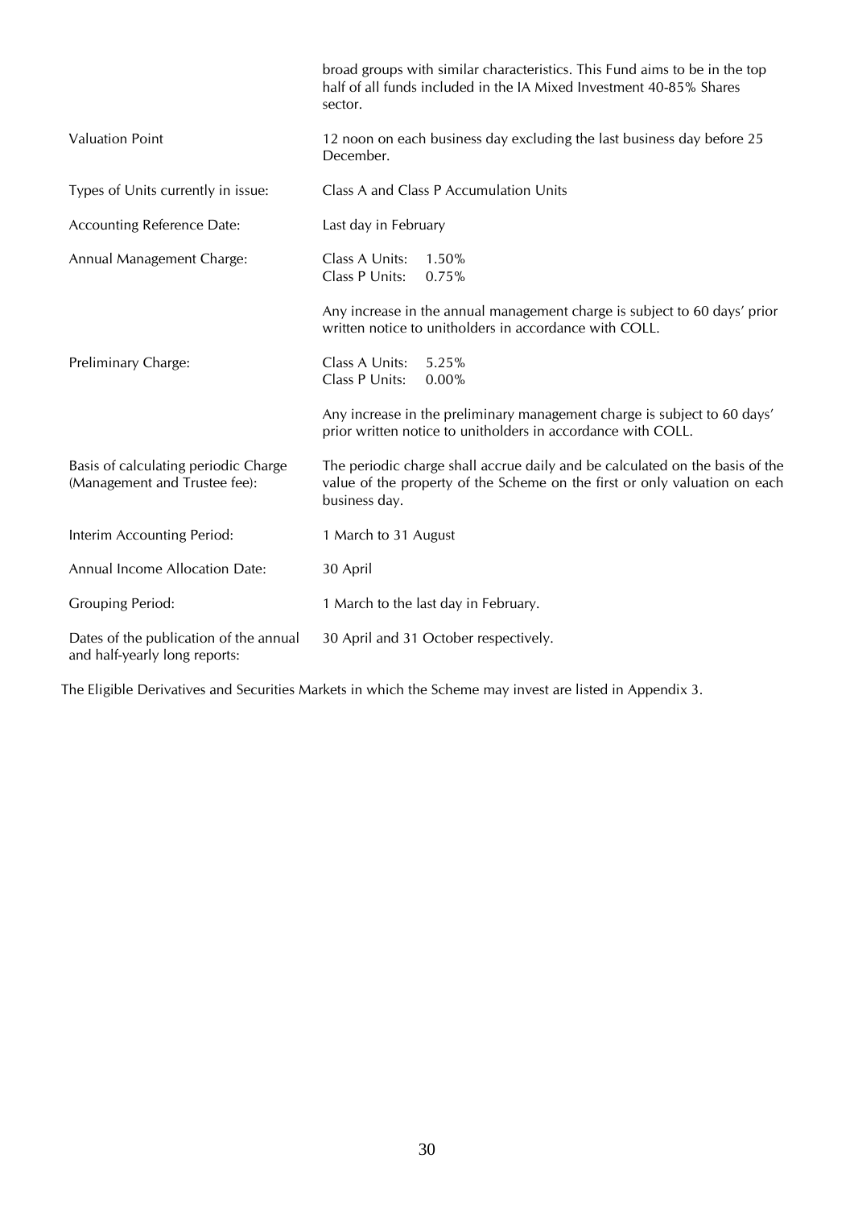| | |
|---|---|
| | broad groups with similar characteristics. This Fund aims to be in the top half of all funds included in the IA Mixed Investment 40-85% Shares sector. |
| Valuation Point | 12 noon on each business day excluding the last business day before 25 December. |
| Types of Units currently in issue: | Class A and Class P Accumulation Units |
| Accounting Reference Date: | Last day in February |
| Annual Management Charge: | Class A Units: 1.50%<br>Class P Units: 0.75%<br><br>Any increase in the annual management charge is subject to 60 days' prior written notice to unitholders in accordance with COLL. |
| Preliminary Charge: | Class A Units: 5.25%<br>Class P Units: 0.00%<br><br>Any increase in the preliminary management charge is subject to 60 days' prior written notice to unitholders in accordance with COLL. |
| Basis of calculating periodic Charge (Management and Trustee fee): | The periodic charge shall accrue daily and be calculated on the basis of the value of the property of the Scheme on the first or only valuation on each business day. |
| Interim Accounting Period: | 1 March to 31 August |
| Annual Income Allocation Date: | 30 April |
| Grouping Period: | 1 March to the last day in February. |
| Dates of the publication of the annual and half-yearly long reports: | 30 April and 31 October respectively. |

The Eligible Derivatives and Securities Markets in which the Scheme may invest are listed in Appendix 3.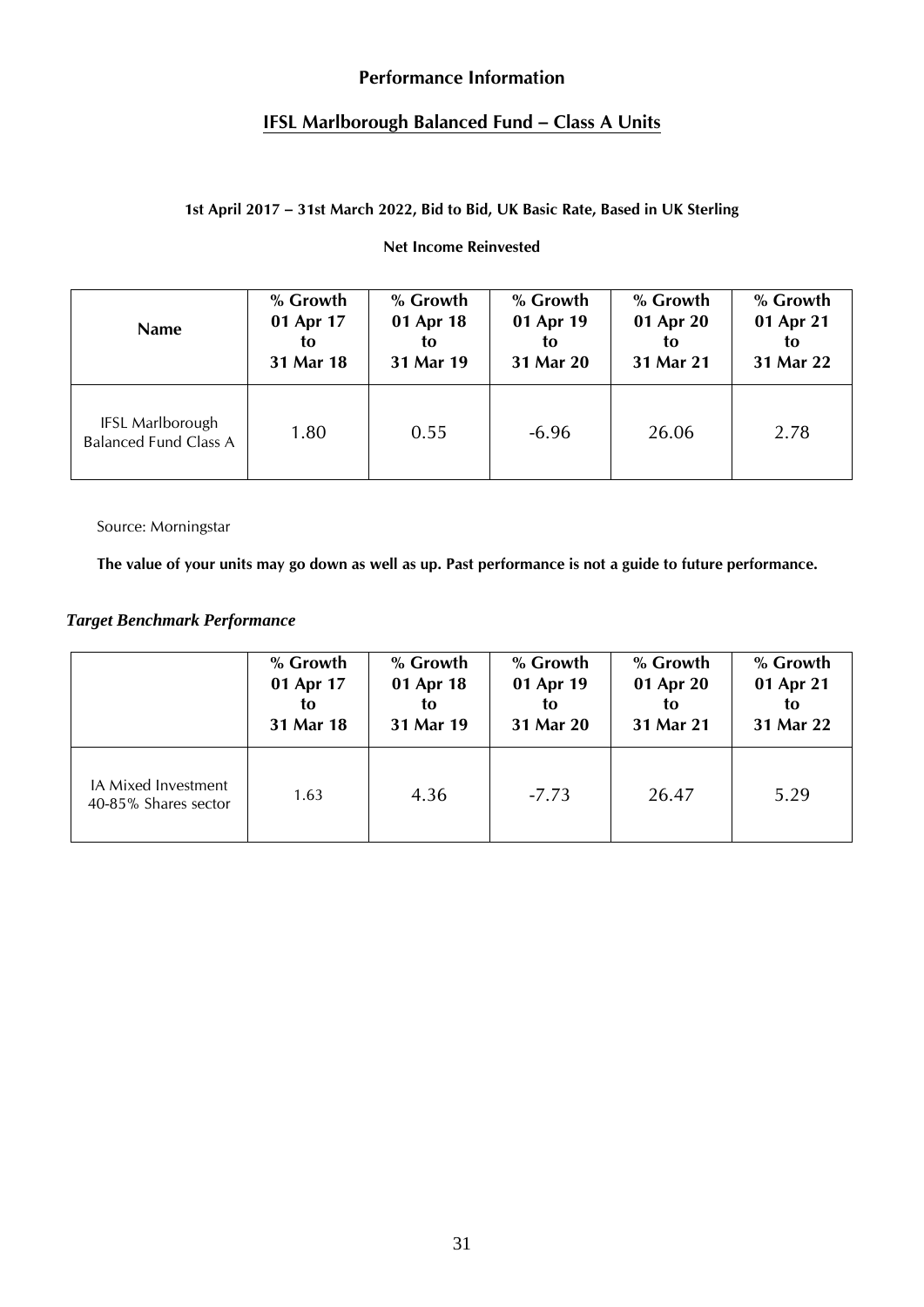## Performance Information

## IFSL Marlborough Balanced Fund – Class A Units

**1st April 2017 – 31st March 2022, Bid to Bid, UK Basic Rate, Based in UK Sterling**

**Net Income Reinvested**

| Name | % Growth 01 Apr 17 to 31 Mar 18 | % Growth 01 Apr 18 to 31 Mar 19 | % Growth 01 Apr 19 to 31 Mar 20 | % Growth 01 Apr 20 to 31 Mar 21 | % Growth 01 Apr 21 to 31 Mar 22 |
|---|---|---|---|---|---|
| IFSL Marlborough Balanced Fund Class A | 1.80 | 0.55 | -6.96 | 26.06 | 2.78 |

Source: Morningstar

**The value of your units may go down as well as up. Past performance is not a guide to future performance.**

***Target Benchmark Performance***

| | % Growth 01 Apr 17 to 31 Mar 18 | % Growth 01 Apr 18 to 31 Mar 19 | % Growth 01 Apr 19 to 31 Mar 20 | % Growth 01 Apr 20 to 31 Mar 21 | % Growth 01 Apr 21 to 31 Mar 22 |
|---|---|---|---|---|---|
| IA Mixed Investment 40-85% Shares sector | 1.63 | 4.36 | -7.73 | 26.47 | 5.29 |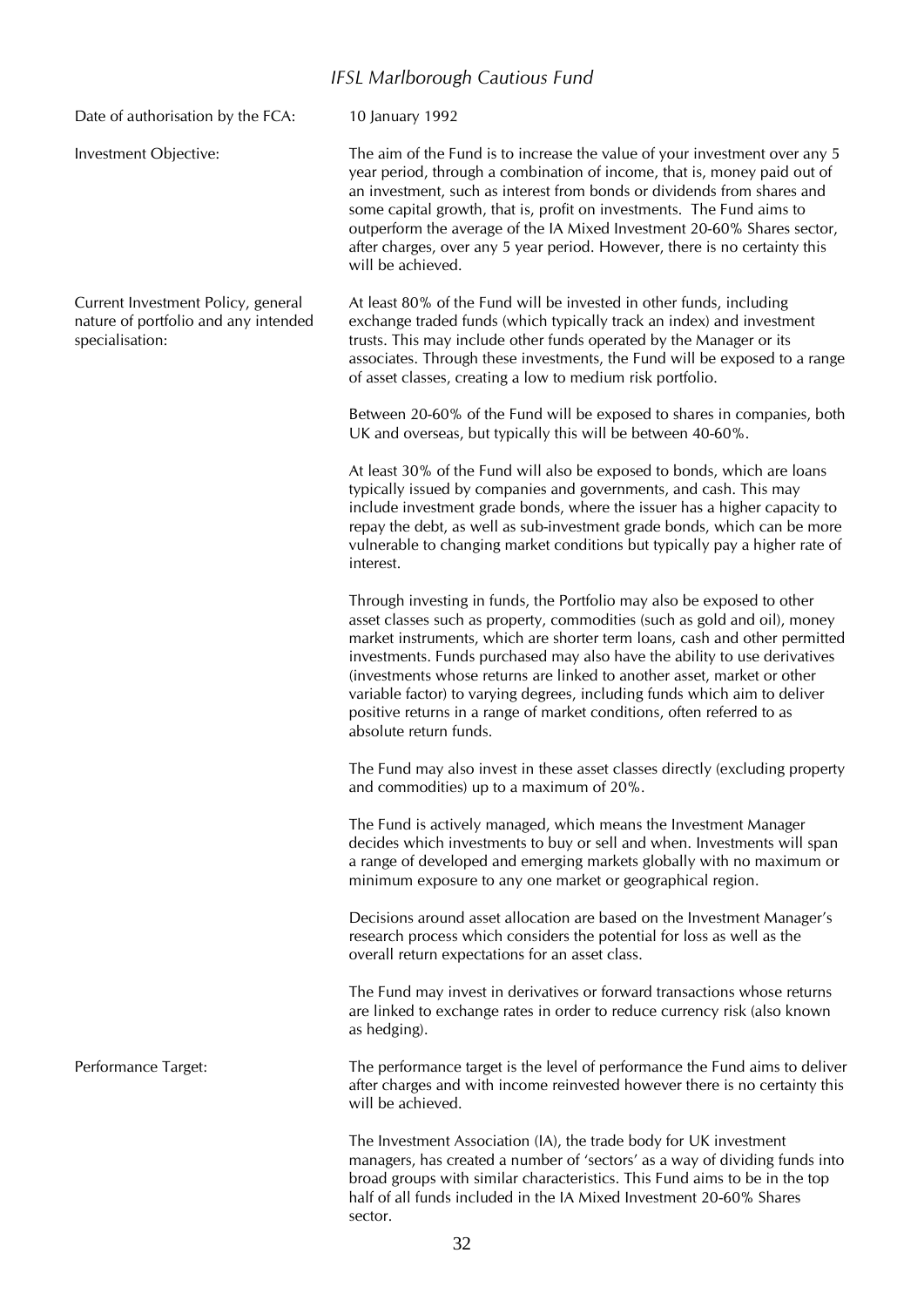*IFSL Marlborough Cautious Fund*

| | |
|---|---|
| Date of authorisation by the FCA: | 10 January 1992 |
| Investment Objective: | The aim of the Fund is to increase the value of your investment over any 5 year period, through a combination of income, that is, money paid out of an investment, such as interest from bonds or dividends from shares and some capital growth, that is, profit on investments. The Fund aims to outperform the average of the IA Mixed Investment 20-60% Shares sector, after charges, over any 5 year period. However, there is no certainty this will be achieved. |
| Current Investment Policy, general nature of portfolio and any intended specialisation: | At least 80% of the Fund will be invested in other funds, including exchange traded funds (which typically track an index) and investment trusts. This may include other funds operated by the Manager or its associates. Through these investments, the Fund will be exposed to a range of asset classes, creating a low to medium risk portfolio.<br><br>Between 20-60% of the Fund will be exposed to shares in companies, both UK and overseas, but typically this will be between 40-60%.<br><br>At least 30% of the Fund will also be exposed to bonds, which are loans typically issued by companies and governments, and cash. This may include investment grade bonds, where the issuer has a higher capacity to repay the debt, as well as sub-investment grade bonds, which can be more vulnerable to changing market conditions but typically pay a higher rate of interest.<br><br>Through investing in funds, the Portfolio may also be exposed to other asset classes such as property, commodities (such as gold and oil), money market instruments, which are shorter term loans, cash and other permitted investments. Funds purchased may also have the ability to use derivatives (investments whose returns are linked to another asset, market or other variable factor) to varying degrees, including funds which aim to deliver positive returns in a range of market conditions, often referred to as absolute return funds.<br><br>The Fund may also invest in these asset classes directly (excluding property and commodities) up to a maximum of 20%.<br><br>The Fund is actively managed, which means the Investment Manager decides which investments to buy or sell and when. Investments will span a range of developed and emerging markets globally with no maximum or minimum exposure to any one market or geographical region.<br><br>Decisions around asset allocation are based on the Investment Manager's research process which considers the potential for loss as well as the overall return expectations for an asset class.<br><br>The Fund may invest in derivatives or forward transactions whose returns are linked to exchange rates in order to reduce currency risk (also known as hedging). |
| Performance Target: | The performance target is the level of performance the Fund aims to deliver after charges and with income reinvested however there is no certainty this will be achieved.<br><br>The Investment Association (IA), the trade body for UK investment managers, has created a number of 'sectors' as a way of dividing funds into broad groups with similar characteristics. This Fund aims to be in the top half of all funds included in the IA Mixed Investment 20-60% Shares sector. |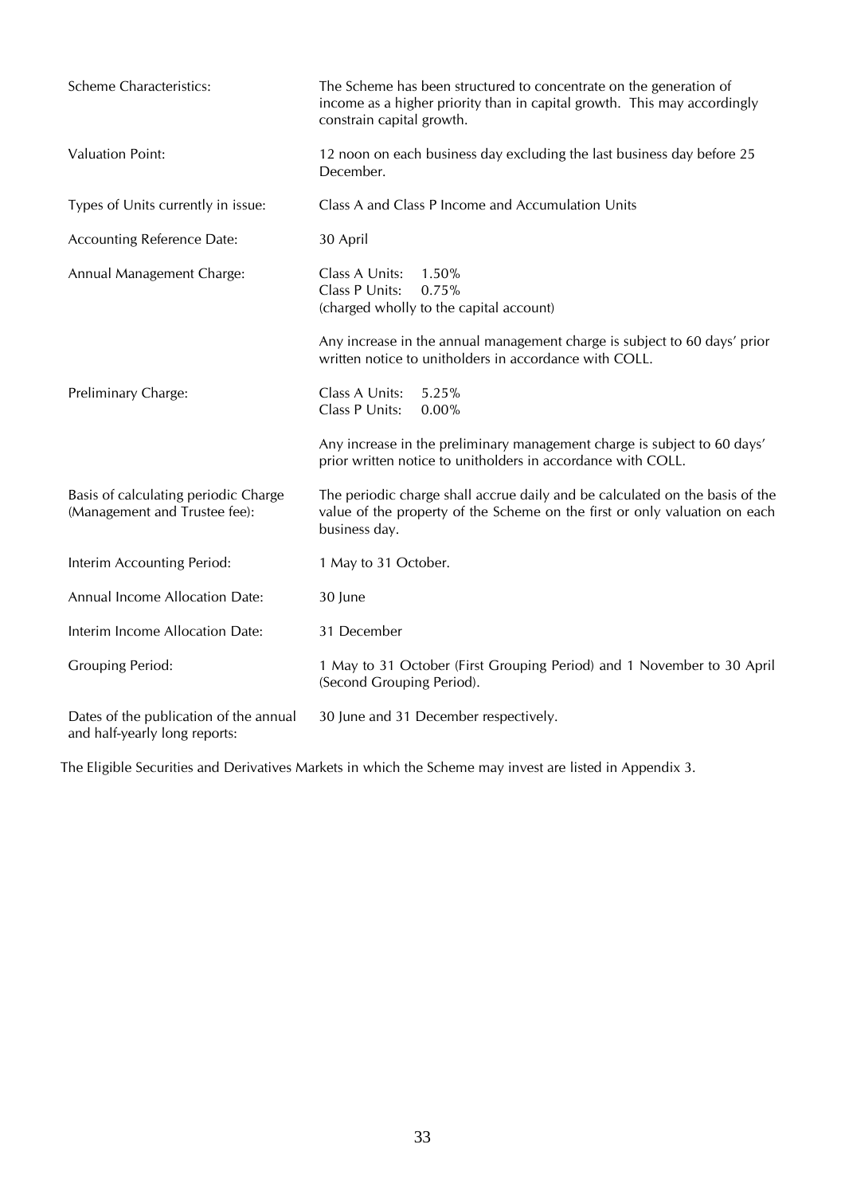| | |
|---|---|
| Scheme Characteristics: | The Scheme has been structured to concentrate on the generation of income as a higher priority than in capital growth. This may accordingly constrain capital growth. |
| Valuation Point: | 12 noon on each business day excluding the last business day before 25 December. |
| Types of Units currently in issue: | Class A and Class P Income and Accumulation Units |
| Accounting Reference Date: | 30 April |
| Annual Management Charge: | Class A Units: 1.50%<br>Class P Units: 0.75%<br>(charged wholly to the capital account)<br><br>Any increase in the annual management charge is subject to 60 days' prior written notice to unitholders in accordance with COLL. |
| Preliminary Charge: | Class A Units: 5.25%<br>Class P Units: 0.00%<br><br>Any increase in the preliminary management charge is subject to 60 days' prior written notice to unitholders in accordance with COLL. |
| Basis of calculating periodic Charge (Management and Trustee fee): | The periodic charge shall accrue daily and be calculated on the basis of the value of the property of the Scheme on the first or only valuation on each business day. |
| Interim Accounting Period: | 1 May to 31 October. |
| Annual Income Allocation Date: | 30 June |
| Interim Income Allocation Date: | 31 December |
| Grouping Period: | 1 May to 31 October (First Grouping Period) and 1 November to 30 April (Second Grouping Period). |
| Dates of the publication of the annual and half-yearly long reports: | 30 June and 31 December respectively. |

The Eligible Securities and Derivatives Markets in which the Scheme may invest are listed in Appendix 3.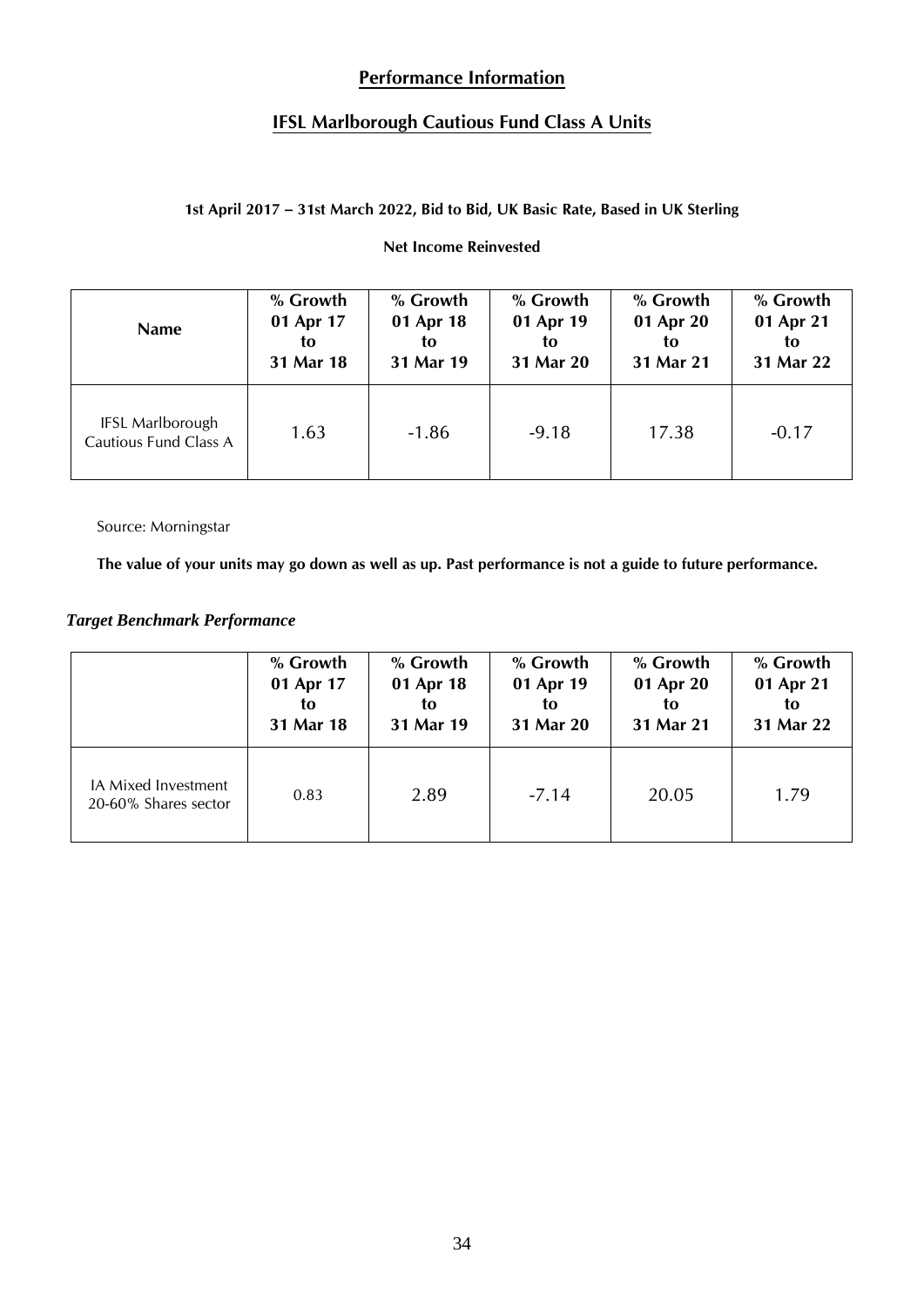## Performance Information

## IFSL Marlborough Cautious Fund Class A Units

**1st April 2017 – 31st March 2022, Bid to Bid, UK Basic Rate, Based in UK Sterling**

**Net Income Reinvested**

| Name | % Growth 01 Apr 17 to 31 Mar 18 | % Growth 01 Apr 18 to 31 Mar 19 | % Growth 01 Apr 19 to 31 Mar 20 | % Growth 01 Apr 20 to 31 Mar 21 | % Growth 01 Apr 21 to 31 Mar 22 |
|---|---|---|---|---|---|
| IFSL Marlborough Cautious Fund Class A | 1.63 | -1.86 | -9.18 | 17.38 | -0.17 |

Source: Morningstar

**The value of your units may go down as well as up. Past performance is not a guide to future performance.**

***Target Benchmark Performance***

| | % Growth 01 Apr 17 to 31 Mar 18 | % Growth 01 Apr 18 to 31 Mar 19 | % Growth 01 Apr 19 to 31 Mar 20 | % Growth 01 Apr 20 to 31 Mar 21 | % Growth 01 Apr 21 to 31 Mar 22 |
|---|---|---|---|---|---|
| IA Mixed Investment 20-60% Shares sector | 0.83 | 2.89 | -7.14 | 20.05 | 1.79 |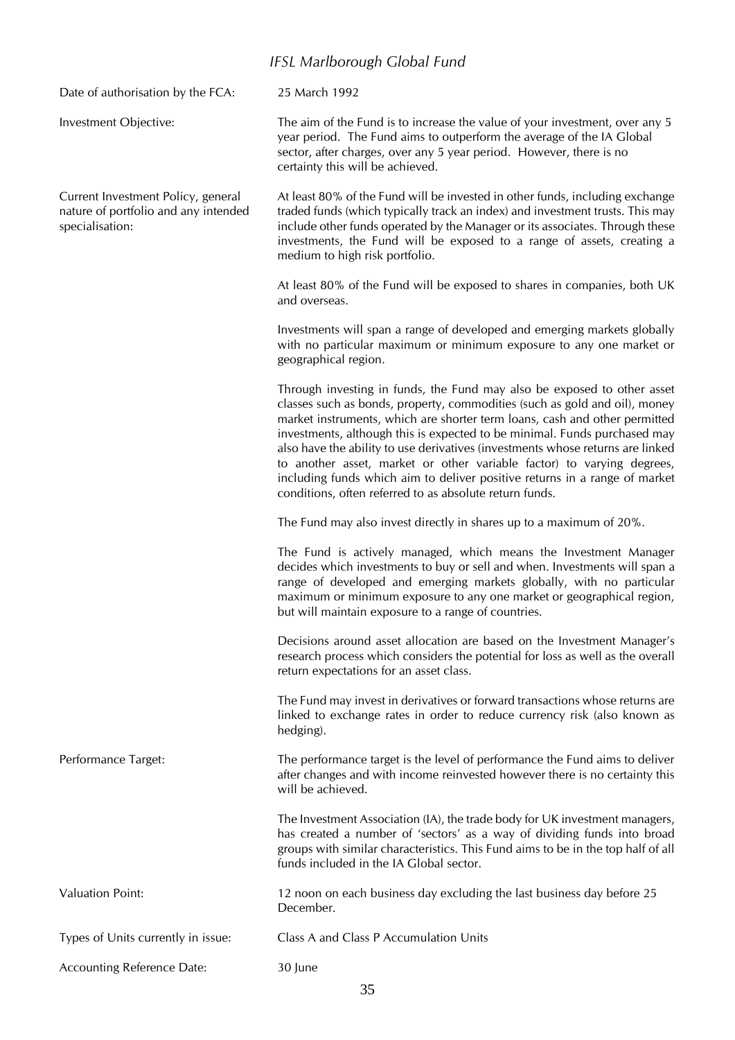## *IFSL Marlborough Global Fund*

| | |
|---|---|
| Date of authorisation by the FCA: | 25 March 1992 |
| Investment Objective: | The aim of the Fund is to increase the value of your investment, over any 5 year period. The Fund aims to outperform the average of the IA Global sector, after charges, over any 5 year period. However, there is no certainty this will be achieved. |
| Current Investment Policy, general nature of portfolio and any intended specialisation: | At least 80% of the Fund will be invested in other funds, including exchange traded funds (which typically track an index) and investment trusts. This may include other funds operated by the Manager or its associates. Through these investments, the Fund will be exposed to a range of assets, creating a medium to high risk portfolio. |
| | At least 80% of the Fund will be exposed to shares in companies, both UK and overseas. |
| | Investments will span a range of developed and emerging markets globally with no particular maximum or minimum exposure to any one market or geographical region. |
| | Through investing in funds, the Fund may also be exposed to other asset classes such as bonds, property, commodities (such as gold and oil), money market instruments, which are shorter term loans, cash and other permitted investments, although this is expected to be minimal. Funds purchased may also have the ability to use derivatives (investments whose returns are linked to another asset, market or other variable factor) to varying degrees, including funds which aim to deliver positive returns in a range of market conditions, often referred to as absolute return funds. |
| | The Fund may also invest directly in shares up to a maximum of 20%. |
| | The Fund is actively managed, which means the Investment Manager decides which investments to buy or sell and when. Investments will span a range of developed and emerging markets globally, with no particular maximum or minimum exposure to any one market or geographical region, but will maintain exposure to a range of countries. |
| | Decisions around asset allocation are based on the Investment Manager's research process which considers the potential for loss as well as the overall return expectations for an asset class. |
| | The Fund may invest in derivatives or forward transactions whose returns are linked to exchange rates in order to reduce currency risk (also known as hedging). |
| Performance Target: | The performance target is the level of performance the Fund aims to deliver after changes and with income reinvested however there is no certainty this will be achieved. |
| | The Investment Association (IA), the trade body for UK investment managers, has created a number of 'sectors' as a way of dividing funds into broad groups with similar characteristics. This Fund aims to be in the top half of all funds included in the IA Global sector. |
| Valuation Point: | 12 noon on each business day excluding the last business day before 25 December. |
| Types of Units currently in issue: | Class A and Class P Accumulation Units |
| Accounting Reference Date: | 30 June |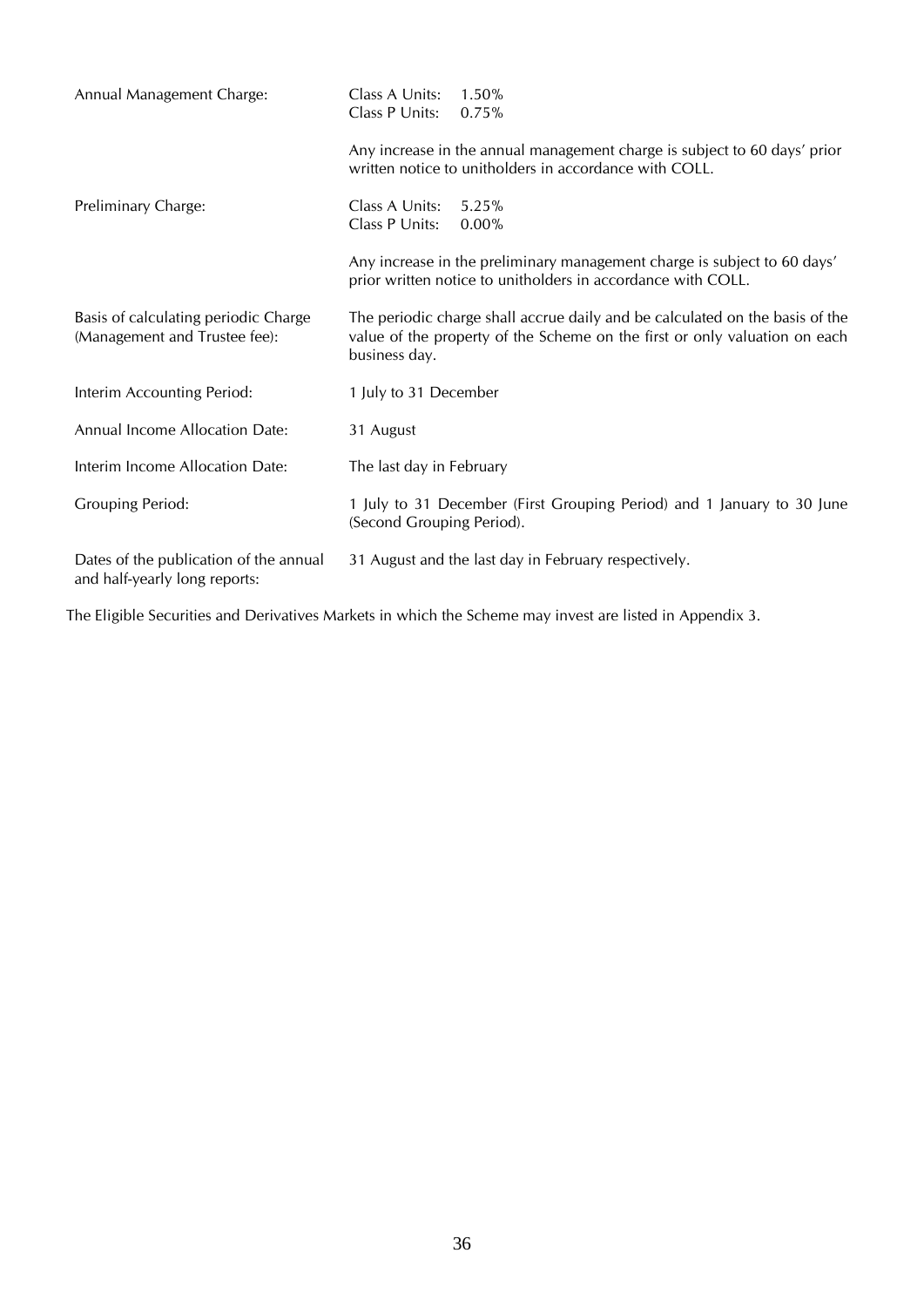| | |
|---|---|
| Annual Management Charge: | Class A Units: 1.50%<br>Class P Units: 0.75%<br><br>Any increase in the annual management charge is subject to 60 days' prior written notice to unitholders in accordance with COLL. |
| Preliminary Charge: | Class A Units: 5.25%<br>Class P Units: 0.00%<br><br>Any increase in the preliminary management charge is subject to 60 days' prior written notice to unitholders in accordance with COLL. |
| Basis of calculating periodic Charge (Management and Trustee fee): | The periodic charge shall accrue daily and be calculated on the basis of the value of the property of the Scheme on the first or only valuation on each business day. |
| Interim Accounting Period: | 1 July to 31 December |
| Annual Income Allocation Date: | 31 August |
| Interim Income Allocation Date: | The last day in February |
| Grouping Period: | 1 July to 31 December (First Grouping Period) and 1 January to 30 June (Second Grouping Period). |
| Dates of the publication of the annual and half-yearly long reports: | 31 August and the last day in February respectively. |

The Eligible Securities and Derivatives Markets in which the Scheme may invest are listed in Appendix 3.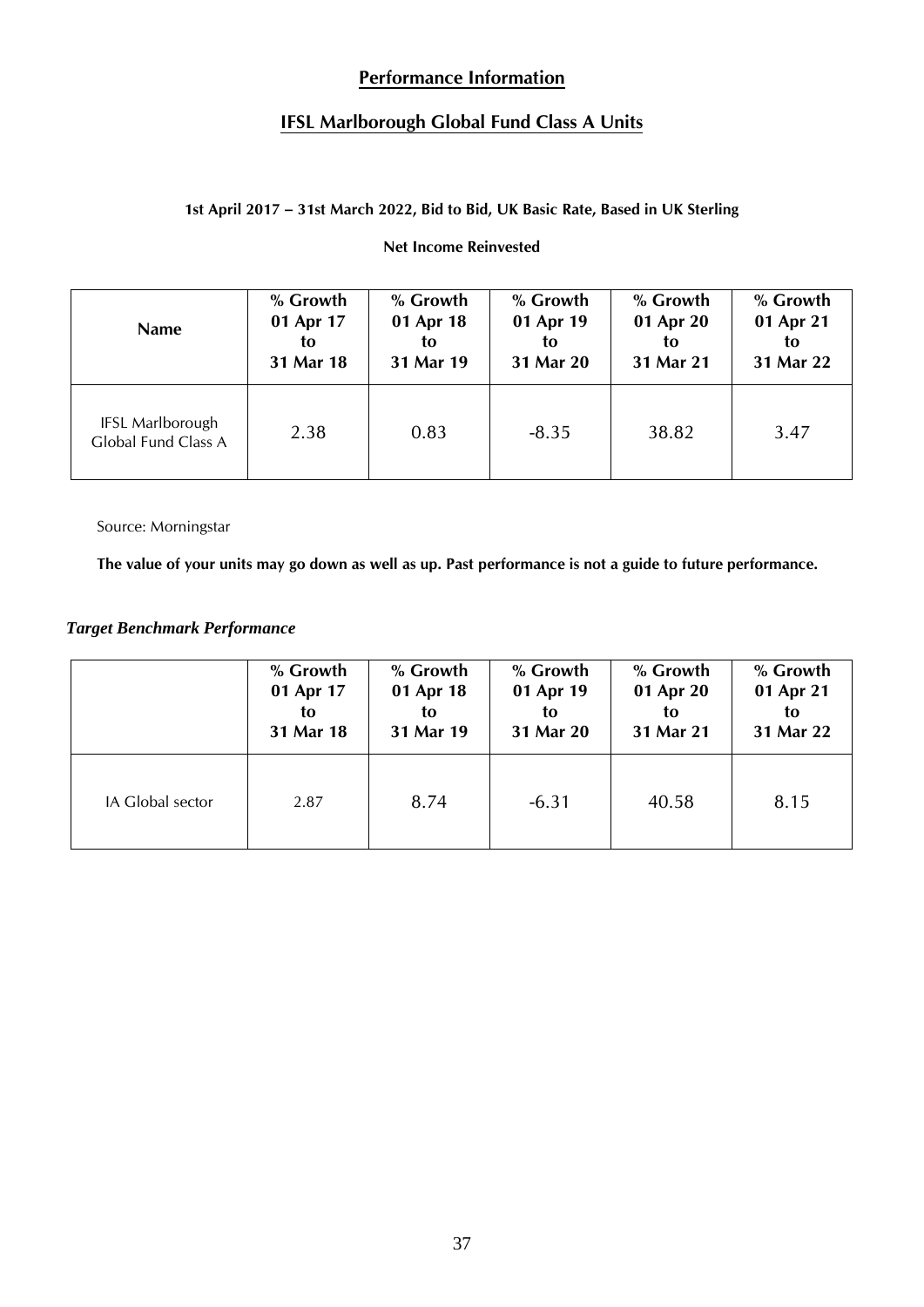## Performance Information

## IFSL Marlborough Global Fund Class A Units

**1st April 2017 – 31st March 2022, Bid to Bid, UK Basic Rate, Based in UK Sterling**

**Net Income Reinvested**

| Name | % Growth 01 Apr 17 to 31 Mar 18 | % Growth 01 Apr 18 to 31 Mar 19 | % Growth 01 Apr 19 to 31 Mar 20 | % Growth 01 Apr 20 to 31 Mar 21 | % Growth 01 Apr 21 to 31 Mar 22 |
|---|---|---|---|---|---|
| IFSL Marlborough Global Fund Class A | 2.38 | 0.83 | -8.35 | 38.82 | 3.47 |

Source: Morningstar

**The value of your units may go down as well as up. Past performance is not a guide to future performance.**

***Target Benchmark Performance***

| | % Growth 01 Apr 17 to 31 Mar 18 | % Growth 01 Apr 18 to 31 Mar 19 | % Growth 01 Apr 19 to 31 Mar 20 | % Growth 01 Apr 20 to 31 Mar 21 | % Growth 01 Apr 21 to 31 Mar 22 |
|---|---|---|---|---|---|
| IA Global sector | 2.87 | 8.74 | -6.31 | 40.58 | 8.15 |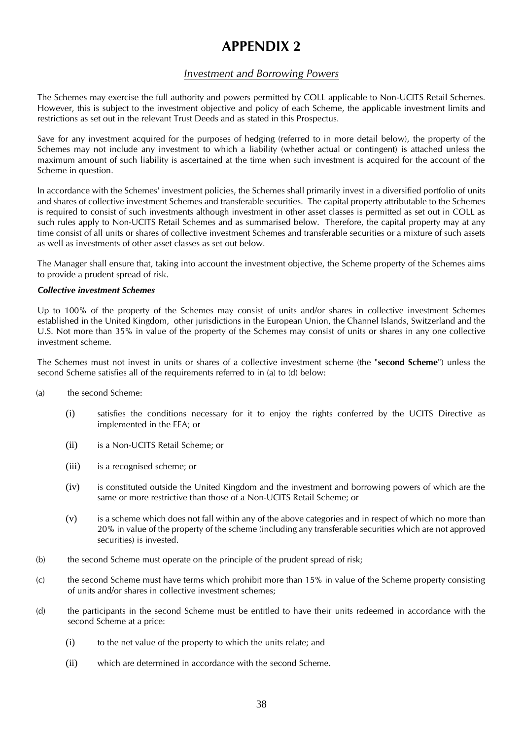# APPENDIX 2

## *Investment and Borrowing Powers*

The Schemes may exercise the full authority and powers permitted by COLL applicable to Non-UCITS Retail Schemes. However, this is subject to the investment objective and policy of each Scheme, the applicable investment limits and restrictions as set out in the relevant Trust Deeds and as stated in this Prospectus.

Save for any investment acquired for the purposes of hedging (referred to in more detail below), the property of the Schemes may not include any investment to which a liability (whether actual or contingent) is attached unless the maximum amount of such liability is ascertained at the time when such investment is acquired for the account of the Scheme in question.

In accordance with the Schemes' investment policies, the Schemes shall primarily invest in a diversified portfolio of units and shares of collective investment Schemes and transferable securities. The capital property attributable to the Schemes is required to consist of such investments although investment in other asset classes is permitted as set out in COLL as such rules apply to Non-UCITS Retail Schemes and as summarised below. Therefore, the capital property may at any time consist of all units or shares of collective investment Schemes and transferable securities or a mixture of such assets as well as investments of other asset classes as set out below.

The Manager shall ensure that, taking into account the investment objective, the Scheme property of the Schemes aims to provide a prudent spread of risk.

***Collective investment Schemes***

Up to 100% of the property of the Schemes may consist of units and/or shares in collective investment Schemes established in the United Kingdom, other jurisdictions in the European Union, the Channel Islands, Switzerland and the U.S. Not more than 35% in value of the property of the Schemes may consist of units or shares in any one collective investment scheme.

The Schemes must not invest in units or shares of a collective investment scheme (the "**second Scheme**") unless the second Scheme satisfies all of the requirements referred to in (a) to (d) below:

(a) the second Scheme:

  (i) satisfies the conditions necessary for it to enjoy the rights conferred by the UCITS Directive as implemented in the EEA; or

  (ii) is a Non-UCITS Retail Scheme; or

  (iii) is a recognised scheme; or

  (iv) is constituted outside the United Kingdom and the investment and borrowing powers of which are the same or more restrictive than those of a Non-UCITS Retail Scheme; or

  (v) is a scheme which does not fall within any of the above categories and in respect of which no more than 20% in value of the property of the scheme (including any transferable securities which are not approved securities) is invested.

(b) the second Scheme must operate on the principle of the prudent spread of risk;

(c) the second Scheme must have terms which prohibit more than 15% in value of the Scheme property consisting of units and/or shares in collective investment schemes;

(d) the participants in the second Scheme must be entitled to have their units redeemed in accordance with the second Scheme at a price:

  (i) to the net value of the property to which the units relate; and

  (ii) which are determined in accordance with the second Scheme.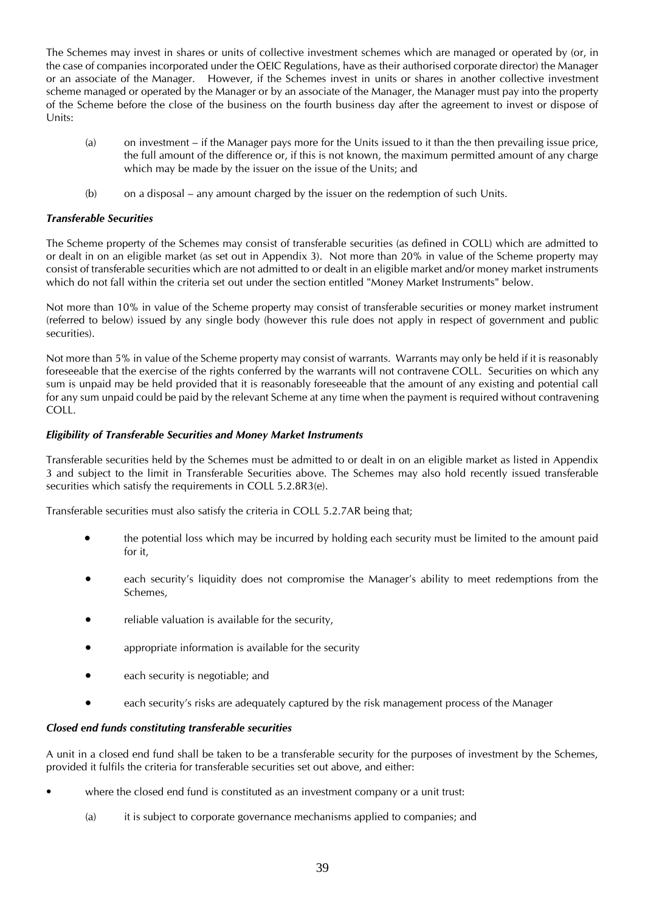The Schemes may invest in shares or units of collective investment schemes which are managed or operated by (or, in the case of companies incorporated under the OEIC Regulations, have as their authorised corporate director) the Manager or an associate of the Manager. However, if the Schemes invest in units or shares in another collective investment scheme managed or operated by the Manager or by an associate of the Manager, the Manager must pay into the property of the Scheme before the close of the business on the fourth business day after the agreement to invest or dispose of Units:

(a) on investment – if the Manager pays more for the Units issued to it than the then prevailing issue price, the full amount of the difference or, if this is not known, the maximum permitted amount of any charge which may be made by the issuer on the issue of the Units; and

(b) on a disposal – any amount charged by the issuer on the redemption of such Units.

***Transferable Securities***

The Scheme property of the Schemes may consist of transferable securities (as defined in COLL) which are admitted to or dealt in on an eligible market (as set out in Appendix 3). Not more than 20% in value of the Scheme property may consist of transferable securities which are not admitted to or dealt in an eligible market and/or money market instruments which do not fall within the criteria set out under the section entitled "Money Market Instruments" below.

Not more than 10% in value of the Scheme property may consist of transferable securities or money market instrument (referred to below) issued by any single body (however this rule does not apply in respect of government and public securities).

Not more than 5% in value of the Scheme property may consist of warrants. Warrants may only be held if it is reasonably foreseeable that the exercise of the rights conferred by the warrants will not contravene COLL. Securities on which any sum is unpaid may be held provided that it is reasonably foreseeable that the amount of any existing and potential call for any sum unpaid could be paid by the relevant Scheme at any time when the payment is required without contravening COLL.

***Eligibility of Transferable Securities and Money Market Instruments***

Transferable securities held by the Schemes must be admitted to or dealt in on an eligible market as listed in Appendix 3 and subject to the limit in Transferable Securities above. The Schemes may also hold recently issued transferable securities which satisfy the requirements in COLL 5.2.8R3(e).

Transferable securities must also satisfy the criteria in COLL 5.2.7AR being that;

- the potential loss which may be incurred by holding each security must be limited to the amount paid for it,
- each security's liquidity does not compromise the Manager's ability to meet redemptions from the Schemes,
- reliable valuation is available for the security,
- appropriate information is available for the security
- each security is negotiable; and
- each security's risks are adequately captured by the risk management process of the Manager

***Closed end funds constituting transferable securities***

A unit in a closed end fund shall be taken to be a transferable security for the purposes of investment by the Schemes, provided it fulfils the criteria for transferable securities set out above, and either:

- where the closed end fund is constituted as an investment company or a unit trust:

  (a) it is subject to corporate governance mechanisms applied to companies; and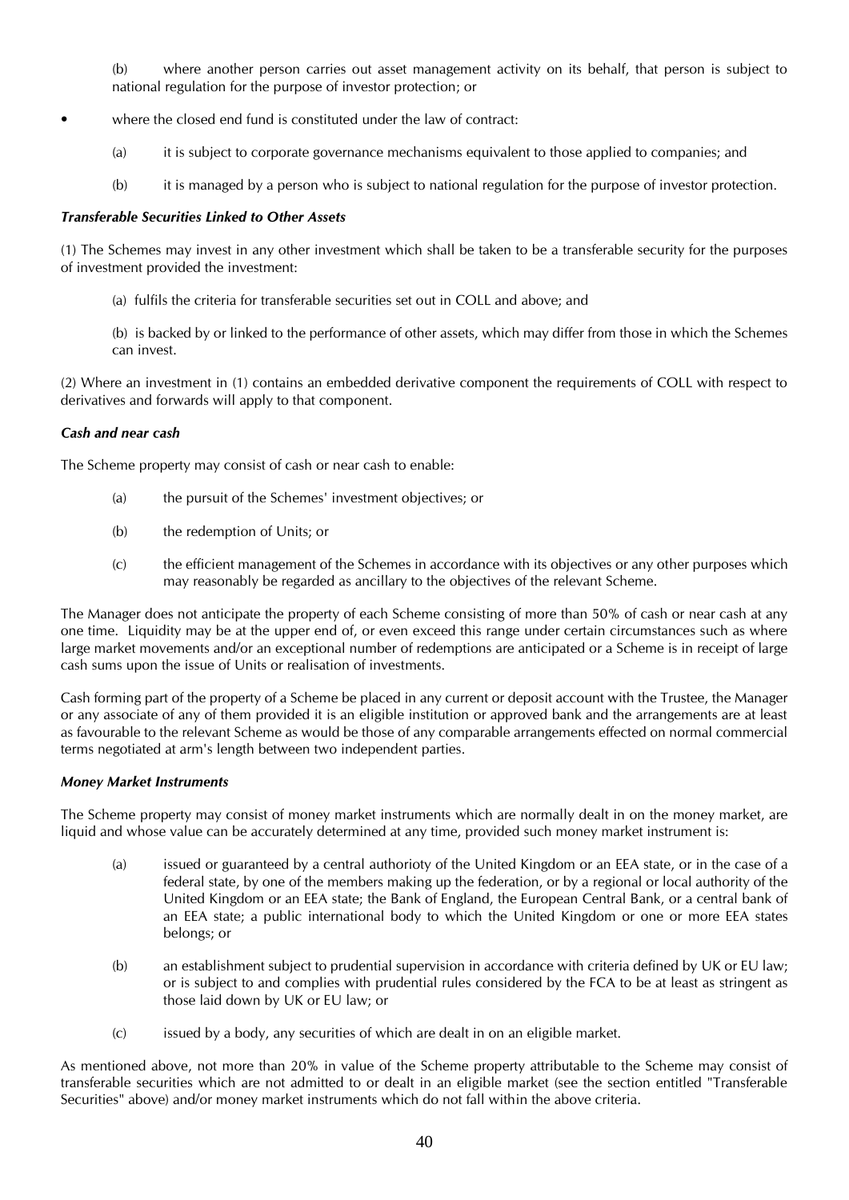(b) where another person carries out asset management activity on its behalf, that person is subject to national regulation for the purpose of investor protection; or

- where the closed end fund is constituted under the law of contract:

  (a) it is subject to corporate governance mechanisms equivalent to those applied to companies; and

  (b) it is managed by a person who is subject to national regulation for the purpose of investor protection.

***Transferable Securities Linked to Other Assets***

(1) The Schemes may invest in any other investment which shall be taken to be a transferable security for the purposes of investment provided the investment:

(a) fulfils the criteria for transferable securities set out in COLL and above; and

(b) is backed by or linked to the performance of other assets, which may differ from those in which the Schemes can invest.

(2) Where an investment in (1) contains an embedded derivative component the requirements of COLL with respect to derivatives and forwards will apply to that component.

***Cash and near cash***

The Scheme property may consist of cash or near cash to enable:

(a) the pursuit of the Schemes' investment objectives; or

(b) the redemption of Units; or

(c) the efficient management of the Schemes in accordance with its objectives or any other purposes which may reasonably be regarded as ancillary to the objectives of the relevant Scheme.

The Manager does not anticipate the property of each Scheme consisting of more than 50% of cash or near cash at any one time. Liquidity may be at the upper end of, or even exceed this range under certain circumstances such as where large market movements and/or an exceptional number of redemptions are anticipated or a Scheme is in receipt of large cash sums upon the issue of Units or realisation of investments.

Cash forming part of the property of a Scheme be placed in any current or deposit account with the Trustee, the Manager or any associate of any of them provided it is an eligible institution or approved bank and the arrangements are at least as favourable to the relevant Scheme as would be those of any comparable arrangements effected on normal commercial terms negotiated at arm's length between two independent parties.

***Money Market Instruments***

The Scheme property may consist of money market instruments which are normally dealt in on the money market, are liquid and whose value can be accurately determined at any time, provided such money market instrument is:

(a) issued or guaranteed by a central authorioty of the United Kingdom or an EEA state, or in the case of a federal state, by one of the members making up the federation, or by a regional or local authority of the United Kingdom or an EEA state; the Bank of England, the European Central Bank, or a central bank of an EEA state; a public international body to which the United Kingdom or one or more EEA states belongs; or

(b) an establishment subject to prudential supervision in accordance with criteria defined by UK or EU law; or is subject to and complies with prudential rules considered by the FCA to be at least as stringent as those laid down by UK or EU law; or

(c) issued by a body, any securities of which are dealt in on an eligible market.

As mentioned above, not more than 20% in value of the Scheme property attributable to the Scheme may consist of transferable securities which are not admitted to or dealt in an eligible market (see the section entitled "Transferable Securities" above) and/or money market instruments which do not fall within the above criteria.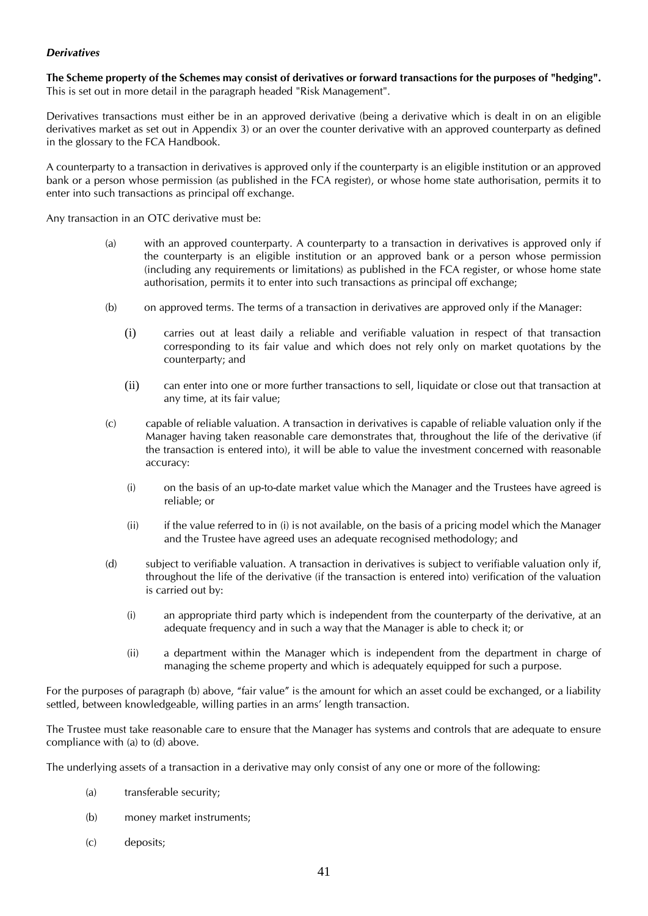***Derivatives***

**The Scheme property of the Schemes may consist of derivatives or forward transactions for the purposes of "hedging".** This is set out in more detail in the paragraph headed "Risk Management".

Derivatives transactions must either be in an approved derivative (being a derivative which is dealt in on an eligible derivatives market as set out in Appendix 3) or an over the counter derivative with an approved counterparty as defined in the glossary to the FCA Handbook.

A counterparty to a transaction in derivatives is approved only if the counterparty is an eligible institution or an approved bank or a person whose permission (as published in the FCA register), or whose home state authorisation, permits it to enter into such transactions as principal off exchange.

Any transaction in an OTC derivative must be:

(a) with an approved counterparty. A counterparty to a transaction in derivatives is approved only if the counterparty is an eligible institution or an approved bank or a person whose permission (including any requirements or limitations) as published in the FCA register, or whose home state authorisation, permits it to enter into such transactions as principal off exchange;

(b) on approved terms. The terms of a transaction in derivatives are approved only if the Manager:

   (i) carries out at least daily a reliable and verifiable valuation in respect of that transaction corresponding to its fair value and which does not rely only on market quotations by the counterparty; and

   (ii) can enter into one or more further transactions to sell, liquidate or close out that transaction at any time, at its fair value;

(c) capable of reliable valuation. A transaction in derivatives is capable of reliable valuation only if the Manager having taken reasonable care demonstrates that, throughout the life of the derivative (if the transaction is entered into), it will be able to value the investment concerned with reasonable accuracy:

   (i) on the basis of an up-to-date market value which the Manager and the Trustees have agreed is reliable; or

   (ii) if the value referred to in (i) is not available, on the basis of a pricing model which the Manager and the Trustee have agreed uses an adequate recognised methodology; and

(d) subject to verifiable valuation. A transaction in derivatives is subject to verifiable valuation only if, throughout the life of the derivative (if the transaction is entered into) verification of the valuation is carried out by:

   (i) an appropriate third party which is independent from the counterparty of the derivative, at an adequate frequency and in such a way that the Manager is able to check it; or

   (ii) a department within the Manager which is independent from the department in charge of managing the scheme property and which is adequately equipped for such a purpose.

For the purposes of paragraph (b) above, "fair value" is the amount for which an asset could be exchanged, or a liability settled, between knowledgeable, willing parties in an arms' length transaction.

The Trustee must take reasonable care to ensure that the Manager has systems and controls that are adequate to ensure compliance with (a) to (d) above.

The underlying assets of a transaction in a derivative may only consist of any one or more of the following:

(a) transferable security;

(b) money market instruments;

(c) deposits;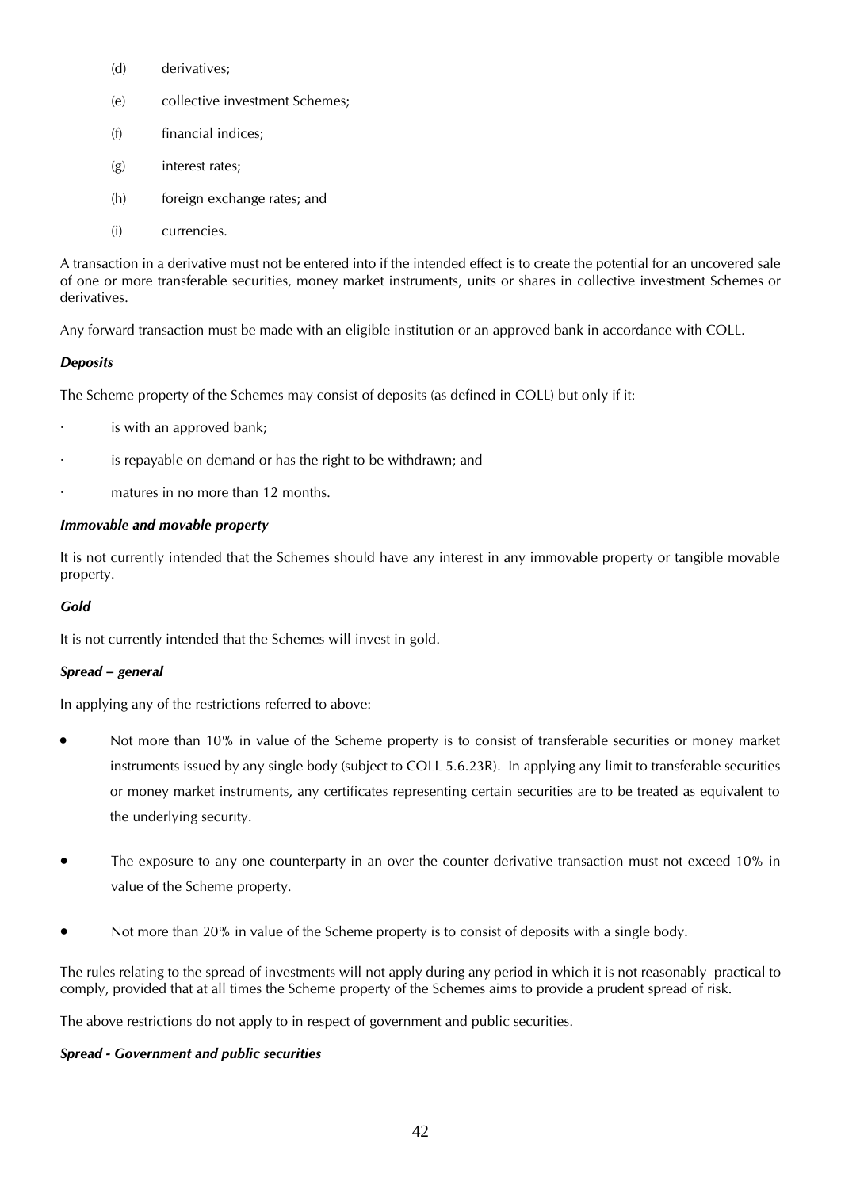(d) derivatives;

(e) collective investment Schemes;

(f) financial indices;

(g) interest rates;

(h) foreign exchange rates; and

(i) currencies.

A transaction in a derivative must not be entered into if the intended effect is to create the potential for an uncovered sale of one or more transferable securities, money market instruments, units or shares in collective investment Schemes or derivatives.

Any forward transaction must be made with an eligible institution or an approved bank in accordance with COLL.

***Deposits***

The Scheme property of the Schemes may consist of deposits (as defined in COLL) but only if it:

- is with an approved bank;
- is repayable on demand or has the right to be withdrawn; and
- matures in no more than 12 months.

***Immovable and movable property***

It is not currently intended that the Schemes should have any interest in any immovable property or tangible movable property.

***Gold***

It is not currently intended that the Schemes will invest in gold.

***Spread – general***

In applying any of the restrictions referred to above:

- Not more than 10% in value of the Scheme property is to consist of transferable securities or money market instruments issued by any single body (subject to COLL 5.6.23R). In applying any limit to transferable securities or money market instruments, any certificates representing certain securities are to be treated as equivalent to the underlying security.
- The exposure to any one counterparty in an over the counter derivative transaction must not exceed 10% in value of the Scheme property.
- Not more than 20% in value of the Scheme property is to consist of deposits with a single body.

The rules relating to the spread of investments will not apply during any period in which it is not reasonably practical to comply, provided that at all times the Scheme property of the Schemes aims to provide a prudent spread of risk.

The above restrictions do not apply to in respect of government and public securities.

***Spread - Government and public securities***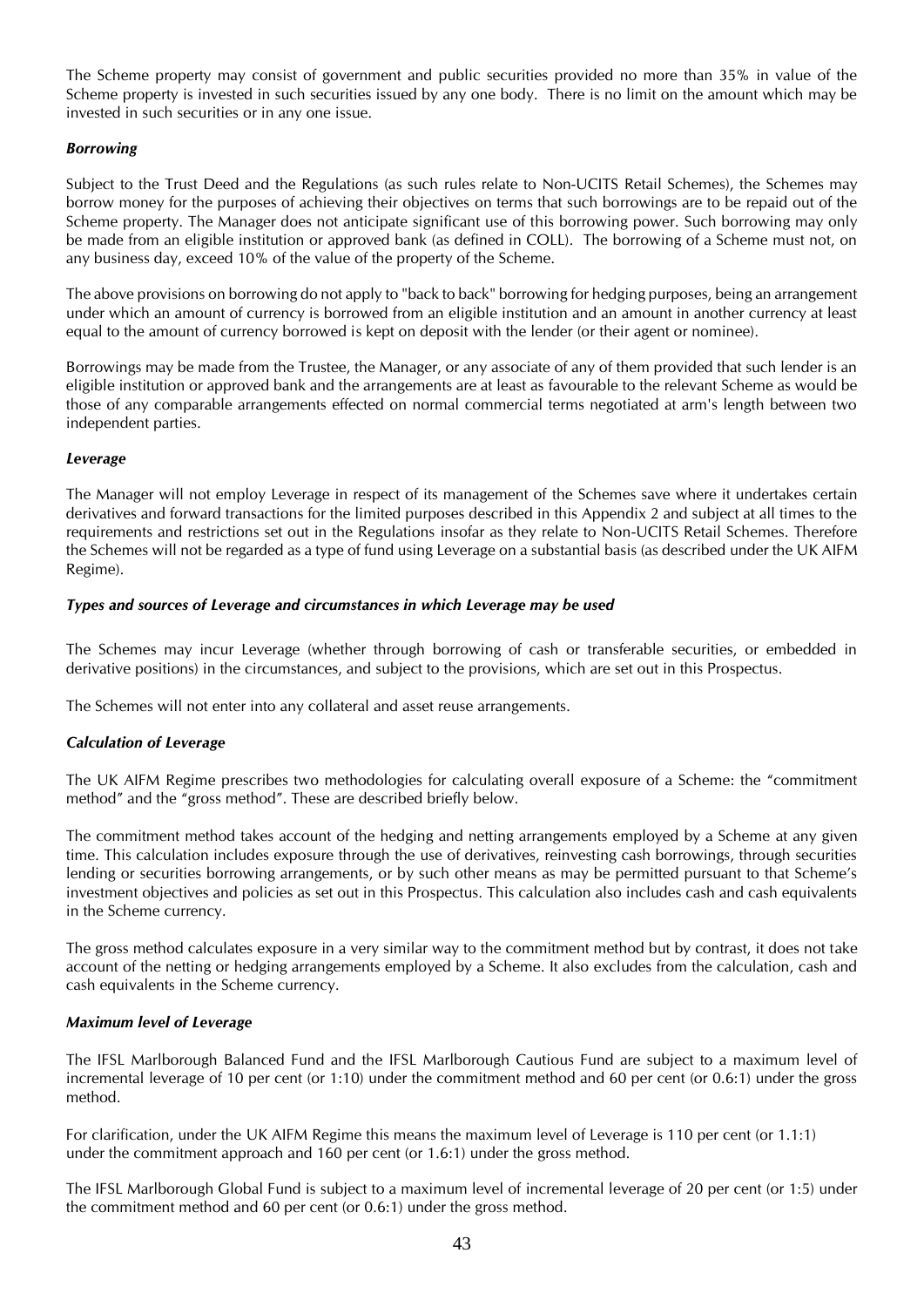The Scheme property may consist of government and public securities provided no more than 35% in value of the Scheme property is invested in such securities issued by any one body. There is no limit on the amount which may be invested in such securities or in any one issue.

***Borrowing***

Subject to the Trust Deed and the Regulations (as such rules relate to Non-UCITS Retail Schemes), the Schemes may borrow money for the purposes of achieving their objectives on terms that such borrowings are to be repaid out of the Scheme property. The Manager does not anticipate significant use of this borrowing power. Such borrowing may only be made from an eligible institution or approved bank (as defined in COLL). The borrowing of a Scheme must not, on any business day, exceed 10% of the value of the property of the Scheme.

The above provisions on borrowing do not apply to "back to back" borrowing for hedging purposes, being an arrangement under which an amount of currency is borrowed from an eligible institution and an amount in another currency at least equal to the amount of currency borrowed is kept on deposit with the lender (or their agent or nominee).

Borrowings may be made from the Trustee, the Manager, or any associate of any of them provided that such lender is an eligible institution or approved bank and the arrangements are at least as favourable to the relevant Scheme as would be those of any comparable arrangements effected on normal commercial terms negotiated at arm's length between two independent parties.

***Leverage***

The Manager will not employ Leverage in respect of its management of the Schemes save where it undertakes certain derivatives and forward transactions for the limited purposes described in this Appendix 2 and subject at all times to the requirements and restrictions set out in the Regulations insofar as they relate to Non-UCITS Retail Schemes. Therefore the Schemes will not be regarded as a type of fund using Leverage on a substantial basis (as described under the UK AIFM Regime).

***Types and sources of Leverage and circumstances in which Leverage may be used***

The Schemes may incur Leverage (whether through borrowing of cash or transferable securities, or embedded in derivative positions) in the circumstances, and subject to the provisions, which are set out in this Prospectus.

The Schemes will not enter into any collateral and asset reuse arrangements.

***Calculation of Leverage***

The UK AIFM Regime prescribes two methodologies for calculating overall exposure of a Scheme: the "commitment method" and the "gross method". These are described briefly below.

The commitment method takes account of the hedging and netting arrangements employed by a Scheme at any given time. This calculation includes exposure through the use of derivatives, reinvesting cash borrowings, through securities lending or securities borrowing arrangements, or by such other means as may be permitted pursuant to that Scheme's investment objectives and policies as set out in this Prospectus. This calculation also includes cash and cash equivalents in the Scheme currency.

The gross method calculates exposure in a very similar way to the commitment method but by contrast, it does not take account of the netting or hedging arrangements employed by a Scheme. It also excludes from the calculation, cash and cash equivalents in the Scheme currency.

***Maximum level of Leverage***

The IFSL Marlborough Balanced Fund and the IFSL Marlborough Cautious Fund are subject to a maximum level of incremental leverage of 10 per cent (or 1:10) under the commitment method and 60 per cent (or 0.6:1) under the gross method.

For clarification, under the UK AIFM Regime this means the maximum level of Leverage is 110 per cent (or 1.1:1) under the commitment approach and 160 per cent (or 1.6:1) under the gross method.

The IFSL Marlborough Global Fund is subject to a maximum level of incremental leverage of 20 per cent (or 1:5) under the commitment method and 60 per cent (or 0.6:1) under the gross method.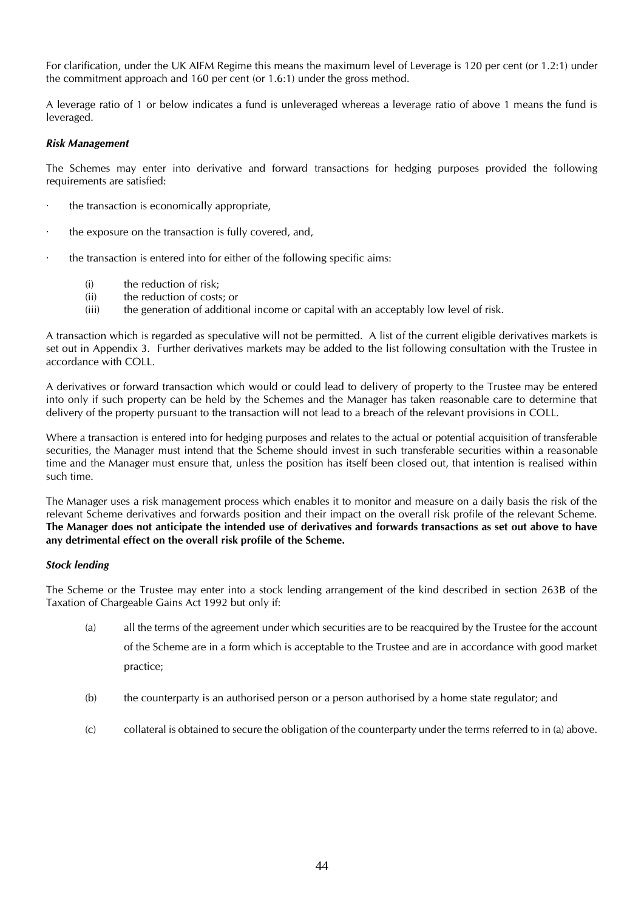For clarification, under the UK AIFM Regime this means the maximum level of Leverage is 120 per cent (or 1.2:1) under the commitment approach and 160 per cent (or 1.6:1) under the gross method.

A leverage ratio of 1 or below indicates a fund is unleveraged whereas a leverage ratio of above 1 means the fund is leveraged.

***Risk Management***

The Schemes may enter into derivative and forward transactions for hedging purposes provided the following requirements are satisfied:

- the transaction is economically appropriate,
- the exposure on the transaction is fully covered, and,
- the transaction is entered into for either of the following specific aims:
  - (i) the reduction of risk;
  - (ii) the reduction of costs; or
  - (iii) the generation of additional income or capital with an acceptably low level of risk.

A transaction which is regarded as speculative will not be permitted. A list of the current eligible derivatives markets is set out in Appendix 3. Further derivatives markets may be added to the list following consultation with the Trustee in accordance with COLL.

A derivatives or forward transaction which would or could lead to delivery of property to the Trustee may be entered into only if such property can be held by the Schemes and the Manager has taken reasonable care to determine that delivery of the property pursuant to the transaction will not lead to a breach of the relevant provisions in COLL.

Where a transaction is entered into for hedging purposes and relates to the actual or potential acquisition of transferable securities, the Manager must intend that the Scheme should invest in such transferable securities within a reasonable time and the Manager must ensure that, unless the position has itself been closed out, that intention is realised within such time.

The Manager uses a risk management process which enables it to monitor and measure on a daily basis the risk of the relevant Scheme derivatives and forwards position and their impact on the overall risk profile of the relevant Scheme. **The Manager does not anticipate the intended use of derivatives and forwards transactions as set out above to have any detrimental effect on the overall risk profile of the Scheme.**

***Stock lending***

The Scheme or the Trustee may enter into a stock lending arrangement of the kind described in section 263B of the Taxation of Chargeable Gains Act 1992 but only if:

(a) all the terms of the agreement under which securities are to be reacquired by the Trustee for the account of the Scheme are in a form which is acceptable to the Trustee and are in accordance with good market practice;

(b) the counterparty is an authorised person or a person authorised by a home state regulator; and

(c) collateral is obtained to secure the obligation of the counterparty under the terms referred to in (a) above.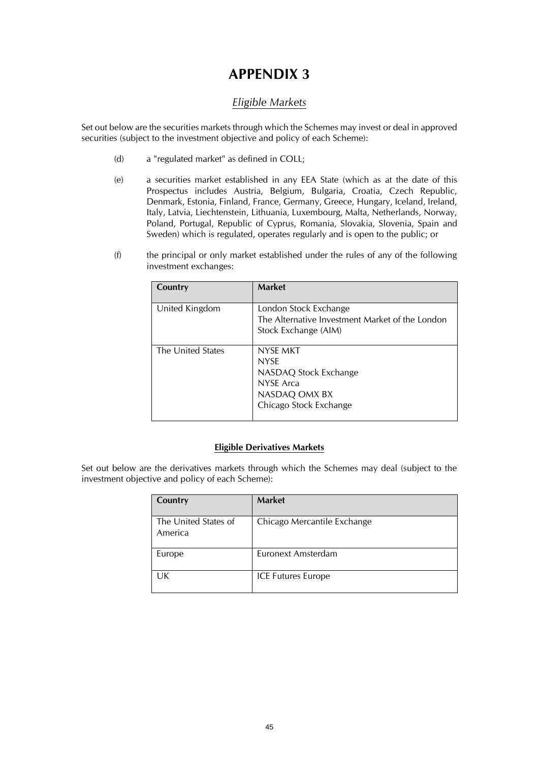# APPENDIX 3

## *Eligible Markets*

Set out below are the securities markets through which the Schemes may invest or deal in approved securities (subject to the investment objective and policy of each Scheme):

(d) a "regulated market" as defined in COLL;

(e) a securities market established in any EEA State (which as at the date of this Prospectus includes Austria, Belgium, Bulgaria, Croatia, Czech Republic, Denmark, Estonia, Finland, France, Germany, Greece, Hungary, Iceland, Ireland, Italy, Latvia, Liechtenstein, Lithuania, Luxembourg, Malta, Netherlands, Norway, Poland, Portugal, Republic of Cyprus, Romania, Slovakia, Slovenia, Spain and Sweden) which is regulated, operates regularly and is open to the public; or

(f) the principal or only market established under the rules of any of the following investment exchanges:

| Country | Market |
|---|---|
| United Kingdom | London Stock Exchange<br>The Alternative Investment Market of the London Stock Exchange (AIM) |
| The United States | NYSE MKT<br>NYSE<br>NASDAQ Stock Exchange<br>NYSE Arca<br>NASDAQ OMX BX<br>Chicago Stock Exchange |

### Eligible Derivatives Markets

Set out below are the derivatives markets through which the Schemes may deal (subject to the investment objective and policy of each Scheme):

| Country | Market |
|---|---|
| The United States of America | Chicago Mercantile Exchange |
| Europe | Euronext Amsterdam |
| UK | ICE Futures Europe |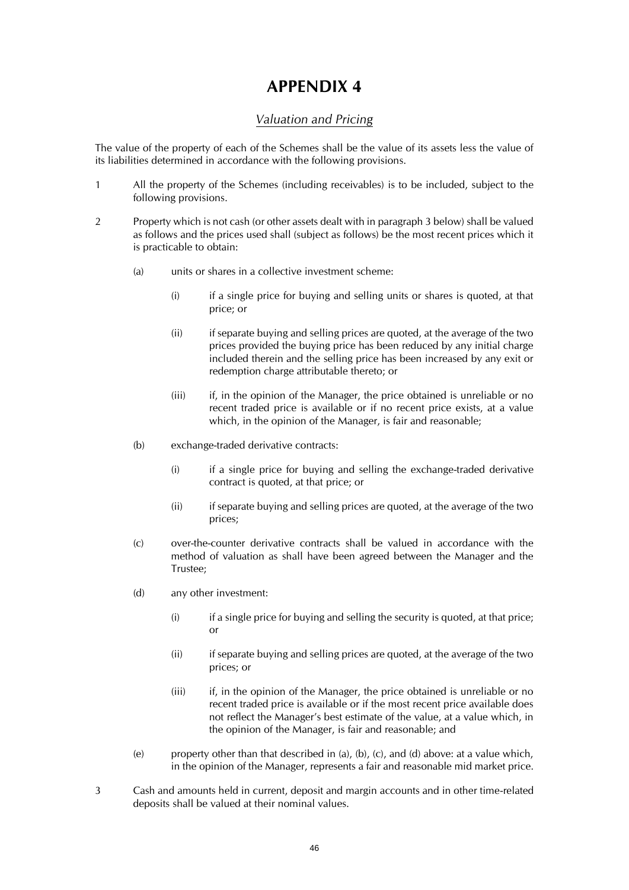# APPENDIX 4

## *Valuation and Pricing*

The value of the property of each of the Schemes shall be the value of its assets less the value of its liabilities determined in accordance with the following provisions.

1. All the property of the Schemes (including receivables) is to be included, subject to the following provisions.

2. Property which is not cash (or other assets dealt with in paragraph 3 below) shall be valued as follows and the prices used shall (subject as follows) be the most recent prices which it is practicable to obtain:

   (a) units or shares in a collective investment scheme:

   (i) if a single price for buying and selling units or shares is quoted, at that price; or

   (ii) if separate buying and selling prices are quoted, at the average of the two prices provided the buying price has been reduced by any initial charge included therein and the selling price has been increased by any exit or redemption charge attributable thereto; or

   (iii) if, in the opinion of the Manager, the price obtained is unreliable or no recent traded price is available or if no recent price exists, at a value which, in the opinion of the Manager, is fair and reasonable;

   (b) exchange-traded derivative contracts:

   (i) if a single price for buying and selling the exchange-traded derivative contract is quoted, at that price; or

   (ii) if separate buying and selling prices are quoted, at the average of the two prices;

   (c) over-the-counter derivative contracts shall be valued in accordance with the method of valuation as shall have been agreed between the Manager and the Trustee;

   (d) any other investment:

   (i) if a single price for buying and selling the security is quoted, at that price; or

   (ii) if separate buying and selling prices are quoted, at the average of the two prices; or

   (iii) if, in the opinion of the Manager, the price obtained is unreliable or no recent traded price is available or if the most recent price available does not reflect the Manager's best estimate of the value, at a value which, in the opinion of the Manager, is fair and reasonable; and

   (e) property other than that described in (a), (b), (c), and (d) above: at a value which, in the opinion of the Manager, represents a fair and reasonable mid market price.

3. Cash and amounts held in current, deposit and margin accounts and in other time-related deposits shall be valued at their nominal values.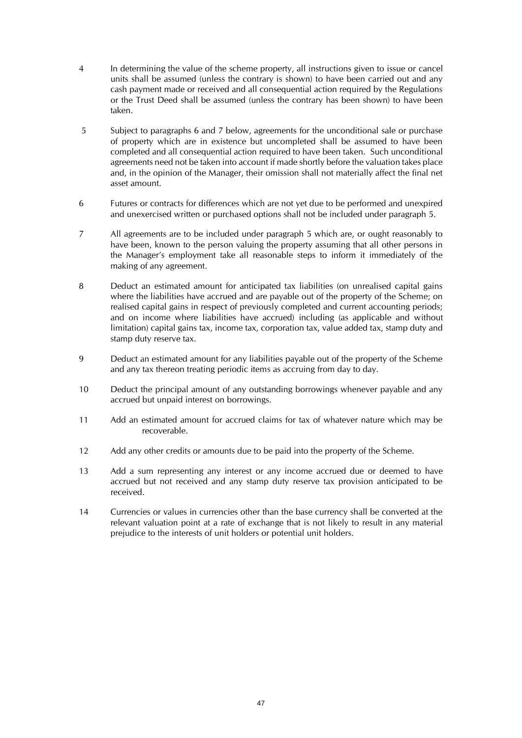4 In determining the value of the scheme property, all instructions given to issue or cancel units shall be assumed (unless the contrary is shown) to have been carried out and any cash payment made or received and all consequential action required by the Regulations or the Trust Deed shall be assumed (unless the contrary has been shown) to have been taken.

5 Subject to paragraphs 6 and 7 below, agreements for the unconditional sale or purchase of property which are in existence but uncompleted shall be assumed to have been completed and all consequential action required to have been taken. Such unconditional agreements need not be taken into account if made shortly before the valuation takes place and, in the opinion of the Manager, their omission shall not materially affect the final net asset amount.

6 Futures or contracts for differences which are not yet due to be performed and unexpired and unexercised written or purchased options shall not be included under paragraph 5.

7 All agreements are to be included under paragraph 5 which are, or ought reasonably to have been, known to the person valuing the property assuming that all other persons in the Manager's employment take all reasonable steps to inform it immediately of the making of any agreement.

8 Deduct an estimated amount for anticipated tax liabilities (on unrealised capital gains where the liabilities have accrued and are payable out of the property of the Scheme; on realised capital gains in respect of previously completed and current accounting periods; and on income where liabilities have accrued) including (as applicable and without limitation) capital gains tax, income tax, corporation tax, value added tax, stamp duty and stamp duty reserve tax.

9 Deduct an estimated amount for any liabilities payable out of the property of the Scheme and any tax thereon treating periodic items as accruing from day to day.

10 Deduct the principal amount of any outstanding borrowings whenever payable and any accrued but unpaid interest on borrowings.

11 Add an estimated amount for accrued claims for tax of whatever nature which may be recoverable.

12 Add any other credits or amounts due to be paid into the property of the Scheme.

13 Add a sum representing any interest or any income accrued due or deemed to have accrued but not received and any stamp duty reserve tax provision anticipated to be received.

14 Currencies or values in currencies other than the base currency shall be converted at the relevant valuation point at a rate of exchange that is not likely to result in any material prejudice to the interests of unit holders or potential unit holders.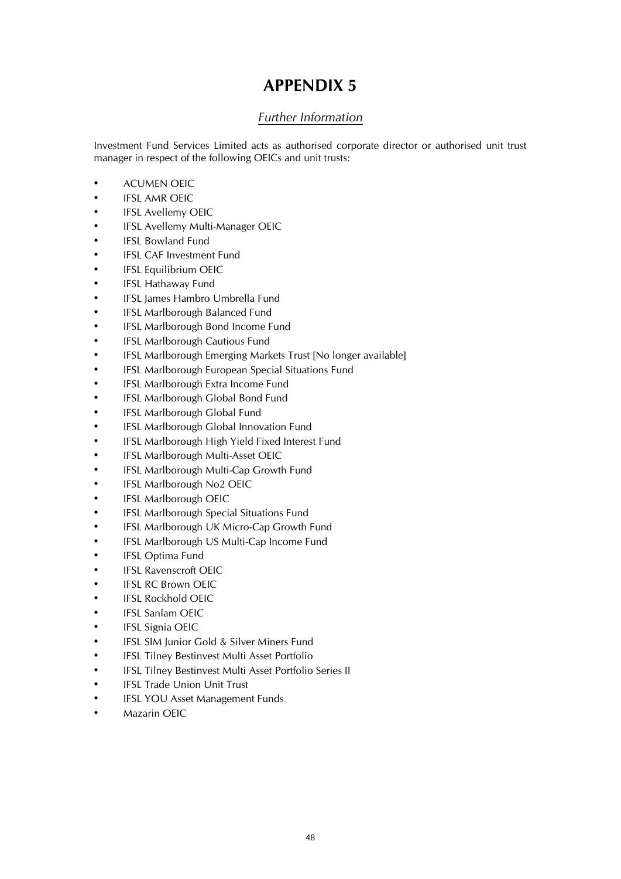# APPENDIX 5

## *Further Information*

Investment Fund Services Limited acts as authorised corporate director or authorised unit trust manager in respect of the following OEICs and unit trusts:

- ACUMEN OEIC
- IFSL AMR OEIC
- IFSL Avellemy OEIC
- IFSL Avellemy Multi-Manager OEIC
- IFSL Bowland Fund
- IFSL CAF Investment Fund
- IFSL Equilibrium OEIC
- IFSL Hathaway Fund
- IFSL James Hambro Umbrella Fund
- IFSL Marlborough Balanced Fund
- IFSL Marlborough Bond Income Fund
- IFSL Marlborough Cautious Fund
- IFSL Marlborough Emerging Markets Trust [No longer available]
- IFSL Marlborough European Special Situations Fund
- IFSL Marlborough Extra Income Fund
- IFSL Marlborough Global Bond Fund
- IFSL Marlborough Global Fund
- IFSL Marlborough Global Innovation Fund
- IFSL Marlborough High Yield Fixed Interest Fund
- IFSL Marlborough Multi-Asset OEIC
- IFSL Marlborough Multi-Cap Growth Fund
- IFSL Marlborough No2 OEIC
- IFSL Marlborough OEIC
- IFSL Marlborough Special Situations Fund
- IFSL Marlborough UK Micro-Cap Growth Fund
- IFSL Marlborough US Multi-Cap Income Fund
- IFSL Optima Fund
- IFSL Ravenscroft OEIC
- IFSL RC Brown OEIC
- IFSL Rockhold OEIC
- IFSL Sanlam OEIC
- IFSL Signia OEIC
- IFSL SIM Junior Gold & Silver Miners Fund
- IFSL Tilney Bestinvest Multi Asset Portfolio
- IFSL Tilney Bestinvest Multi Asset Portfolio Series II
- IFSL Trade Union Unit Trust
- IFSL YOU Asset Management Funds
- Mazarin OEIC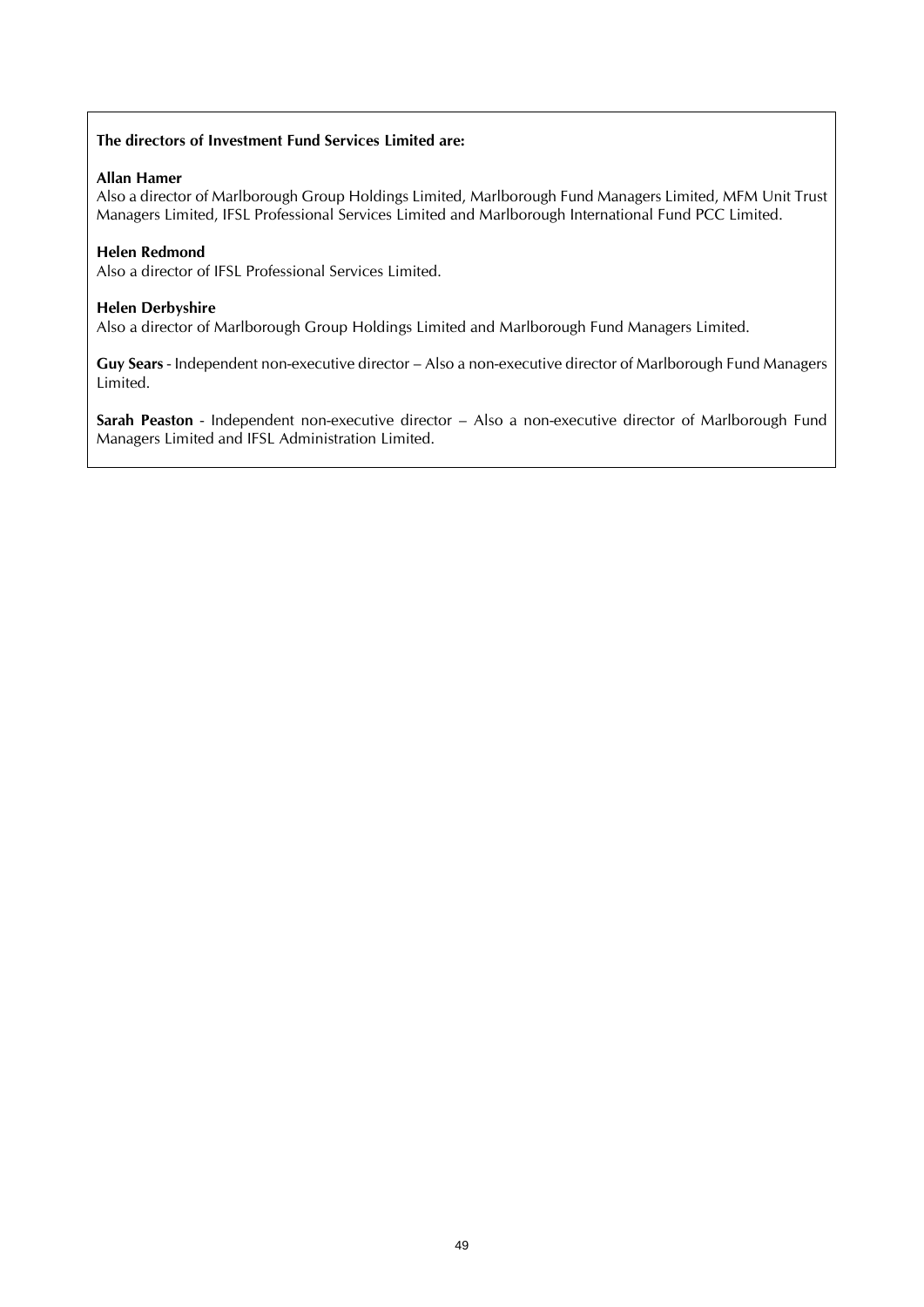**The directors of Investment Fund Services Limited are:**

**Allan Hamer**
Also a director of Marlborough Group Holdings Limited, Marlborough Fund Managers Limited, MFM Unit Trust Managers Limited, IFSL Professional Services Limited and Marlborough International Fund PCC Limited.

**Helen Redmond**
Also a director of IFSL Professional Services Limited.

**Helen Derbyshire**
Also a director of Marlborough Group Holdings Limited and Marlborough Fund Managers Limited.

**Guy Sears** - Independent non-executive director – Also a non-executive director of Marlborough Fund Managers Limited.

**Sarah Peaston** - Independent non-executive director – Also a non-executive director of Marlborough Fund Managers Limited and IFSL Administration Limited.